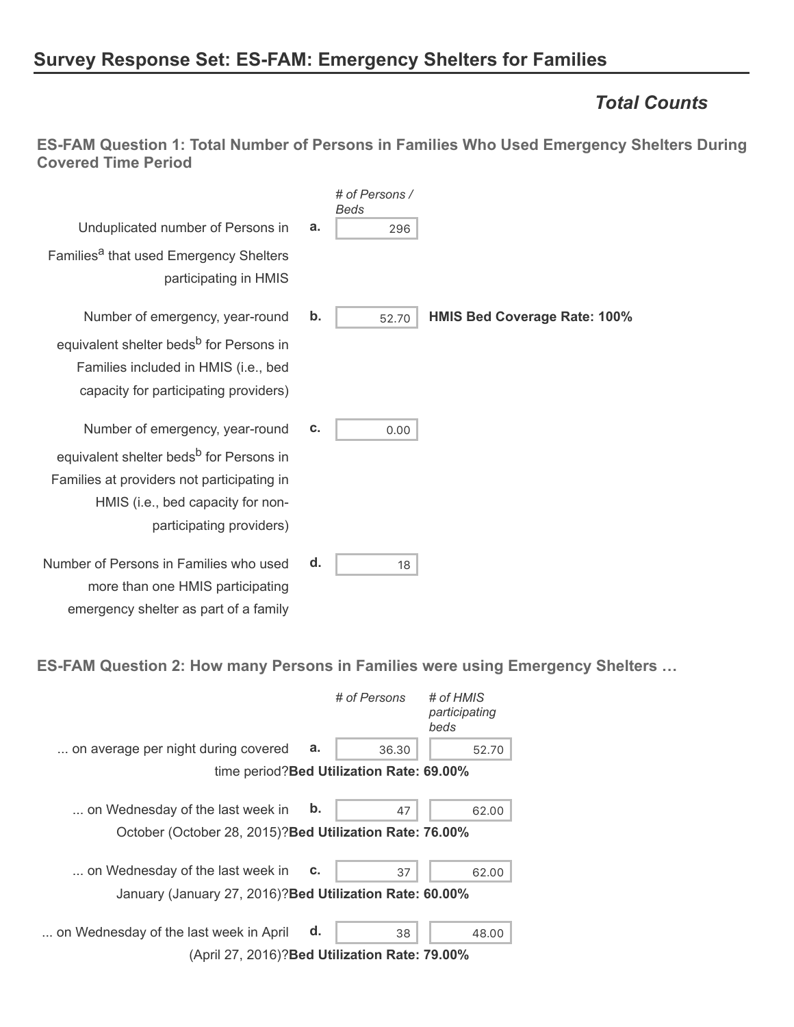## Survey Response Set: ES-FAM: Emergency Shelters for Families

### *Total Counts*

#### ES-FAM Question 1: Total Number of Persons in Families Who Used Emergency Shelters During Covered Time Period

| | | *# of Persons / Beds* | |
|---|---|---|---|
| Unduplicated number of Persons in Families[a] that used Emergency Shelters participating in HMIS | **a.** | 296 | |
| Number of emergency, year-round equivalent shelter beds[b] for Persons in Families included in HMIS (i.e., bed capacity for participating providers) | **b.** | 52.70 | **HMIS Bed Coverage Rate: 100%** |
| Number of emergency, year-round equivalent shelter beds[b] for Persons in Families at providers not participating in HMIS (i.e., bed capacity for non-participating providers) | **c.** | 0.00 | |
| Number of Persons in Families who used more than one HMIS participating emergency shelter as part of a family | **d.** | 18 | |

#### ES-FAM Question 2: How many Persons in Families were using Emergency Shelters …

| | | *# of Persons* | *# of HMIS participating beds* | |
|---|---|---|---|---|
| ... on average per night during covered time period? | **a.** | 36.30 | 52.70 | **Bed Utilization Rate: 69.00%** |
| ... on Wednesday of the last week in October (October 28, 2015)? | **b.** | 47 | 62.00 | **Bed Utilization Rate: 76.00%** |
| ... on Wednesday of the last week in January (January 27, 2016)? | **c.** | 37 | 62.00 | **Bed Utilization Rate: 60.00%** |
| ... on Wednesday of the last week in April (April 27, 2016)? | **d.** | 38 | 48.00 | **Bed Utilization Rate: 79.00%** |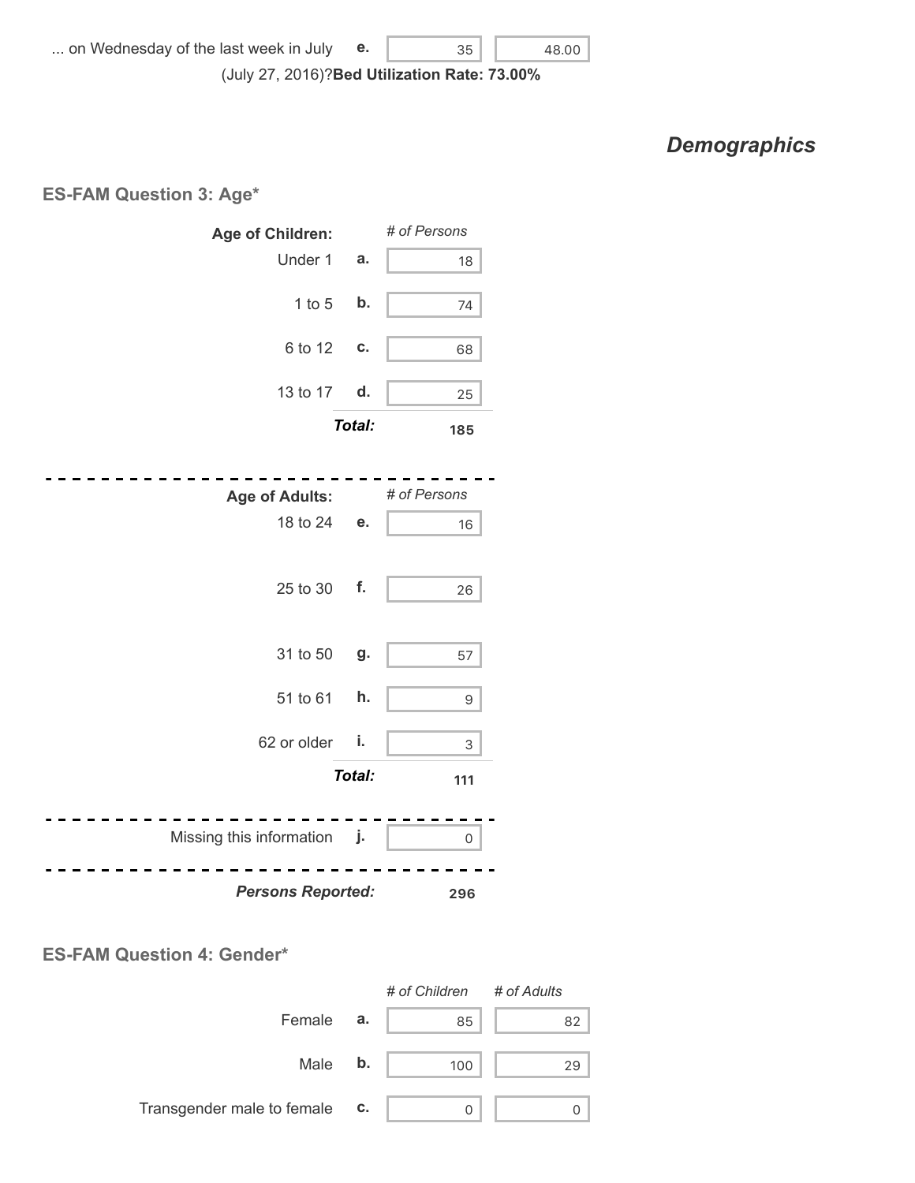| | | | |
|---|---|---|---|
| ... on Wednesday of the last week in July (July 27, 2016)? | e. | 35 | 48.00 |

**Bed Utilization Rate: 73.00%**

## *Demographics*

### ES-FAM Question 3: Age*

| **Age of Children:** | | *# of Persons* |
|---|---|---|
| Under 1 | a. | 18 |
| 1 to 5 | b. | 74 |
| 6 to 12 | c. | 68 |
| 13 to 17 | d. | 25 |
| | ***Total:*** | **185** |

| **Age of Adults:** | | *# of Persons* |
|---|---|---|
| 18 to 24 | e. | 16 |
| 25 to 30 | f. | 26 |
| 31 to 50 | g. | 57 |
| 51 to 61 | h. | 9 |
| 62 or older | i. | 3 |
| | ***Total:*** | **111** |

| | | |
|---|---|---|
| Missing this information | j. | 0 |
| ***Persons Reported:*** | | **296** |

### ES-FAM Question 4: Gender*

| | | *# of Children* | *# of Adults* |
|---|---|---|---|
| Female | a. | 85 | 82 |
| Male | b. | 100 | 29 |
| Transgender male to female | c. | 0 | 0 |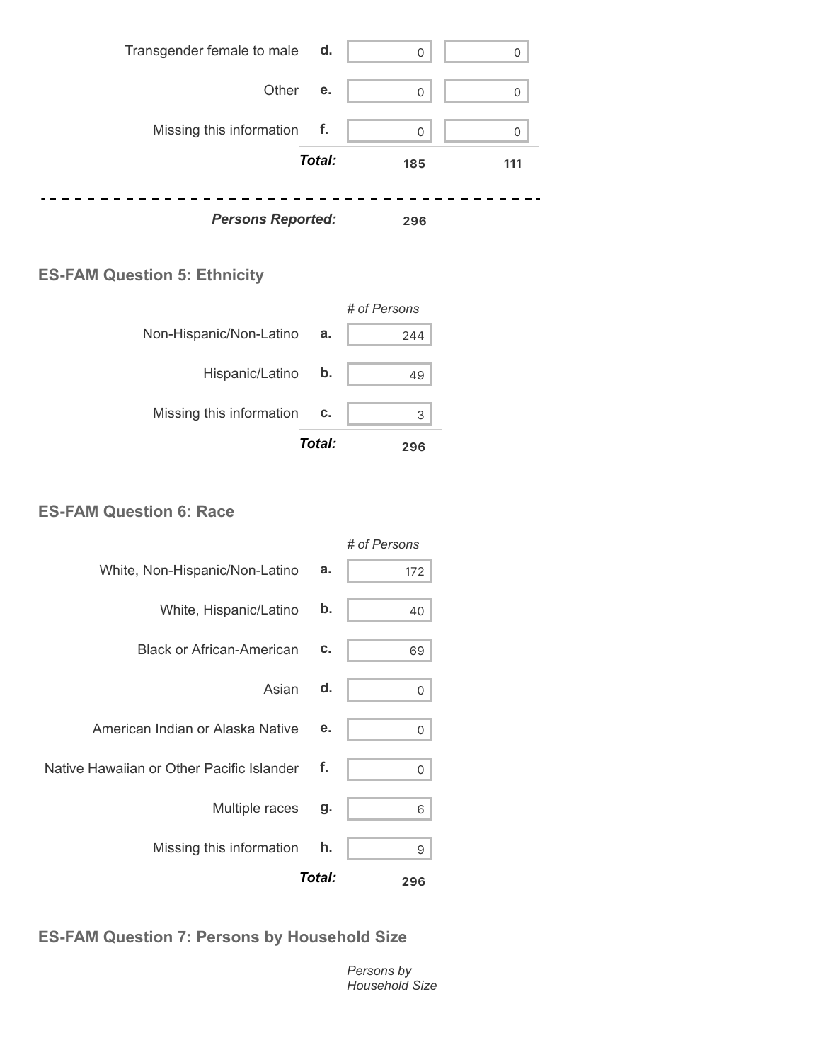| | | | |
|---|---|---|---|
| Transgender female to male | d. | 0 | 0 |
| Other | e. | 0 | 0 |
| Missing this information | f. | 0 | 0 |
| | ***Total:*** | **185** | **111** |

***Persons Reported:*** **296**

## ES-FAM Question 5: Ethnicity

| | | *# of Persons* |
|---|---|---|
| Non-Hispanic/Non-Latino | a. | 244 |
| Hispanic/Latino | b. | 49 |
| Missing this information | c. | 3 |
| | ***Total:*** | **296** |

## ES-FAM Question 6: Race

| | | *# of Persons* |
|---|---|---|
| White, Non-Hispanic/Non-Latino | a. | 172 |
| White, Hispanic/Latino | b. | 40 |
| Black or African-American | c. | 69 |
| Asian | d. | 0 |
| American Indian or Alaska Native | e. | 0 |
| Native Hawaiian or Other Pacific Islander | f. | 0 |
| Multiple races | g. | 6 |
| Missing this information | h. | 9 |
| | ***Total:*** | **296** |

## ES-FAM Question 7: Persons by Household Size

*Persons by Household Size*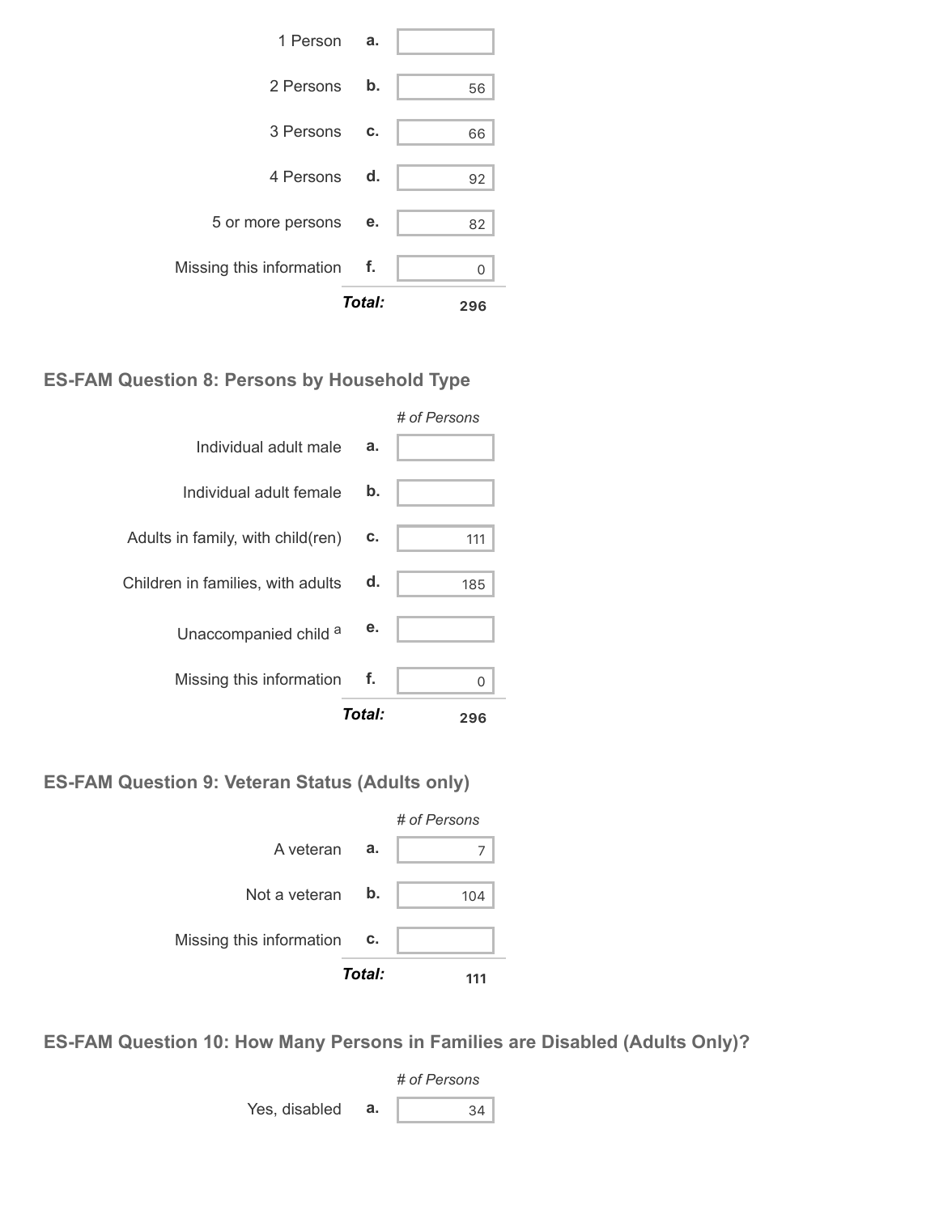| | | |
|---|---|---|
| 1 Person | a. | |
| 2 Persons | b. | 56 |
| 3 Persons | c. | 66 |
| 4 Persons | d. | 92 |
| 5 or more persons | e. | 82 |
| Missing this information | f. | 0 |
| | ***Total:*** | **296** |

### ES-FAM Question 8: Persons by Household Type

| | | *# of Persons* |
|---|---|---|
| Individual adult male | a. | |
| Individual adult female | b. | |
| Adults in family, with child(ren) | c. | 111 |
| Children in families, with adults | d. | 185 |
| Unaccompanied child [a] | e. | |
| Missing this information | f. | 0 |
| | ***Total:*** | **296** |

### ES-FAM Question 9: Veteran Status (Adults only)

| | | *# of Persons* |
|---|---|---|
| A veteran | a. | 7 |
| Not a veteran | b. | 104 |
| Missing this information | c. | |
| | ***Total:*** | **111** |

### ES-FAM Question 10: How Many Persons in Families are Disabled (Adults Only)?

| | | *# of Persons* |
|---|---|---|
| Yes, disabled | a. | 34 |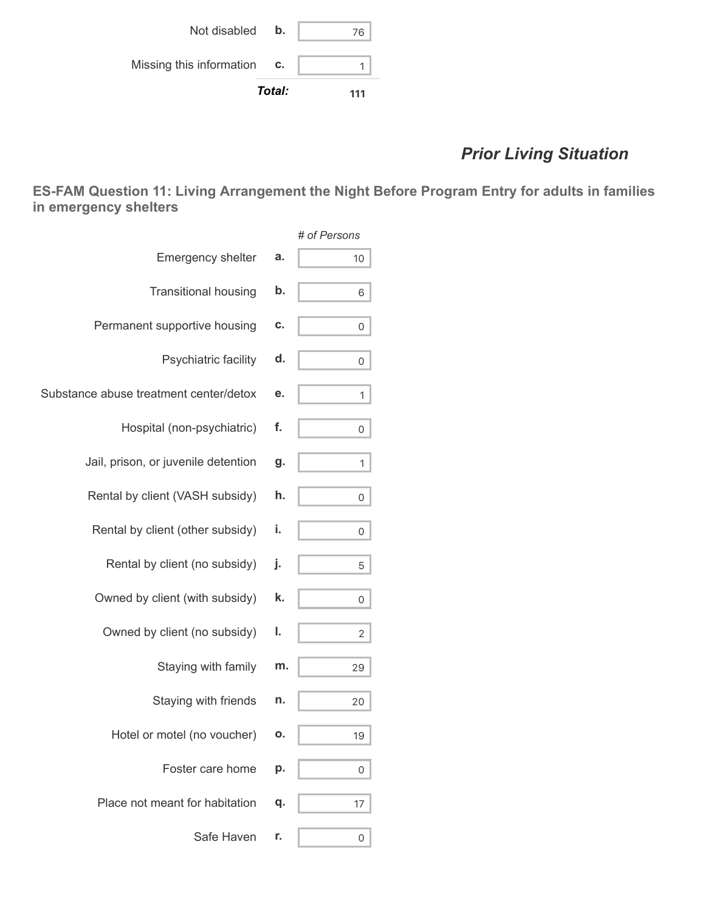| | | |
|---|---|---|
| Not disabled | b. | 76 |
| Missing this information | c. | 1 |
| | ***Total:*** | **111** |

## *Prior Living Situation*

### ES-FAM Question 11: Living Arrangement the Night Before Program Entry for adults in families in emergency shelters

| | | *# of Persons* |
|---|---|---|
| Emergency shelter | a. | 10 |
| Transitional housing | b. | 6 |
| Permanent supportive housing | c. | 0 |
| Psychiatric facility | d. | 0 |
| Substance abuse treatment center/detox | e. | 1 |
| Hospital (non-psychiatric) | f. | 0 |
| Jail, prison, or juvenile detention | g. | 1 |
| Rental by client (VASH subsidy) | h. | 0 |
| Rental by client (other subsidy) | i. | 0 |
| Rental by client (no subsidy) | j. | 5 |
| Owned by client (with subsidy) | k. | 0 |
| Owned by client (no subsidy) | l. | 2 |
| Staying with family | m. | 29 |
| Staying with friends | n. | 20 |
| Hotel or motel (no voucher) | o. | 19 |
| Foster care home | p. | 0 |
| Place not meant for habitation | q. | 17 |
| Safe Haven | r. | 0 |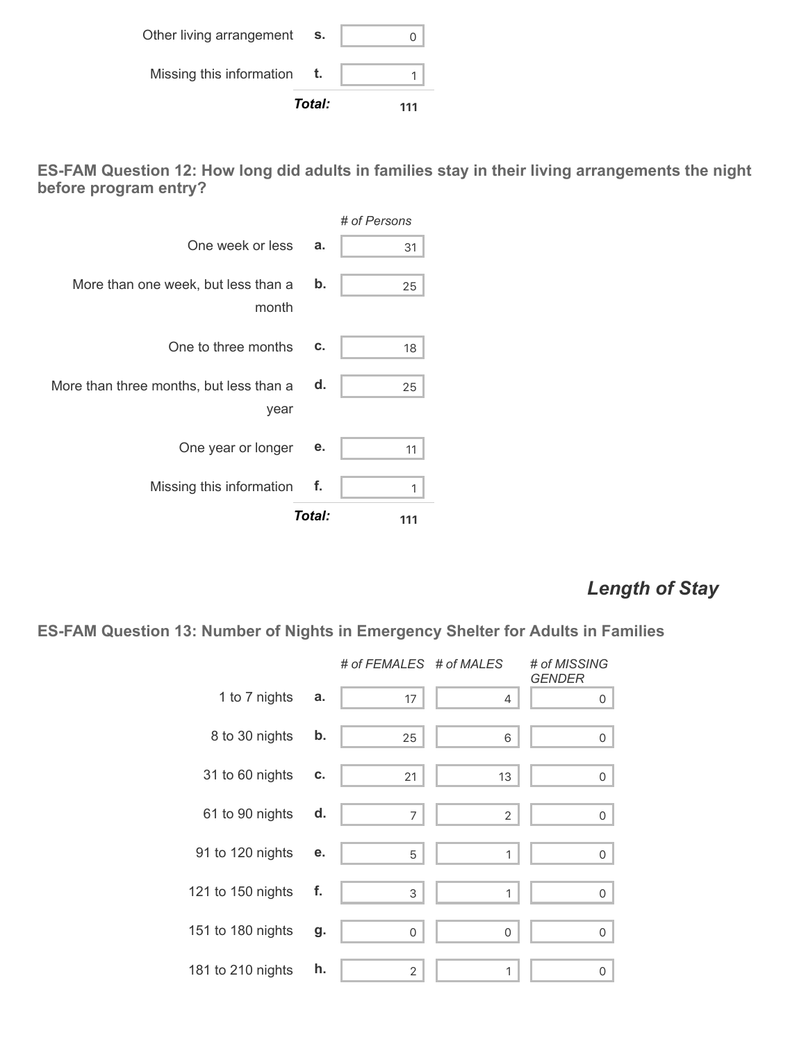| | | |
|---|---|---|
| Other living arrangement | s. | 0 |
| Missing this information | t. | 1 |
| | ***Total:*** | **111** |

### ES-FAM Question 12: How long did adults in families stay in their living arrangements the night before program entry?

| | | *# of Persons* |
|---|---|---|
| One week or less | a. | 31 |
| More than one week, but less than a month | b. | 25 |
| One to three months | c. | 18 |
| More than three months, but less than a year | d. | 25 |
| One year or longer | e. | 11 |
| Missing this information | f. | 1 |
| | ***Total:*** | **111** |

## *Length of Stay*

### ES-FAM Question 13: Number of Nights in Emergency Shelter for Adults in Families

| | | *# of FEMALES* | *# of MALES* | *# of MISSING GENDER* |
|---|---|---|---|---|
| 1 to 7 nights | a. | 17 | 4 | 0 |
| 8 to 30 nights | b. | 25 | 6 | 0 |
| 31 to 60 nights | c. | 21 | 13 | 0 |
| 61 to 90 nights | d. | 7 | 2 | 0 |
| 91 to 120 nights | e. | 5 | 1 | 0 |
| 121 to 150 nights | f. | 3 | 1 | 0 |
| 151 to 180 nights | g. | 0 | 0 | 0 |
| 181 to 210 nights | h. | 2 | 1 | 0 |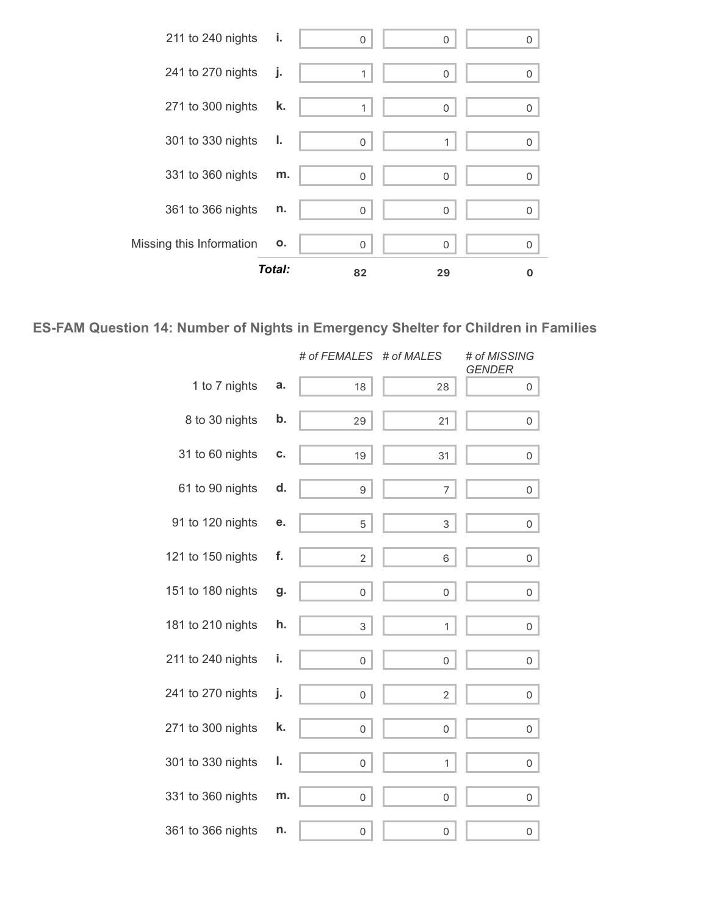| | | | | |
|---|---|---|---|---|
| 211 to 240 nights | i. | 0 | 0 | 0 |
| 241 to 270 nights | j. | 1 | 0 | 0 |
| 271 to 300 nights | k. | 1 | 0 | 0 |
| 301 to 330 nights | l. | 0 | 1 | 0 |
| 331 to 360 nights | m. | 0 | 0 | 0 |
| 361 to 366 nights | n. | 0 | 0 | 0 |
| Missing this Information | o. | 0 | 0 | 0 |
| | ***Total:*** | **82** | **29** | **0** |

## ES-FAM Question 14: Number of Nights in Emergency Shelter for Children in Families

| | | *# of FEMALES* | *# of MALES* | *# of MISSING GENDER* |
|---|---|---|---|---|
| 1 to 7 nights | a. | 18 | 28 | 0 |
| 8 to 30 nights | b. | 29 | 21 | 0 |
| 31 to 60 nights | c. | 19 | 31 | 0 |
| 61 to 90 nights | d. | 9 | 7 | 0 |
| 91 to 120 nights | e. | 5 | 3 | 0 |
| 121 to 150 nights | f. | 2 | 6 | 0 |
| 151 to 180 nights | g. | 0 | 0 | 0 |
| 181 to 210 nights | h. | 3 | 1 | 0 |
| 211 to 240 nights | i. | 0 | 0 | 0 |
| 241 to 270 nights | j. | 0 | 2 | 0 |
| 271 to 300 nights | k. | 0 | 0 | 0 |
| 301 to 330 nights | l. | 0 | 1 | 0 |
| 331 to 360 nights | m. | 0 | 0 | 0 |
| 361 to 366 nights | n. | 0 | 0 | 0 |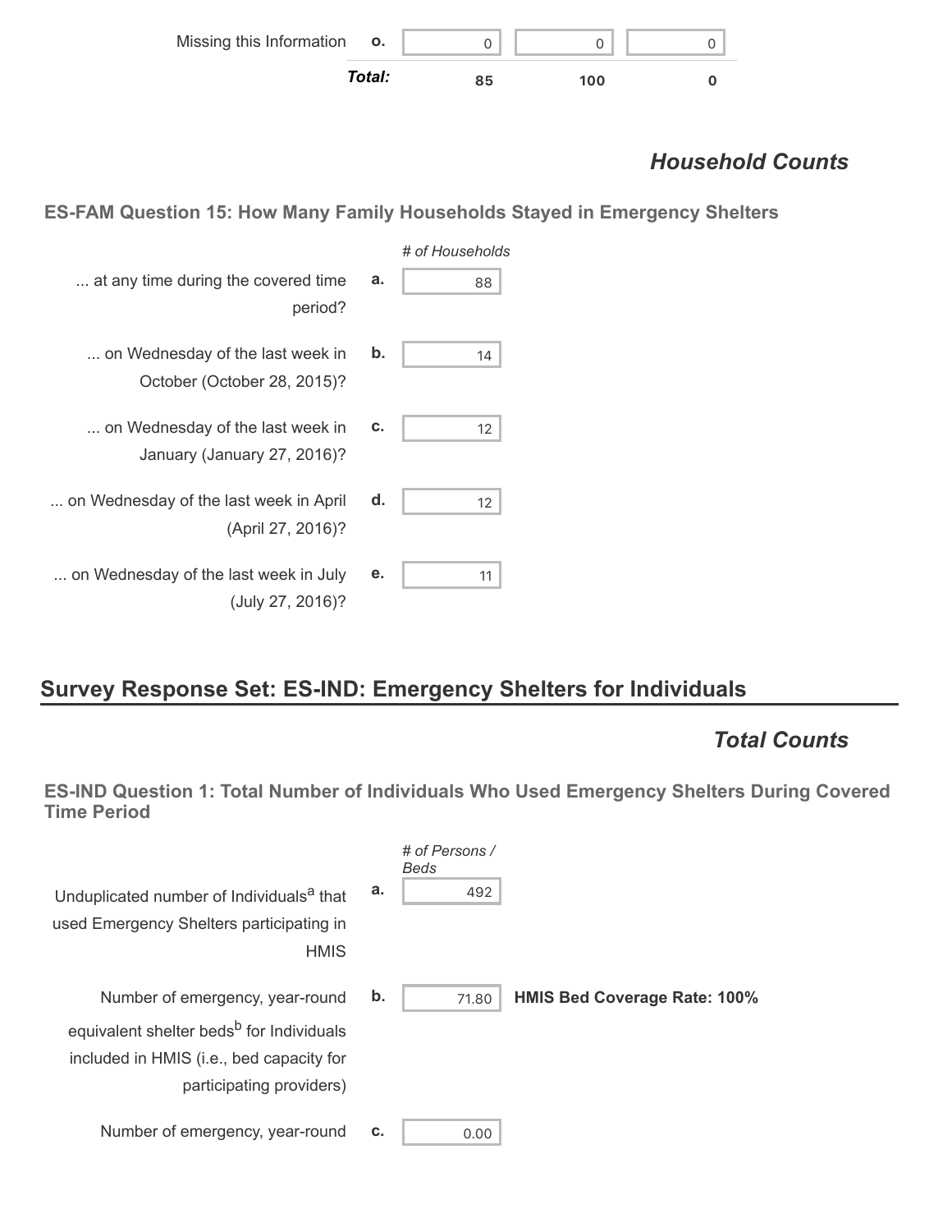| | | | | |
|---|---|---|---|---|
| Missing this Information | o. | 0 | 0 | 0 |
| | ***Total:*** | **85** | **100** | **0** |

## *Household Counts*

### ES-FAM Question 15: How Many Family Households Stayed in Emergency Shelters

| | | *# of Households* |
|---|---|---|
| ... at any time during the covered time period? | a. | 88 |
| ... on Wednesday of the last week in October (October 28, 2015)? | b. | 14 |
| ... on Wednesday of the last week in January (January 27, 2016)? | c. | 12 |
| ... on Wednesday of the last week in April (April 27, 2016)? | d. | 12 |
| ... on Wednesday of the last week in July (July 27, 2016)? | e. | 11 |

## Survey Response Set: ES-IND: Emergency Shelters for Individuals

## *Total Counts*

### ES-IND Question 1: Total Number of Individuals Who Used Emergency Shelters During Covered Time Period

| | | *# of Persons / Beds* | |
|---|---|---|---|
| Unduplicated number of Individuals[a] that used Emergency Shelters participating in HMIS | a. | 492 | |
| Number of emergency, year-round equivalent shelter beds[b] for Individuals included in HMIS (i.e., bed capacity for participating providers) | b. | 71.80 | **HMIS Bed Coverage Rate: 100%** |
| Number of emergency, year-round | c. | 0.00 | |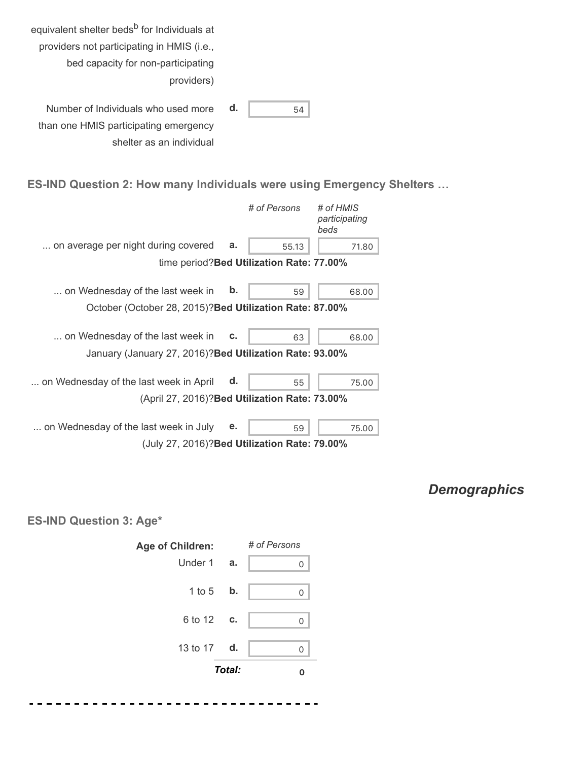equivalent shelter beds[b] for Individuals at providers not participating in HMIS (i.e., bed capacity for non-participating providers)

| | | |
|---|---|---|
| Number of Individuals who used more than one HMIS participating emergency shelter as an individual | d. | 54 |

### ES-IND Question 2: How many Individuals were using Emergency Shelters …

| | | *# of Persons* | *# of HMIS participating beds* |
|---|---|---|---|
| ... on average per night during covered time period? **Bed Utilization Rate: 77.00%** | a. | 55.13 | 71.80 |
| ... on Wednesday of the last week in October (October 28, 2015)? **Bed Utilization Rate: 87.00%** | b. | 59 | 68.00 |
| ... on Wednesday of the last week in January (January 27, 2016)? **Bed Utilization Rate: 93.00%** | c. | 63 | 68.00 |
| ... on Wednesday of the last week in April (April 27, 2016)? **Bed Utilization Rate: 73.00%** | d. | 55 | 75.00 |
| ... on Wednesday of the last week in July (July 27, 2016)? **Bed Utilization Rate: 79.00%** | e. | 59 | 75.00 |

## *Demographics*

### ES-IND Question 3: Age*

| **Age of Children:** | | *# of Persons* |
|---|---|---|
| Under 1 | a. | 0 |
| 1 to 5 | b. | 0 |
| 6 to 12 | c. | 0 |
| 13 to 17 | d. | 0 |
| | ***Total:*** | **0** |

- - - - - - - - - - - - - - - - - - - - - - - - - - - - - - - -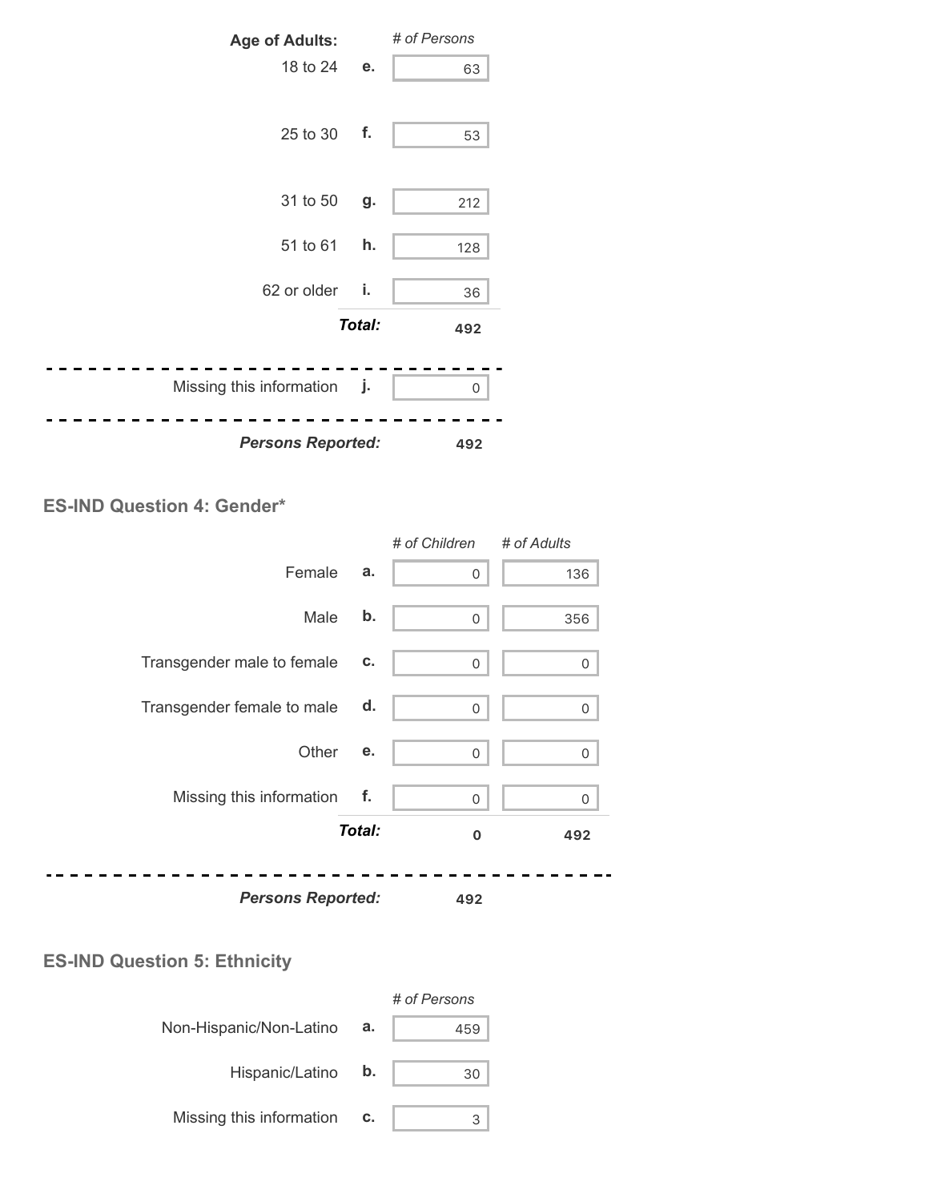| Age of Adults: | | # of Persons |
|---|---|---|
| 18 to 24 | e. | 63 |
| 25 to 30 | f. | 53 |
| 31 to 50 | g. | 212 |
| 51 to 61 | h. | 128 |
| 62 or older | i. | 36 |
| | ***Total:*** | **492** |
| Missing this information | j. | 0 |
| ***Persons Reported:*** | | **492** |

### ES-IND Question 4: Gender*

| | | *# of Children* | *# of Adults* |
|---|---|---|---|
| Female | a. | 0 | 136 |
| Male | b. | 0 | 356 |
| Transgender male to female | c. | 0 | 0 |
| Transgender female to male | d. | 0 | 0 |
| Other | e. | 0 | 0 |
| Missing this information | f. | 0 | 0 |
| | ***Total:*** | **0** | **492** |
| ***Persons Reported:*** | | **492** | |

### ES-IND Question 5: Ethnicity

| | | *# of Persons* |
|---|---|---|
| Non-Hispanic/Non-Latino | a. | 459 |
| Hispanic/Latino | b. | 30 |
| Missing this information | c. | 3 |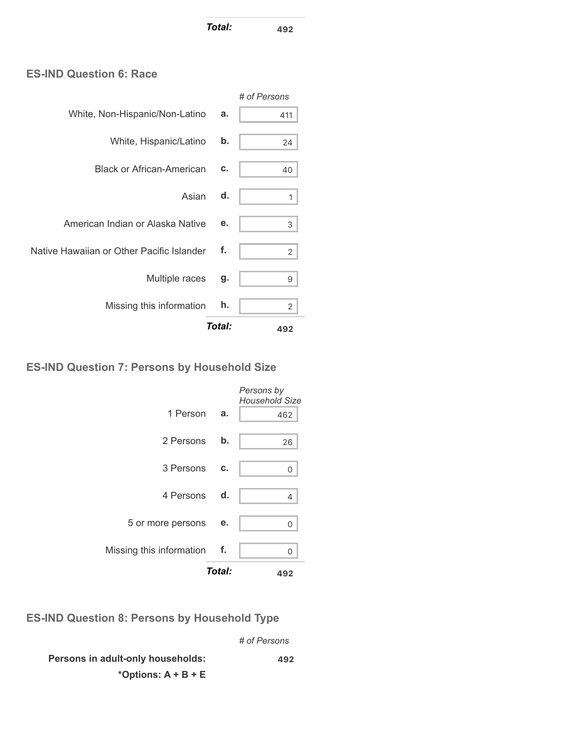| | | |
|---|---|---|
| | ***Total:*** | **492** |

### ES-IND Question 6: Race

| | | *# of Persons* |
|---|---|---|
| White, Non-Hispanic/Non-Latino | **a.** | 411 |
| White, Hispanic/Latino | **b.** | 24 |
| Black or African-American | **c.** | 40 |
| Asian | **d.** | 1 |
| American Indian or Alaska Native | **e.** | 3 |
| Native Hawaiian or Other Pacific Islander | **f.** | 2 |
| Multiple races | **g.** | 9 |
| Missing this information | **h.** | 2 |
| | ***Total:*** | **492** |

### ES-IND Question 7: Persons by Household Size

| | | *Persons by Household Size* |
|---|---|---|
| 1 Person | **a.** | 462 |
| 2 Persons | **b.** | 26 |
| 3 Persons | **c.** | 0 |
| 4 Persons | **d.** | 4 |
| 5 or more persons | **e.** | 0 |
| Missing this information | **f.** | 0 |
| | ***Total:*** | **492** |

### ES-IND Question 8: Persons by Household Type

| | *# of Persons* |
|---|---|
| **Persons in adult-only households:** **\*Options: A + B + E** | **492** |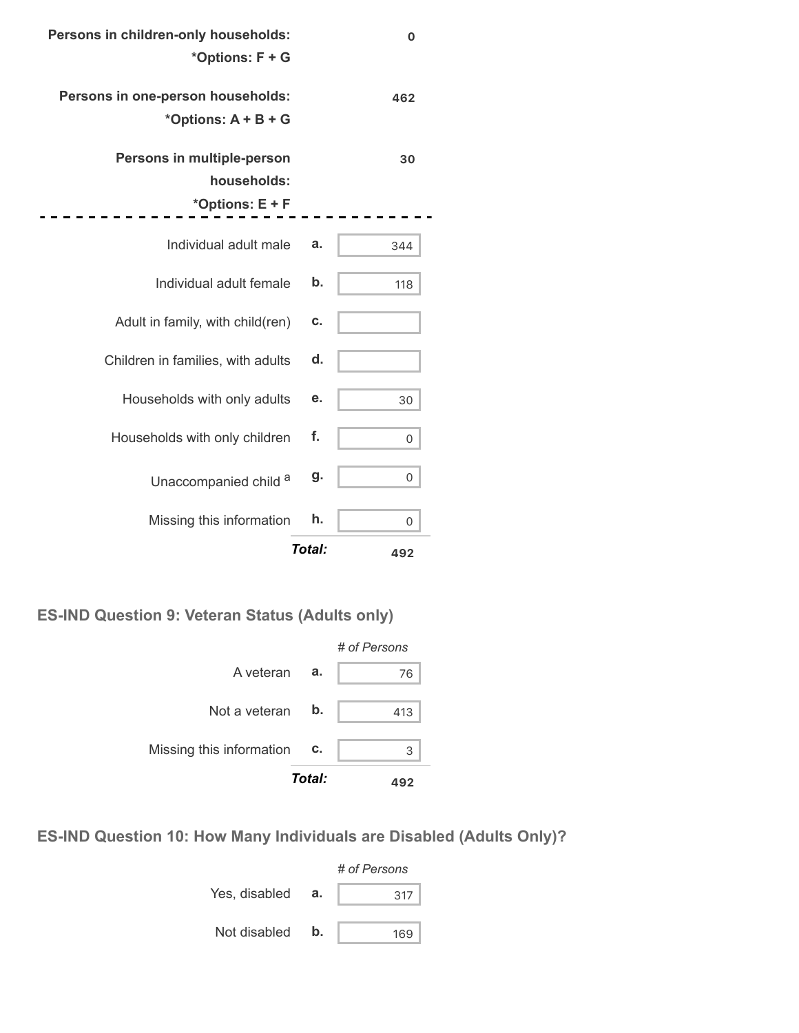| | | |
|---|---|---|
| **Persons in children-only households:** *Options: F + G* | | **0** |
| **Persons in one-person households:** *Options: A + B + G* | | **462** |
| **Persons in multiple-person households:** *Options: E + F* | | **30** |

| | | |
|---|---|---|
| Individual adult male | a. | 344 |
| Individual adult female | b. | 118 |
| Adult in family, with child(ren) | c. | |
| Children in families, with adults | d. | |
| Households with only adults | e. | 30 |
| Households with only children | f. | 0 |
| Unaccompanied child [a] | g. | 0 |
| Missing this information | h. | 0 |
| | ***Total:*** | **492** |

## ES-IND Question 9: Veteran Status (Adults only)

| | | *# of Persons* |
|---|---|---|
| A veteran | a. | 76 |
| Not a veteran | b. | 413 |
| Missing this information | c. | 3 |
| | ***Total:*** | **492** |

## ES-IND Question 10: How Many Individuals are Disabled (Adults Only)?

| | | *# of Persons* |
|---|---|---|
| Yes, disabled | a. | 317 |
| Not disabled | b. | 169 |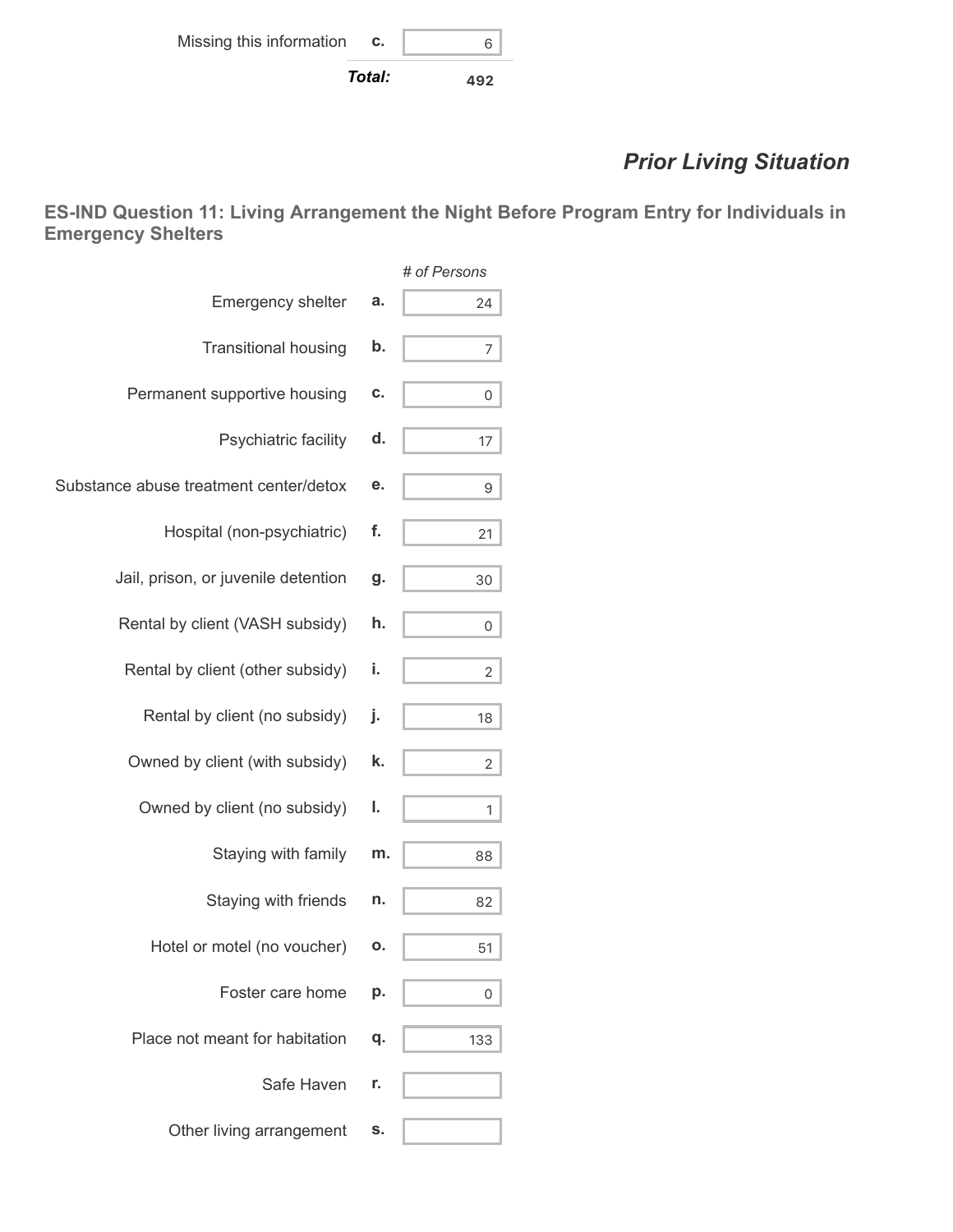| | | |
|---|---|---|
| Missing this information | c. | 6 |
| | ***Total:*** | **492** |

## *Prior Living Situation*

### ES-IND Question 11: Living Arrangement the Night Before Program Entry for Individuals in Emergency Shelters

| | | *# of Persons* |
|---|---|---|
| Emergency shelter | a. | 24 |
| Transitional housing | b. | 7 |
| Permanent supportive housing | c. | 0 |
| Psychiatric facility | d. | 17 |
| Substance abuse treatment center/detox | e. | 9 |
| Hospital (non-psychiatric) | f. | 21 |
| Jail, prison, or juvenile detention | g. | 30 |
| Rental by client (VASH subsidy) | h. | 0 |
| Rental by client (other subsidy) | i. | 2 |
| Rental by client (no subsidy) | j. | 18 |
| Owned by client (with subsidy) | k. | 2 |
| Owned by client (no subsidy) | l. | 1 |
| Staying with family | m. | 88 |
| Staying with friends | n. | 82 |
| Hotel or motel (no voucher) | o. | 51 |
| Foster care home | p. | 0 |
| Place not meant for habitation | q. | 133 |
| Safe Haven | r. | |
| Other living arrangement | s. | |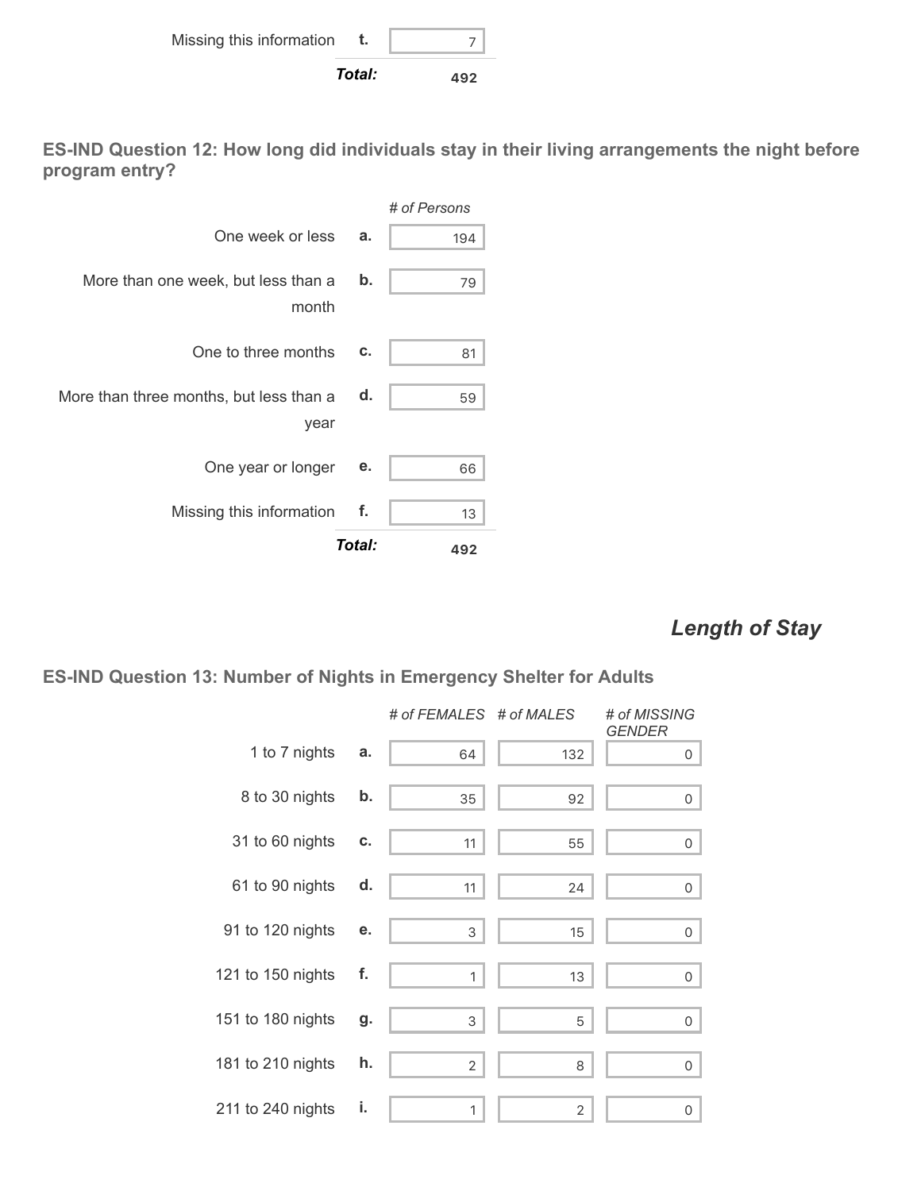| | | |
|---|---|---|
| Missing this information | t. | 7 |
| | **Total:** | **492** |

### ES-IND Question 12: How long did individuals stay in their living arrangements the night before program entry?

| | | # of Persons |
|---|---|---|
| One week or less | a. | 194 |
| More than one week, but less than a month | b. | 79 |
| One to three months | c. | 81 |
| More than three months, but less than a year | d. | 59 |
| One year or longer | e. | 66 |
| Missing this information | f. | 13 |
| | **Total:** | **492** |

## *Length of Stay*

### ES-IND Question 13: Number of Nights in Emergency Shelter for Adults

| | | # of FEMALES | # of MALES | # of MISSING GENDER |
|---|---|---|---|---|
| 1 to 7 nights | a. | 64 | 132 | 0 |
| 8 to 30 nights | b. | 35 | 92 | 0 |
| 31 to 60 nights | c. | 11 | 55 | 0 |
| 61 to 90 nights | d. | 11 | 24 | 0 |
| 91 to 120 nights | e. | 3 | 15 | 0 |
| 121 to 150 nights | f. | 1 | 13 | 0 |
| 151 to 180 nights | g. | 3 | 5 | 0 |
| 181 to 210 nights | h. | 2 | 8 | 0 |
| 211 to 240 nights | i. | 1 | 2 | 0 |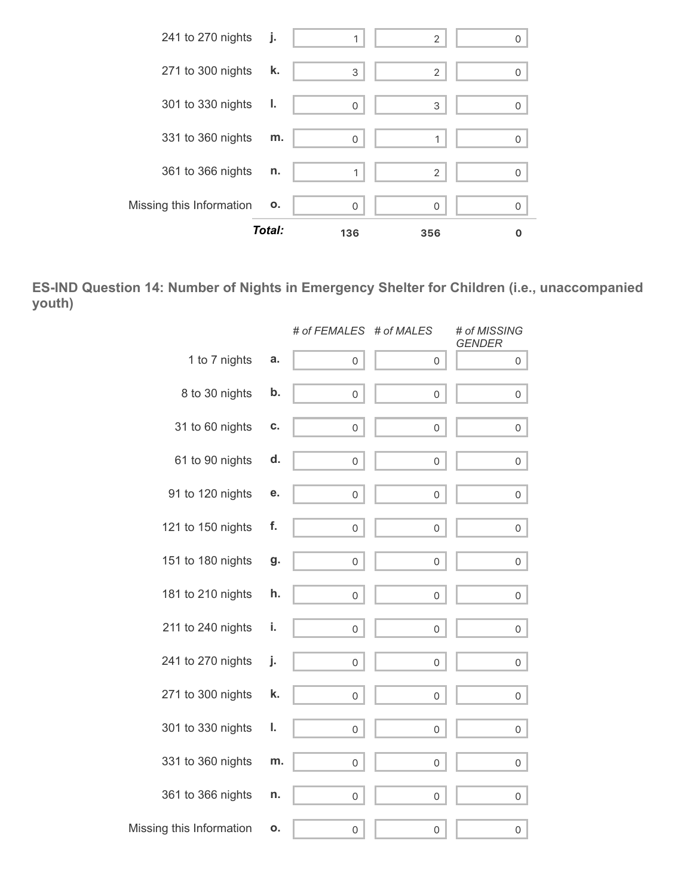| | | | | |
|---|---|---|---|---|
| 241 to 270 nights | j. | 1 | 2 | 0 |
| 271 to 300 nights | k. | 3 | 2 | 0 |
| 301 to 330 nights | l. | 0 | 3 | 0 |
| 331 to 360 nights | m. | 0 | 1 | 0 |
| 361 to 366 nights | n. | 1 | 2 | 0 |
| Missing this Information | o. | 0 | 0 | 0 |
| | ***Total:*** | **136** | **356** | **0** |

### ES-IND Question 14: Number of Nights in Emergency Shelter for Children (i.e., unaccompanied youth)

| | | *# of FEMALES* | *# of MALES* | *# of MISSING GENDER* |
|---|---|---|---|---|
| 1 to 7 nights | a. | 0 | 0 | 0 |
| 8 to 30 nights | b. | 0 | 0 | 0 |
| 31 to 60 nights | c. | 0 | 0 | 0 |
| 61 to 90 nights | d. | 0 | 0 | 0 |
| 91 to 120 nights | e. | 0 | 0 | 0 |
| 121 to 150 nights | f. | 0 | 0 | 0 |
| 151 to 180 nights | g. | 0 | 0 | 0 |
| 181 to 210 nights | h. | 0 | 0 | 0 |
| 211 to 240 nights | i. | 0 | 0 | 0 |
| 241 to 270 nights | j. | 0 | 0 | 0 |
| 271 to 300 nights | k. | 0 | 0 | 0 |
| 301 to 330 nights | l. | 0 | 0 | 0 |
| 331 to 360 nights | m. | 0 | 0 | 0 |
| 361 to 366 nights | n. | 0 | 0 | 0 |
| Missing this Information | o. | 0 | 0 | 0 |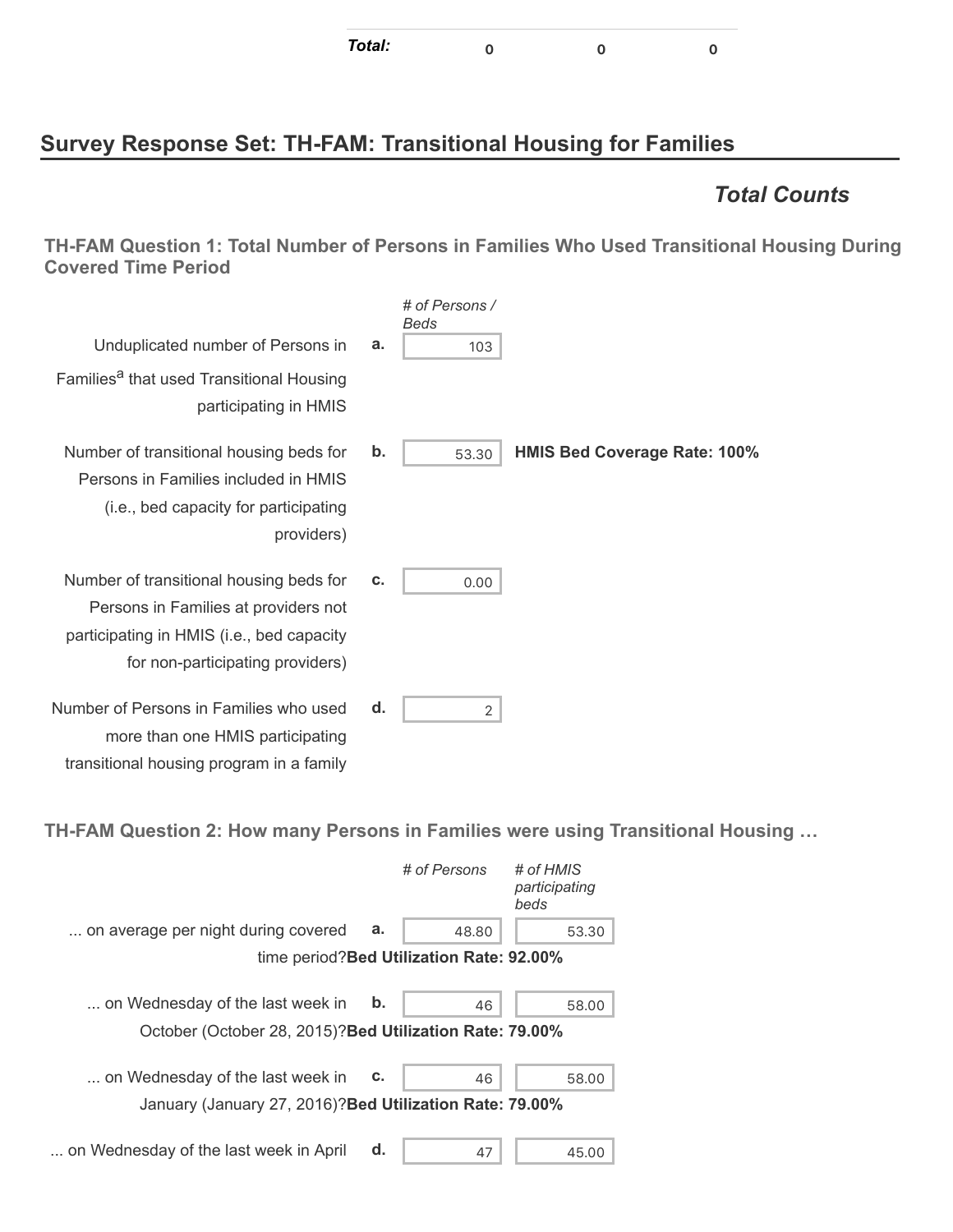| Total: | 0 | 0 | 0 |
|---|---|---|---|

## Survey Response Set: TH-FAM: Transitional Housing for Families

### *Total Counts*

#### TH-FAM Question 1: Total Number of Persons in Families Who Used Transitional Housing During Covered Time Period

| | | *# of Persons / Beds* | |
|---|---|---|---|
| Unduplicated number of Persons in Families[a] that used Transitional Housing participating in HMIS | a. | 103 | |
| Number of transitional housing beds for Persons in Families included in HMIS (i.e., bed capacity for participating providers) | b. | 53.30 | **HMIS Bed Coverage Rate: 100%** |
| Number of transitional housing beds for Persons in Families at providers not participating in HMIS (i.e., bed capacity for non-participating providers) | c. | 0.00 | |
| Number of Persons in Families who used more than one HMIS participating transitional housing program in a family | d. | 2 | |

#### TH-FAM Question 2: How many Persons in Families were using Transitional Housing …

| | | *# of Persons* | *# of HMIS participating beds* |
|---|---|---|---|
| ... on average per night during covered time period? **Bed Utilization Rate: 92.00%** | a. | 48.80 | 53.30 |
| ... on Wednesday of the last week in October (October 28, 2015)? **Bed Utilization Rate: 79.00%** | b. | 46 | 58.00 |
| ... on Wednesday of the last week in January (January 27, 2016)? **Bed Utilization Rate: 79.00%** | c. | 46 | 58.00 |
| ... on Wednesday of the last week in April | d. | 47 | 45.00 |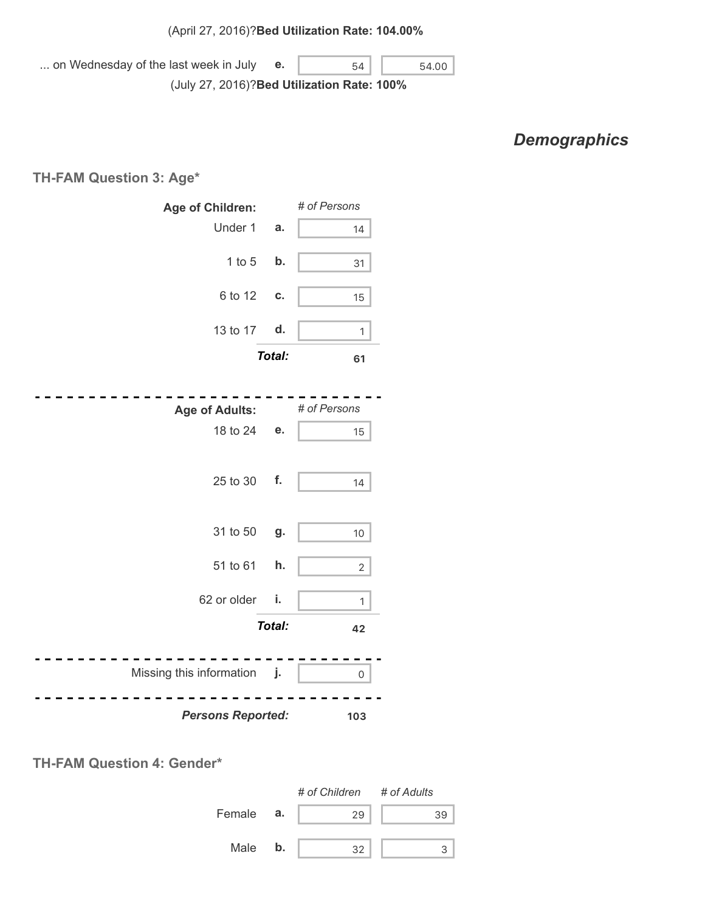(April 27, 2016)?**Bed Utilization Rate: 104.00%**

| | | | |
|---|---|---|---|
| ... on Wednesday of the last week in July | e. | 54 | 54.00 |

(July 27, 2016)?**Bed Utilization Rate: 100%**

## *Demographics*

### TH-FAM Question 3: Age*

| Age of Children: | | # of Persons |
|---|---|---|
| Under 1 | a. | 14 |
| 1 to 5 | b. | 31 |
| 6 to 12 | c. | 15 |
| 13 to 17 | d. | 1 |
| | ***Total:*** | **61** |

| Age of Adults: | | # of Persons |
|---|---|---|
| 18 to 24 | e. | 15 |
| 25 to 30 | f. | 14 |
| 31 to 50 | g. | 10 |
| 51 to 61 | h. | 2 |
| 62 or older | i. | 1 |
| | ***Total:*** | **42** |

| | | |
|---|---|---|
| Missing this information | j. | 0 |

***Persons Reported:*** **103**

### TH-FAM Question 4: Gender*

| | | # of Children | # of Adults |
|---|---|---|---|
| Female | a. | 29 | 39 |
| Male | b. | 32 | 3 |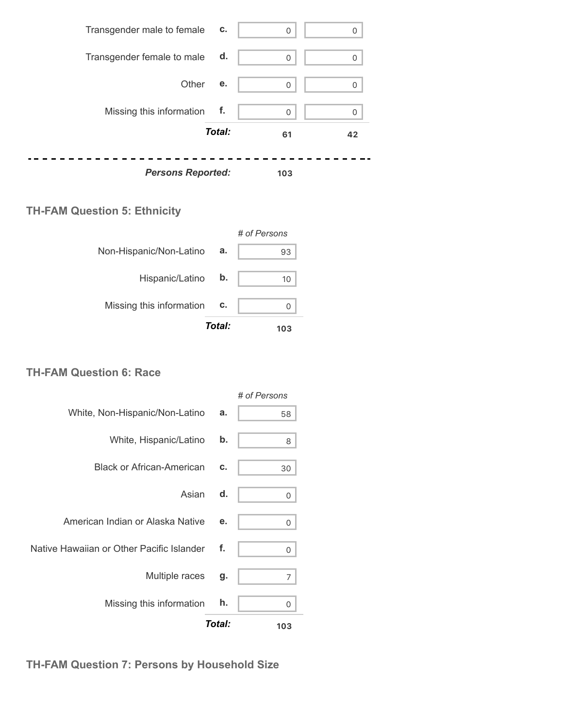| | | | |
|---|---|---|---|
| Transgender male to female | c. | 0 | 0 |
| Transgender female to male | d. | 0 | 0 |
| Other | e. | 0 | 0 |
| Missing this information | f. | 0 | 0 |
| | ***Total:*** | **61** | **42** |

***Persons Reported:*** **103**

### TH-FAM Question 5: Ethnicity

| | | *# of Persons* |
|---|---|---|
| Non-Hispanic/Non-Latino | a. | 93 |
| Hispanic/Latino | b. | 10 |
| Missing this information | c. | 0 |
| | ***Total:*** | **103** |

### TH-FAM Question 6: Race

| | | *# of Persons* |
|---|---|---|
| White, Non-Hispanic/Non-Latino | a. | 58 |
| White, Hispanic/Latino | b. | 8 |
| Black or African-American | c. | 30 |
| Asian | d. | 0 |
| American Indian or Alaska Native | e. | 0 |
| Native Hawaiian or Other Pacific Islander | f. | 0 |
| Multiple races | g. | 7 |
| Missing this information | h. | 0 |
| | ***Total:*** | **103** |

### TH-FAM Question 7: Persons by Household Size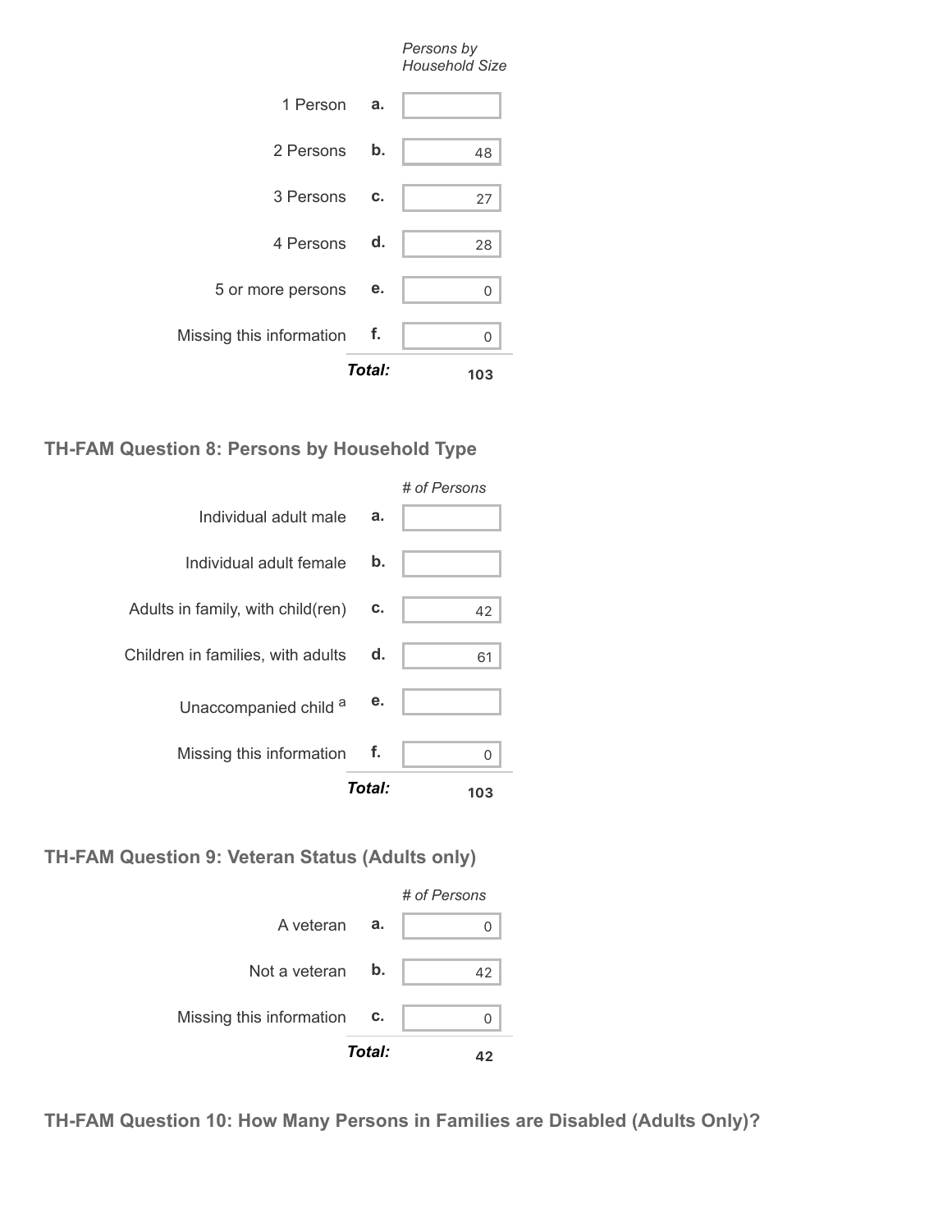| | | Persons by Household Size |
|---|---|---|
| 1 Person | a. | |
| 2 Persons | b. | 48 |
| 3 Persons | c. | 27 |
| 4 Persons | d. | 28 |
| 5 or more persons | e. | 0 |
| Missing this information | f. | 0 |
| | **Total:** | **103** |

### TH-FAM Question 8: Persons by Household Type

| | | # of Persons |
|---|---|---|
| Individual adult male | a. | |
| Individual adult female | b. | |
| Adults in family, with child(ren) | c. | 42 |
| Children in families, with adults | d. | 61 |
| Unaccompanied child [a] | e. | |
| Missing this information | f. | 0 |
| | **Total:** | **103** |

### TH-FAM Question 9: Veteran Status (Adults only)

| | | # of Persons |
|---|---|---|
| A veteran | a. | 0 |
| Not a veteran | b. | 42 |
| Missing this information | c. | 0 |
| | **Total:** | **42** |

### TH-FAM Question 10: How Many Persons in Families are Disabled (Adults Only)?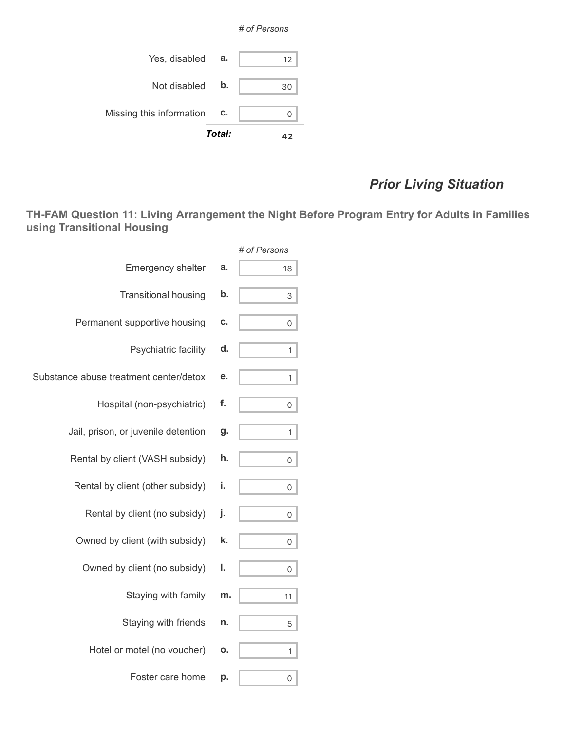| | | # of Persons |
|---|---|---|
| Yes, disabled | a. | 12 |
| Not disabled | b. | 30 |
| Missing this information | c. | 0 |
| | ***Total:*** | **42** |

## *Prior Living Situation*

### TH-FAM Question 11: Living Arrangement the Night Before Program Entry for Adults in Families using Transitional Housing

| | | # of Persons |
|---|---|---|
| Emergency shelter | a. | 18 |
| Transitional housing | b. | 3 |
| Permanent supportive housing | c. | 0 |
| Psychiatric facility | d. | 1 |
| Substance abuse treatment center/detox | e. | 1 |
| Hospital (non-psychiatric) | f. | 0 |
| Jail, prison, or juvenile detention | g. | 1 |
| Rental by client (VASH subsidy) | h. | 0 |
| Rental by client (other subsidy) | i. | 0 |
| Rental by client (no subsidy) | j. | 0 |
| Owned by client (with subsidy) | k. | 0 |
| Owned by client (no subsidy) | l. | 0 |
| Staying with family | m. | 11 |
| Staying with friends | n. | 5 |
| Hotel or motel (no voucher) | o. | 1 |
| Foster care home | p. | 0 |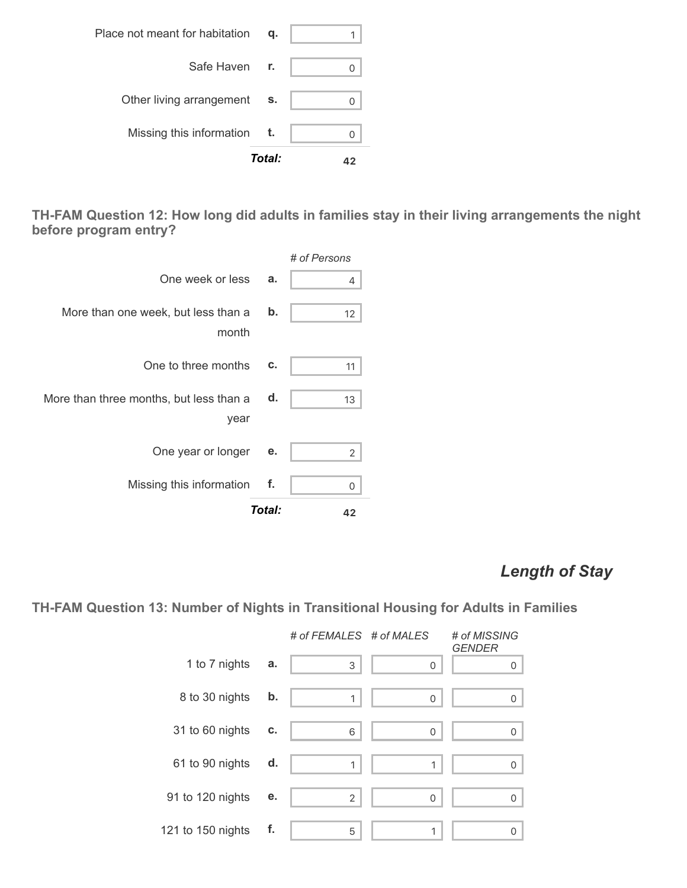| | | |
|---|---|---|
| Place not meant for habitation | q. | 1 |
| Safe Haven | r. | 0 |
| Other living arrangement | s. | 0 |
| Missing this information | t. | 0 |
| | ***Total:*** | **42** |

### TH-FAM Question 12: How long did adults in families stay in their living arrangements the night before program entry?

| | | *# of Persons* |
|---|---|---|
| One week or less | a. | 4 |
| More than one week, but less than a month | b. | 12 |
| One to three months | c. | 11 |
| More than three months, but less than a year | d. | 13 |
| One year or longer | e. | 2 |
| Missing this information | f. | 0 |
| | ***Total:*** | **42** |

## *Length of Stay*

### TH-FAM Question 13: Number of Nights in Transitional Housing for Adults in Families

| | | *# of FEMALES* | *# of MALES* | *# of MISSING GENDER* |
|---|---|---|---|---|
| 1 to 7 nights | a. | 3 | 0 | 0 |
| 8 to 30 nights | b. | 1 | 0 | 0 |
| 31 to 60 nights | c. | 6 | 0 | 0 |
| 61 to 90 nights | d. | 1 | 1 | 0 |
| 91 to 120 nights | e. | 2 | 0 | 0 |
| 121 to 150 nights | f. | 5 | 1 | 0 |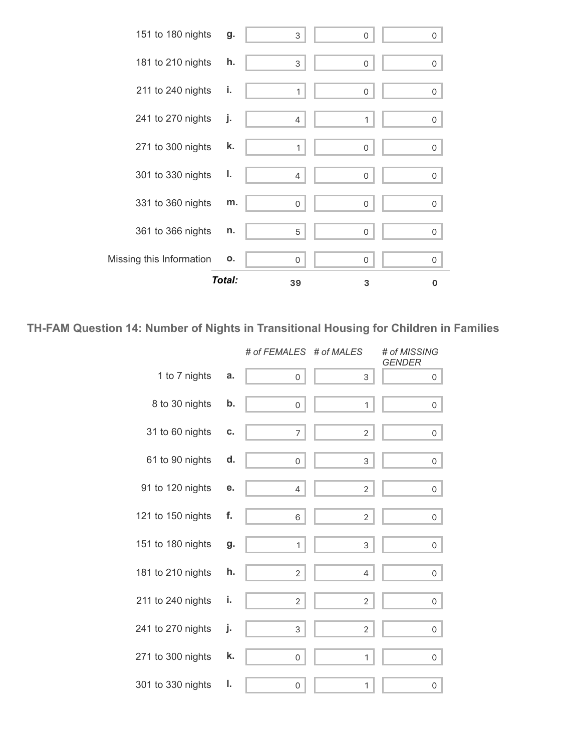| | | | | |
|---|---|---|---|---|
| 151 to 180 nights | g. | 3 | 0 | 0 |
| 181 to 210 nights | h. | 3 | 0 | 0 |
| 211 to 240 nights | i. | 1 | 0 | 0 |
| 241 to 270 nights | j. | 4 | 1 | 0 |
| 271 to 300 nights | k. | 1 | 0 | 0 |
| 301 to 330 nights | l. | 4 | 0 | 0 |
| 331 to 360 nights | m. | 0 | 0 | 0 |
| 361 to 366 nights | n. | 5 | 0 | 0 |
| Missing this Information | o. | 0 | 0 | 0 |
| | ***Total:*** | **39** | **3** | **0** |

## TH-FAM Question 14: Number of Nights in Transitional Housing for Children in Families

| | | *# of FEMALES* | *# of MALES* | *# of MISSING GENDER* |
|---|---|---|---|---|
| 1 to 7 nights | a. | 0 | 3 | 0 |
| 8 to 30 nights | b. | 0 | 1 | 0 |
| 31 to 60 nights | c. | 7 | 2 | 0 |
| 61 to 90 nights | d. | 0 | 3 | 0 |
| 91 to 120 nights | e. | 4 | 2 | 0 |
| 121 to 150 nights | f. | 6 | 2 | 0 |
| 151 to 180 nights | g. | 1 | 3 | 0 |
| 181 to 210 nights | h. | 2 | 4 | 0 |
| 211 to 240 nights | i. | 2 | 2 | 0 |
| 241 to 270 nights | j. | 3 | 2 | 0 |
| 271 to 300 nights | k. | 0 | 1 | 0 |
| 301 to 330 nights | l. | 0 | 1 | 0 |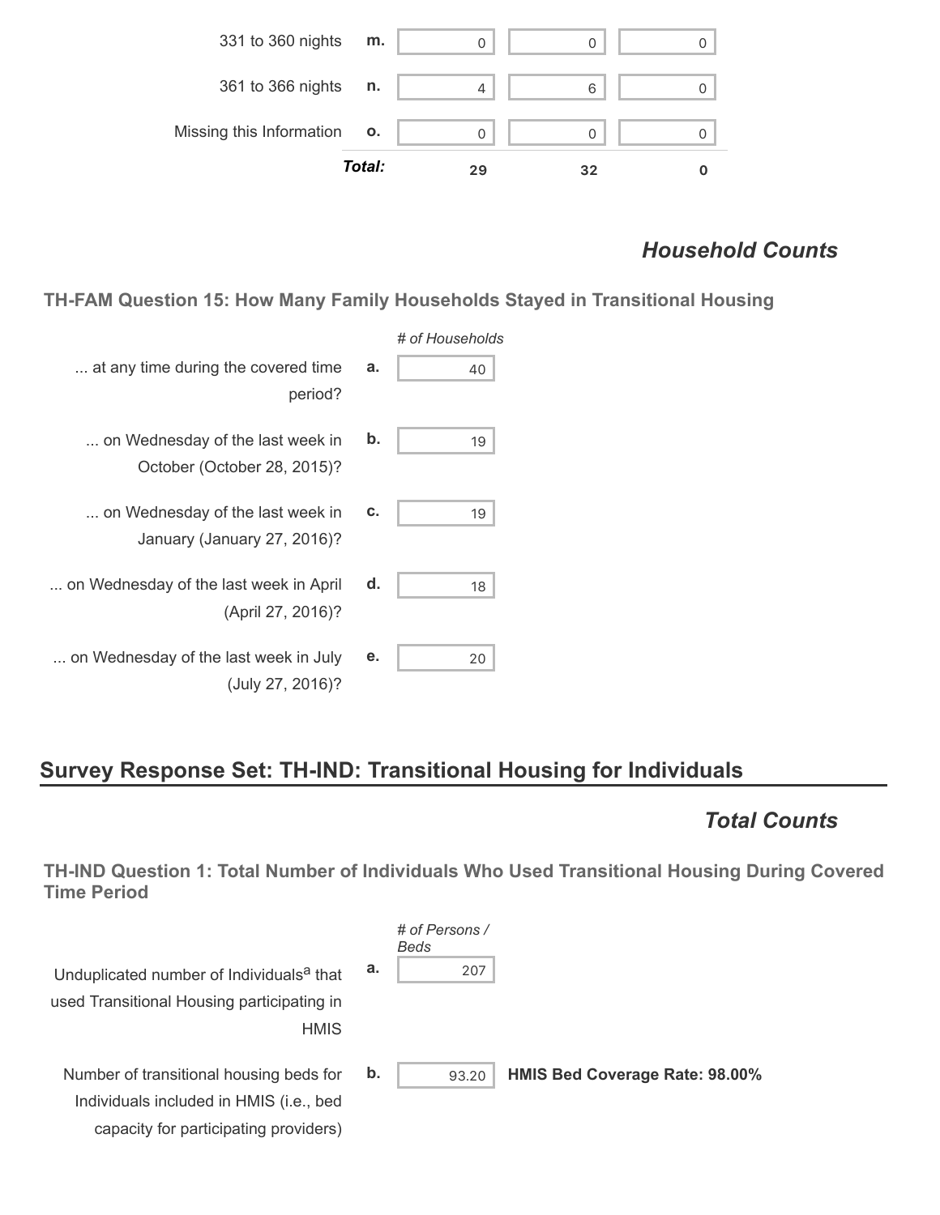| | | | | |
|---|---|---|---|---|
| 331 to 360 nights | **m.** | 0 | 0 | 0 |
| 361 to 366 nights | **n.** | 4 | 6 | 0 |
| Missing this Information | **o.** | 0 | 0 | 0 |
| | ***Total:*** | **29** | **32** | **0** |

## *Household Counts*

### TH-FAM Question 15: How Many Family Households Stayed in Transitional Housing

| | | *# of Households* |
|---|---|---|
| ... at any time during the covered time period? | **a.** | 40 |
| ... on Wednesday of the last week in October (October 28, 2015)? | **b.** | 19 |
| ... on Wednesday of the last week in January (January 27, 2016)? | **c.** | 19 |
| ... on Wednesday of the last week in April (April 27, 2016)? | **d.** | 18 |
| ... on Wednesday of the last week in July (July 27, 2016)? | **e.** | 20 |

# Survey Response Set: TH-IND: Transitional Housing for Individuals

## *Total Counts*

### TH-IND Question 1: Total Number of Individuals Who Used Transitional Housing During Covered Time Period

| | | *# of Persons / Beds* | |
|---|---|---|---|
| Unduplicated number of Individuals[a] that used Transitional Housing participating in HMIS | **a.** | 207 | |
| Number of transitional housing beds for Individuals included in HMIS (i.e., bed capacity for participating providers) | **b.** | 93.20 | **HMIS Bed Coverage Rate: 98.00%** |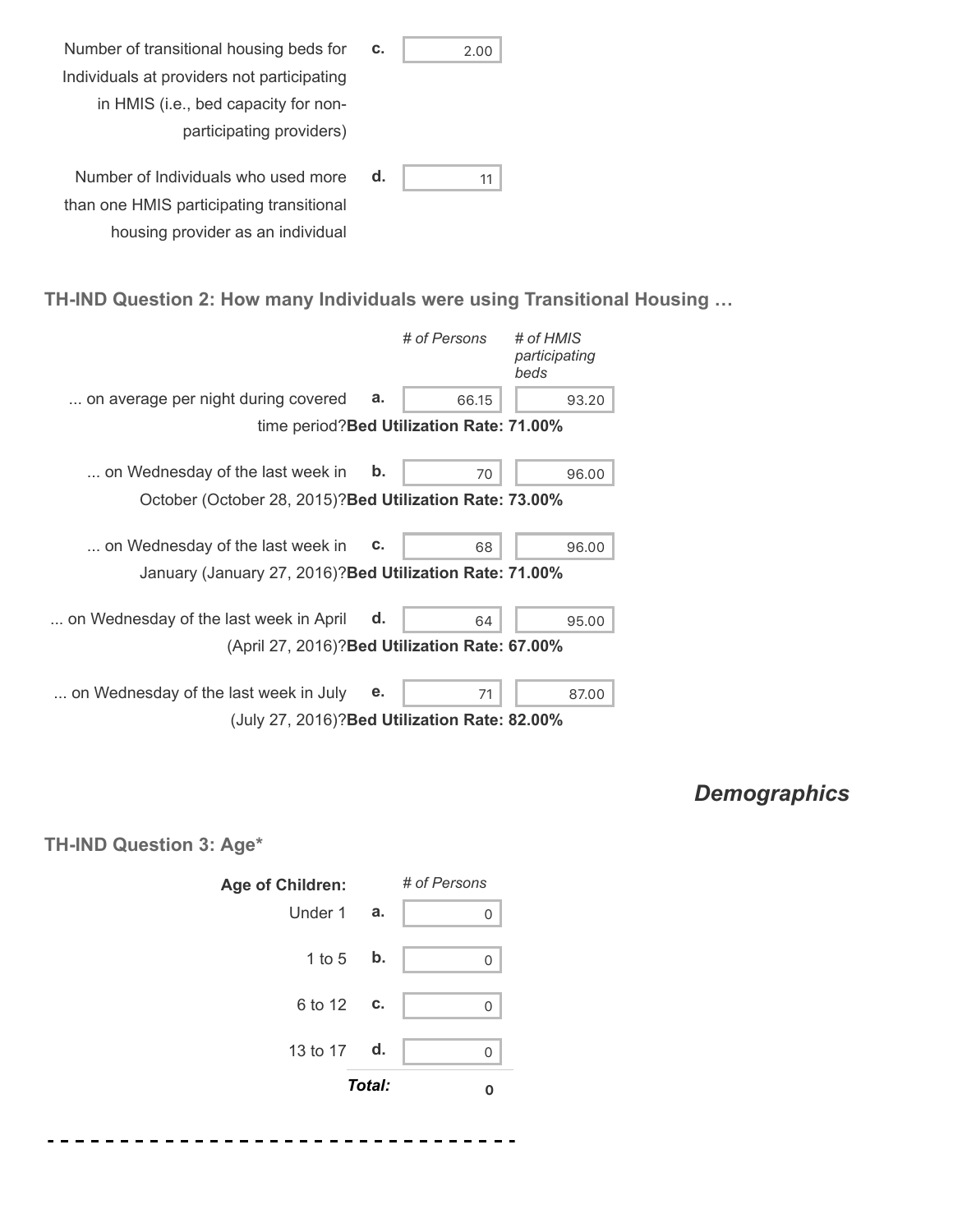| | | |
|---|---|---|
| Number of transitional housing beds for Individuals at providers not participating in HMIS (i.e., bed capacity for non-participating providers) | **c.** | 2.00 |
| Number of Individuals who used more than one HMIS participating transitional housing provider as an individual | **d.** | 11 |

### TH-IND Question 2: How many Individuals were using Transitional Housing …

| | | *# of Persons* | *# of HMIS participating beds* |
|---|---|---|---|
| ... on average per night during covered time period? **Bed Utilization Rate: 71.00%** | **a.** | 66.15 | 93.20 |
| ... on Wednesday of the last week in October (October 28, 2015)? **Bed Utilization Rate: 73.00%** | **b.** | 70 | 96.00 |
| ... on Wednesday of the last week in January (January 27, 2016)? **Bed Utilization Rate: 71.00%** | **c.** | 68 | 96.00 |
| ... on Wednesday of the last week in April (April 27, 2016)? **Bed Utilization Rate: 67.00%** | **d.** | 64 | 95.00 |
| ... on Wednesday of the last week in July (July 27, 2016)? **Bed Utilization Rate: 82.00%** | **e.** | 71 | 87.00 |

## *Demographics*

### TH-IND Question 3: Age*

| **Age of Children:** | | *# of Persons* |
|---|---|---|
| Under 1 | **a.** | 0 |
| 1 to 5 | **b.** | 0 |
| 6 to 12 | **c.** | 0 |
| 13 to 17 | **d.** | 0 |
| | ***Total:*** | **0** |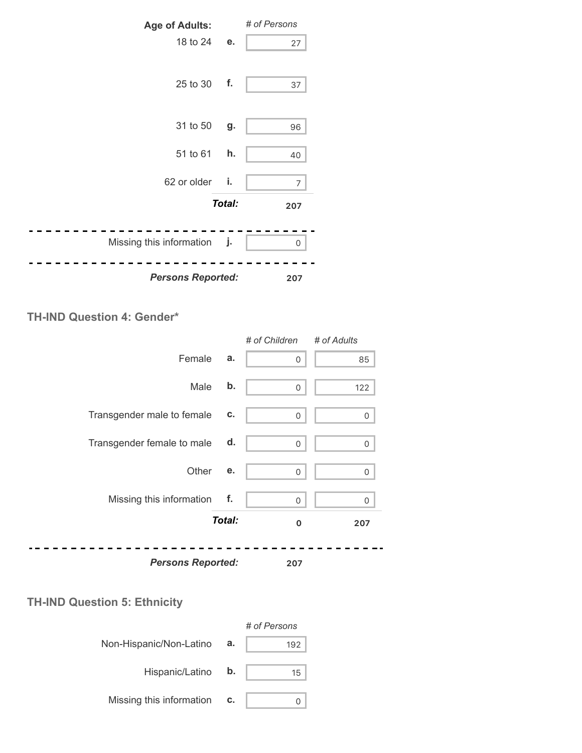| Age of Adults: | | # of Persons |
|---|---|---|
| 18 to 24 | e. | 27 |
| 25 to 30 | f. | 37 |
| 31 to 50 | g. | 96 |
| 51 to 61 | h. | 40 |
| 62 or older | i. | 7 |
| | ***Total:*** | **207** |
| Missing this information | j. | 0 |
| ***Persons Reported:*** | | **207** |

### TH-IND Question 4: Gender*

| | | # of Children | # of Adults |
|---|---|---|---|
| Female | a. | 0 | 85 |
| Male | b. | 0 | 122 |
| Transgender male to female | c. | 0 | 0 |
| Transgender female to male | d. | 0 | 0 |
| Other | e. | 0 | 0 |
| Missing this information | f. | 0 | 0 |
| | ***Total:*** | **0** | **207** |
| ***Persons Reported:*** | | **207** | |

### TH-IND Question 5: Ethnicity

| | | # of Persons |
|---|---|---|
| Non-Hispanic/Non-Latino | a. | 192 |
| Hispanic/Latino | b. | 15 |
| Missing this information | c. | 0 |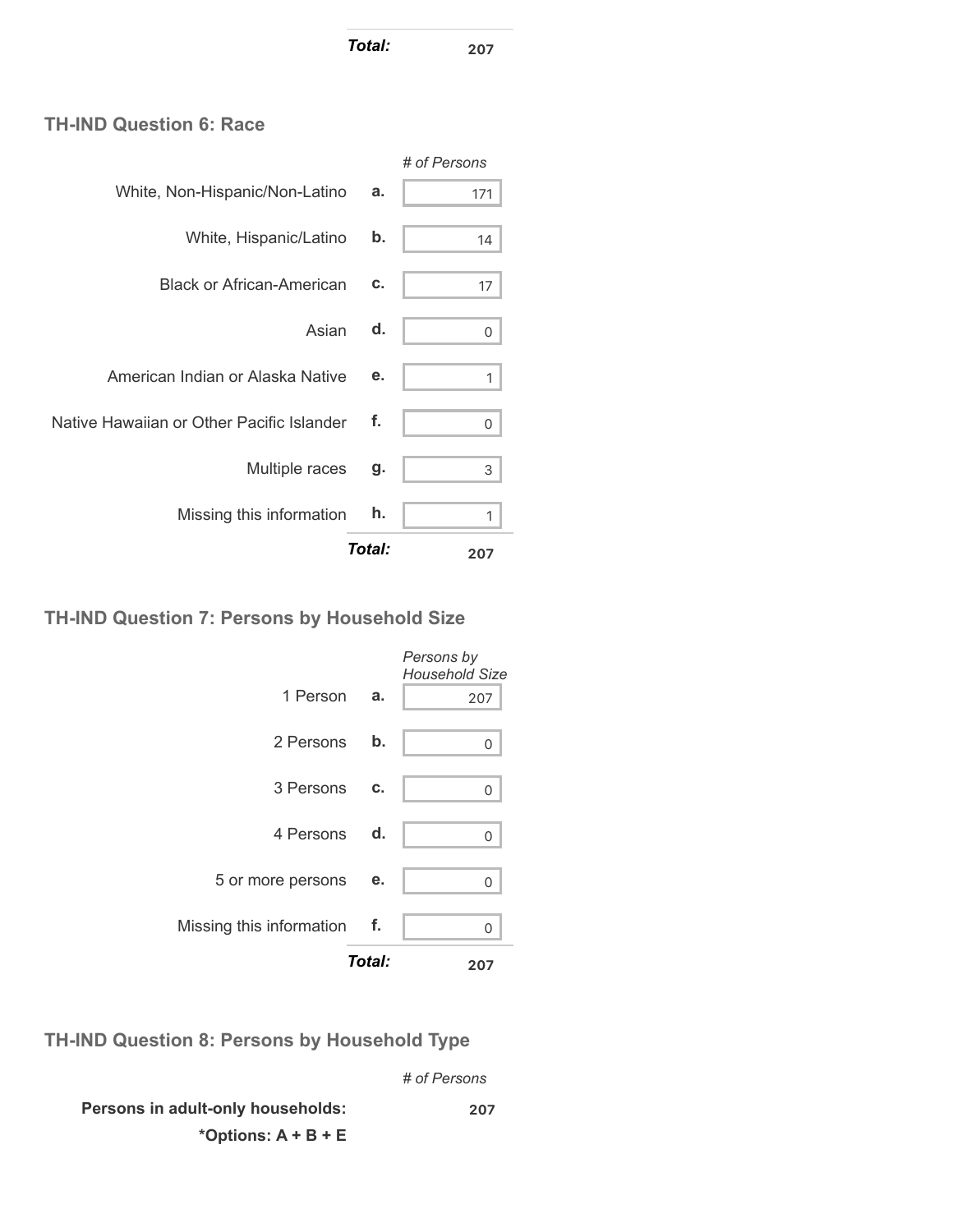| | | |
|---|---|---|
| | ***Total:*** | **207** |

### TH-IND Question 6: Race

| | | *# of Persons* |
|---|---|---|
| White, Non-Hispanic/Non-Latino | **a.** | 171 |
| White, Hispanic/Latino | **b.** | 14 |
| Black or African-American | **c.** | 17 |
| Asian | **d.** | 0 |
| American Indian or Alaska Native | **e.** | 1 |
| Native Hawaiian or Other Pacific Islander | **f.** | 0 |
| Multiple races | **g.** | 3 |
| Missing this information | **h.** | 1 |
| | ***Total:*** | **207** |

### TH-IND Question 7: Persons by Household Size

| | | *Persons by Household Size* |
|---|---|---|
| 1 Person | **a.** | 207 |
| 2 Persons | **b.** | 0 |
| 3 Persons | **c.** | 0 |
| 4 Persons | **d.** | 0 |
| 5 or more persons | **e.** | 0 |
| Missing this information | **f.** | 0 |
| | ***Total:*** | **207** |

### TH-IND Question 8: Persons by Household Type

| | *# of Persons* |
|---|---|
| **Persons in adult-only households:** **\*Options: A + B + E** | **207** |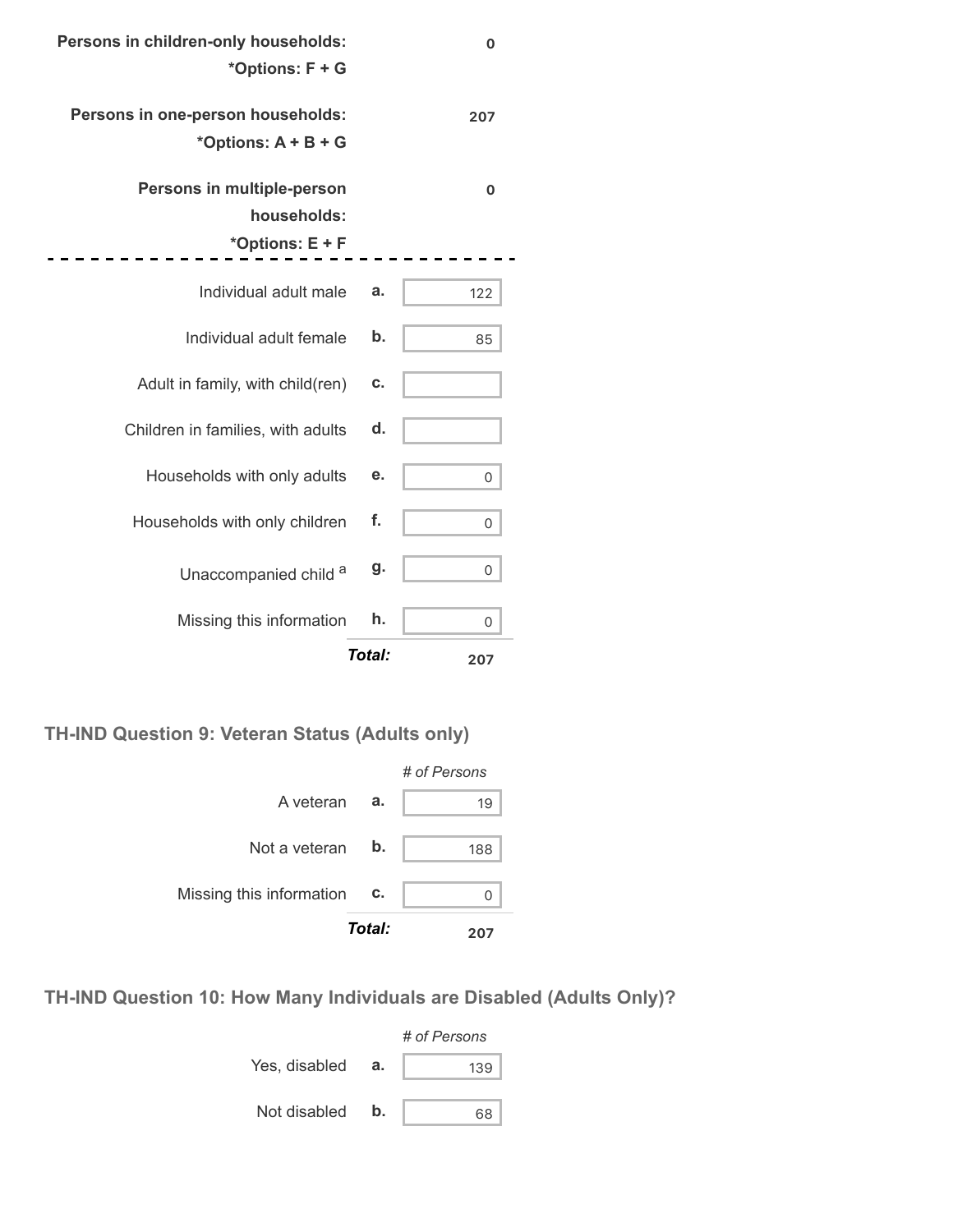| | | |
|---|---|---|
| **Persons in children-only households:** *Options: F + G* | | **0** |
| **Persons in one-person households:** *Options: A + B + G* | | **207** |
| **Persons in multiple-person households:** *Options: E + F* | | **0** |

| | | |
|---|---|---|
| Individual adult male | a. | 122 |
| Individual adult female | b. | 85 |
| Adult in family, with child(ren) | c. | |
| Children in families, with adults | d. | |
| Households with only adults | e. | 0 |
| Households with only children | f. | 0 |
| Unaccompanied child [a] | g. | 0 |
| Missing this information | h. | 0 |
| | ***Total:*** | **207** |

### TH-IND Question 9: Veteran Status (Adults only)

| | | *# of Persons* |
|---|---|---|
| A veteran | a. | 19 |
| Not a veteran | b. | 188 |
| Missing this information | c. | 0 |
| | ***Total:*** | **207** |

### TH-IND Question 10: How Many Individuals are Disabled (Adults Only)?

| | | *# of Persons* |
|---|---|---|
| Yes, disabled | a. | 139 |
| Not disabled | b. | 68 |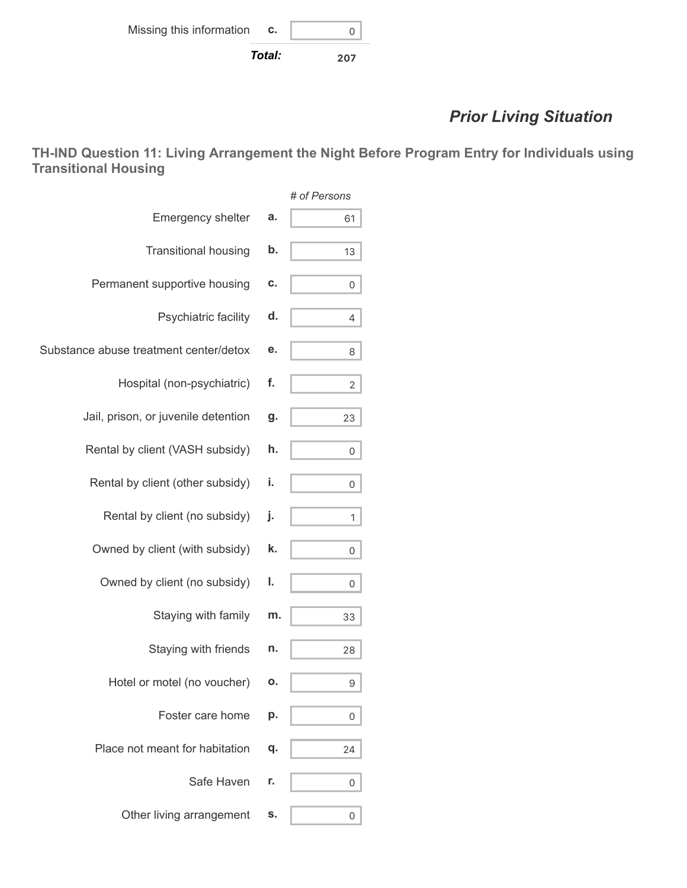| | | |
|---|---|---|
| Missing this information | c. | 0 |
| | **Total:** | **207** |

## *Prior Living Situation*

### TH-IND Question 11: Living Arrangement the Night Before Program Entry for Individuals using Transitional Housing

| | | *# of Persons* |
|---|---|---|
| Emergency shelter | a. | 61 |
| Transitional housing | b. | 13 |
| Permanent supportive housing | c. | 0 |
| Psychiatric facility | d. | 4 |
| Substance abuse treatment center/detox | e. | 8 |
| Hospital (non-psychiatric) | f. | 2 |
| Jail, prison, or juvenile detention | g. | 23 |
| Rental by client (VASH subsidy) | h. | 0 |
| Rental by client (other subsidy) | i. | 0 |
| Rental by client (no subsidy) | j. | 1 |
| Owned by client (with subsidy) | k. | 0 |
| Owned by client (no subsidy) | l. | 0 |
| Staying with family | m. | 33 |
| Staying with friends | n. | 28 |
| Hotel or motel (no voucher) | o. | 9 |
| Foster care home | p. | 0 |
| Place not meant for habitation | q. | 24 |
| Safe Haven | r. | 0 |
| Other living arrangement | s. | 0 |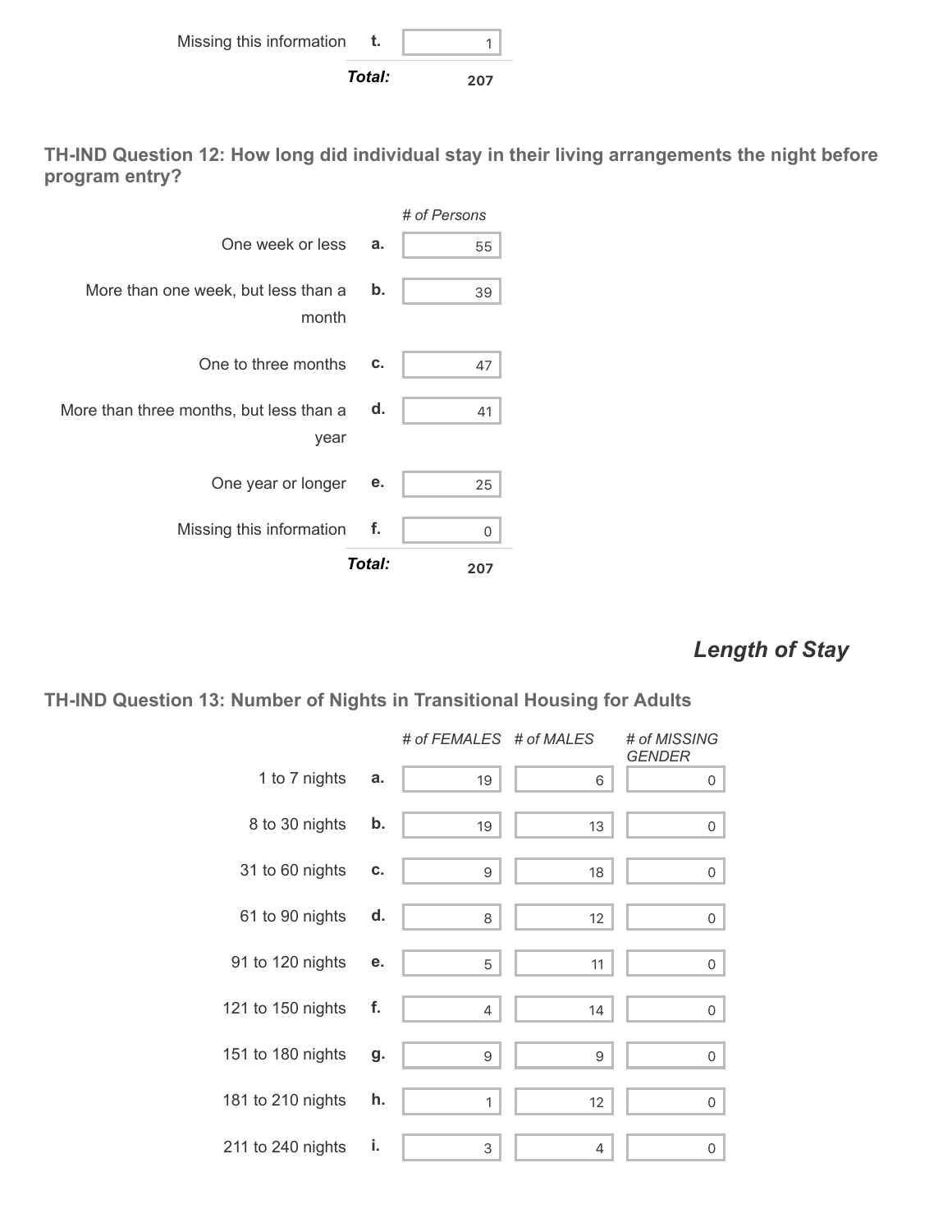| | | |
|---|---|---|
| Missing this information | t. | 1 |
| | **Total:** | **207** |

### TH-IND Question 12: How long did individual stay in their living arrangements the night before program entry?

| | | # of Persons |
|---|---|---|
| One week or less | a. | 55 |
| More than one week, but less than a month | b. | 39 |
| One to three months | c. | 47 |
| More than three months, but less than a year | d. | 41 |
| One year or longer | e. | 25 |
| Missing this information | f. | 0 |
| | **Total:** | **207** |

## *Length of Stay*

### TH-IND Question 13: Number of Nights in Transitional Housing for Adults

| | | # of FEMALES | # of MALES | # of MISSING GENDER |
|---|---|---|---|---|
| 1 to 7 nights | a. | 19 | 6 | 0 |
| 8 to 30 nights | b. | 19 | 13 | 0 |
| 31 to 60 nights | c. | 9 | 18 | 0 |
| 61 to 90 nights | d. | 8 | 12 | 0 |
| 91 to 120 nights | e. | 5 | 11 | 0 |
| 121 to 150 nights | f. | 4 | 14 | 0 |
| 151 to 180 nights | g. | 9 | 9 | 0 |
| 181 to 210 nights | h. | 1 | 12 | 0 |
| 211 to 240 nights | i. | 3 | 4 | 0 |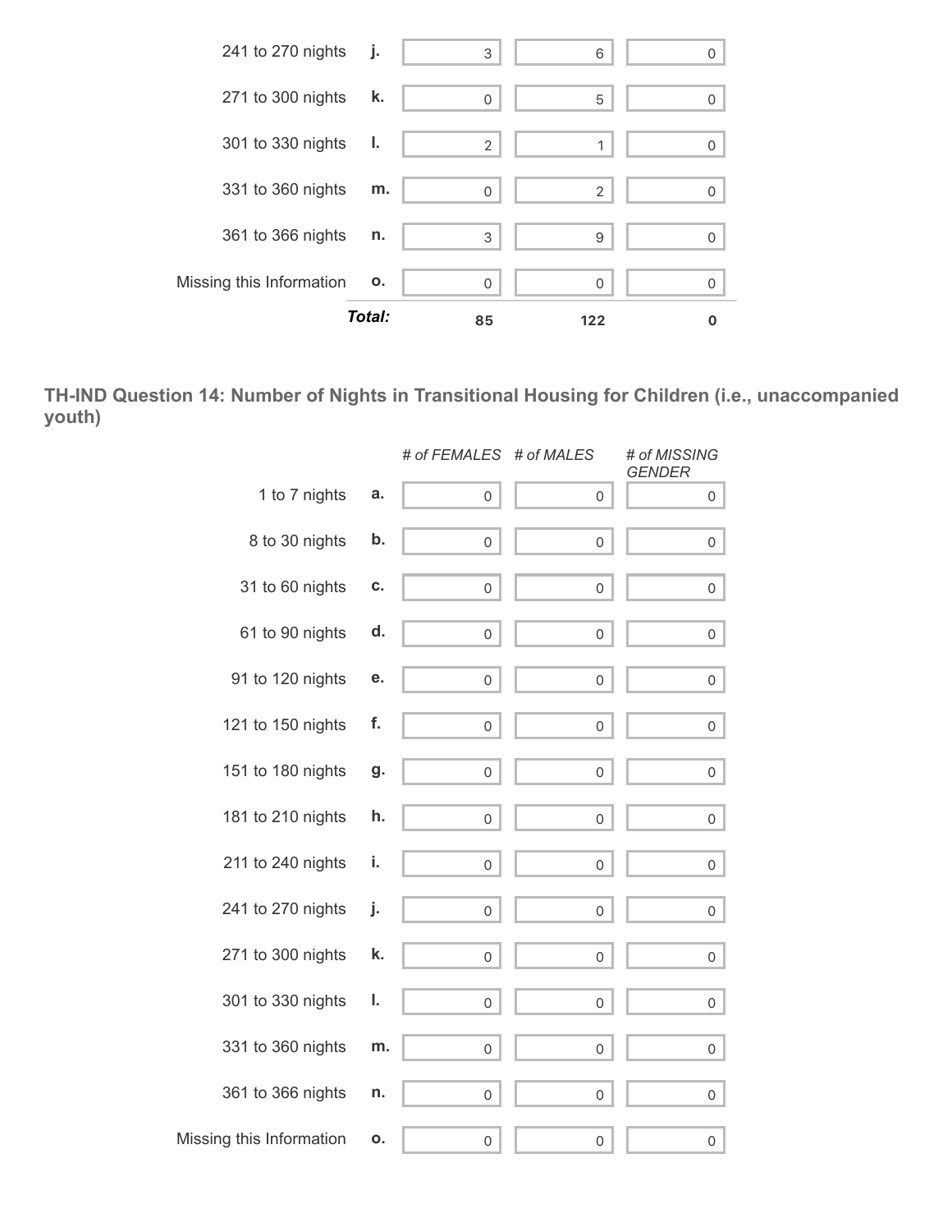| | | | | |
|---|---|---|---|---|
| 241 to 270 nights | j. | 3 | 6 | 0 |
| 271 to 300 nights | k. | 0 | 5 | 0 |
| 301 to 330 nights | l. | 2 | 1 | 0 |
| 331 to 360 nights | m. | 0 | 2 | 0 |
| 361 to 366 nights | n. | 3 | 9 | 0 |
| Missing this Information | o. | 0 | 0 | 0 |
| | ***Total:*** | **85** | **122** | **0** |

### TH-IND Question 14: Number of Nights in Transitional Housing for Children (i.e., unaccompanied youth)

| | | *# of FEMALES* | *# of MALES* | *# of MISSING GENDER* |
|---|---|---|---|---|
| 1 to 7 nights | a. | 0 | 0 | 0 |
| 8 to 30 nights | b. | 0 | 0 | 0 |
| 31 to 60 nights | c. | 0 | 0 | 0 |
| 61 to 90 nights | d. | 0 | 0 | 0 |
| 91 to 120 nights | e. | 0 | 0 | 0 |
| 121 to 150 nights | f. | 0 | 0 | 0 |
| 151 to 180 nights | g. | 0 | 0 | 0 |
| 181 to 210 nights | h. | 0 | 0 | 0 |
| 211 to 240 nights | i. | 0 | 0 | 0 |
| 241 to 270 nights | j. | 0 | 0 | 0 |
| 271 to 300 nights | k. | 0 | 0 | 0 |
| 301 to 330 nights | l. | 0 | 0 | 0 |
| 331 to 360 nights | m. | 0 | 0 | 0 |
| 361 to 366 nights | n. | 0 | 0 | 0 |
| Missing this Information | o. | 0 | 0 | 0 |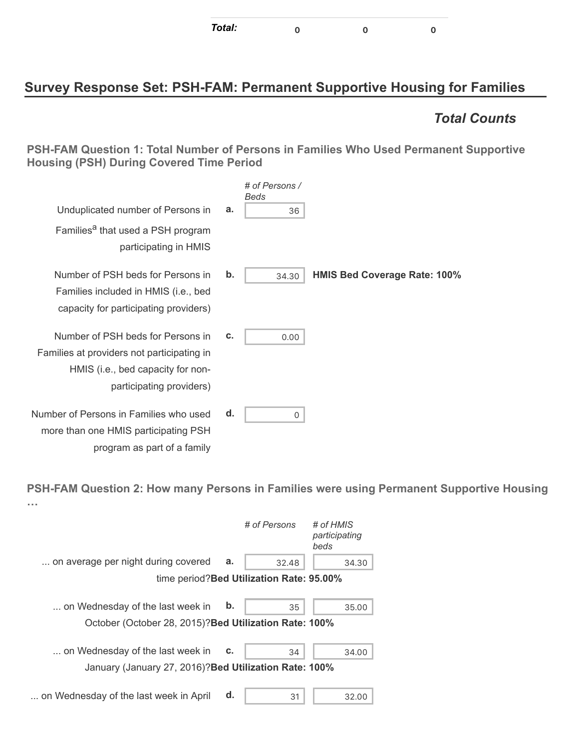| Total: | 0 | 0 | 0 |
|---|---|---|---|

## Survey Response Set: PSH-FAM: Permanent Supportive Housing for Families

### *Total Counts*

#### PSH-FAM Question 1: Total Number of Persons in Families Who Used Permanent Supportive Housing (PSH) During Covered Time Period

| | | *# of Persons / Beds* | |
|---|---|---|---|
| Unduplicated number of Persons in Families[a] that used a PSH program participating in HMIS | **a.** | 36 | |
| Number of PSH beds for Persons in Families included in HMIS (i.e., bed capacity for participating providers) | **b.** | 34.30 | **HMIS Bed Coverage Rate: 100%** |
| Number of PSH beds for Persons in Families at providers not participating in HMIS (i.e., bed capacity for non-participating providers) | **c.** | 0.00 | |
| Number of Persons in Families who used more than one HMIS participating PSH program as part of a family | **d.** | 0 | |

#### PSH-FAM Question 2: How many Persons in Families were using Permanent Supportive Housing …

| | | *# of Persons* | *# of HMIS participating beds* |
|---|---|---|---|
| ... on average per night during covered time period? **Bed Utilization Rate: 95.00%** | **a.** | 32.48 | 34.30 |
| ... on Wednesday of the last week in October (October 28, 2015)? **Bed Utilization Rate: 100%** | **b.** | 35 | 35.00 |
| ... on Wednesday of the last week in January (January 27, 2016)? **Bed Utilization Rate: 100%** | **c.** | 34 | 34.00 |
| ... on Wednesday of the last week in April | **d.** | 31 | 32.00 |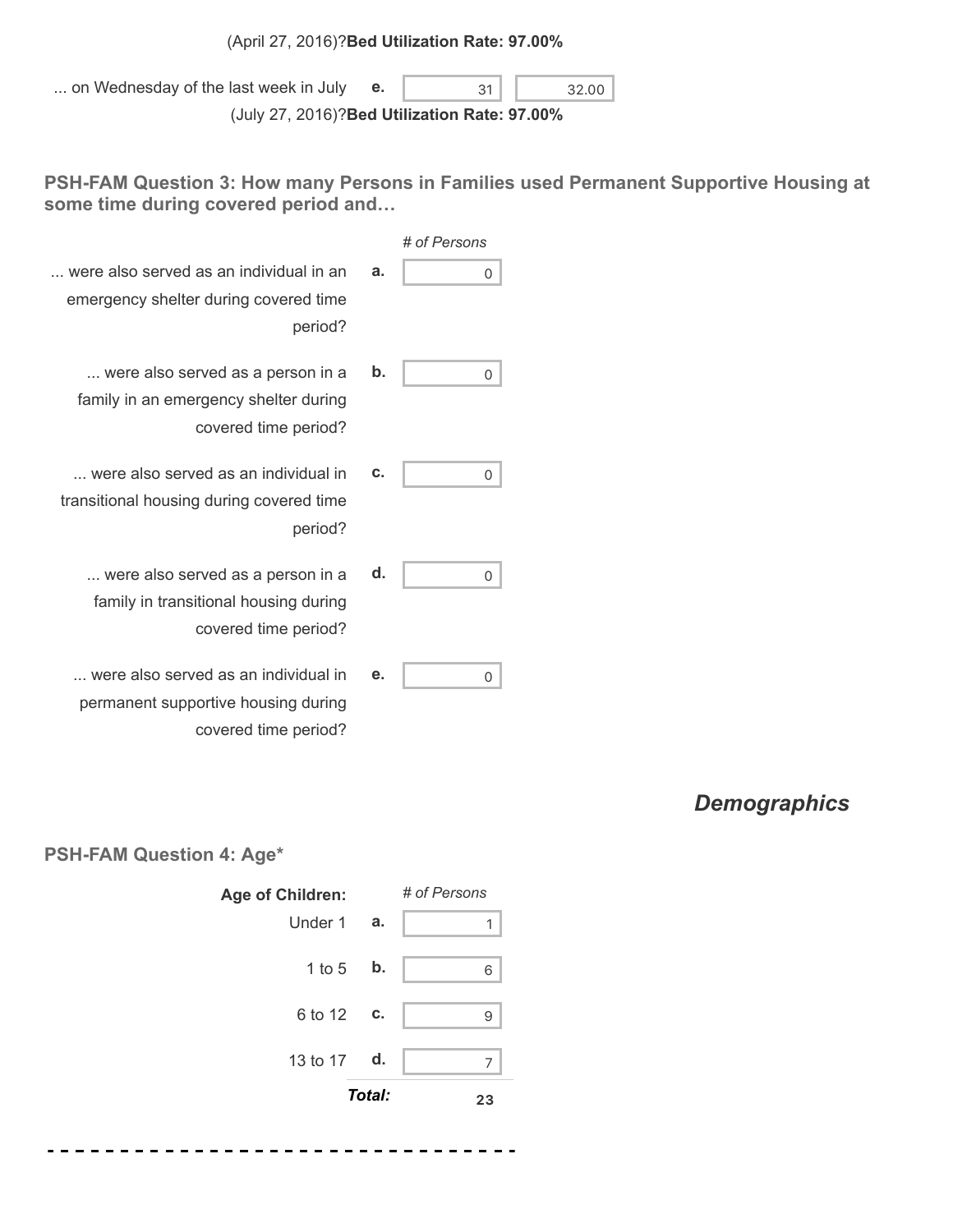(April 27, 2016)?**Bed Utilization Rate: 97.00%**

| | | | |
|---|---|---|---|
| ... on Wednesday of the last week in July (July 27, 2016)? | e. | 31 | 32.00 |

(July 27, 2016)?**Bed Utilization Rate: 97.00%**

### PSH-FAM Question 3: How many Persons in Families used Permanent Supportive Housing at some time during covered period and…

| | | # of Persons |
|---|---|---|
| ... were also served as an individual in an emergency shelter during covered time period? | a. | 0 |
| ... were also served as a person in a family in an emergency shelter during covered time period? | b. | 0 |
| ... were also served as an individual in transitional housing during covered time period? | c. | 0 |
| ... were also served as a person in a family in transitional housing during covered time period? | d. | 0 |
| ... were also served as an individual in permanent supportive housing during covered time period? | e. | 0 |

## *Demographics*

### PSH-FAM Question 4: Age*

| **Age of Children:** | | # of Persons |
|---|---|---|
| Under 1 | a. | 1 |
| 1 to 5 | b. | 6 |
| 6 to 12 | c. | 9 |
| 13 to 17 | d. | 7 |
| | ***Total:*** | **23** |

- - - - - - - - - - - - - - - - - - - - - - - - - - - - - - - -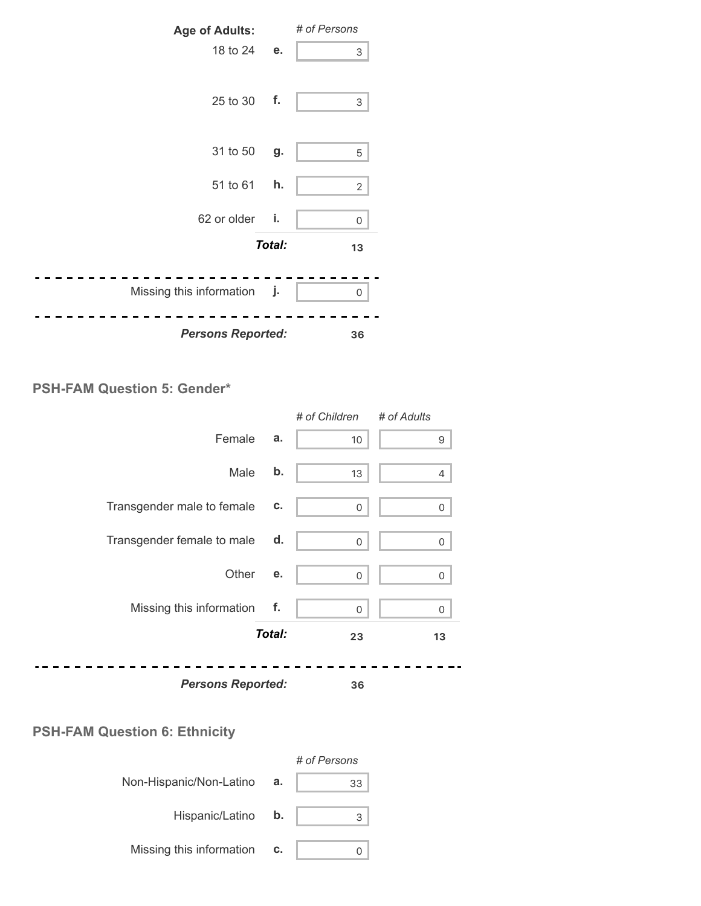| Age of Adults: | | # of Persons |
|---|---|---|
| 18 to 24 | e. | 3 |
| 25 to 30 | f. | 3 |
| 31 to 50 | g. | 5 |
| 51 to 61 | h. | 2 |
| 62 or older | i. | 0 |
| | ***Total:*** | **13** |
| Missing this information | j. | 0 |
| ***Persons Reported:*** | | **36** |

### PSH-FAM Question 5: Gender*

| | | *# of Children* | *# of Adults* |
|---|---|---|---|
| Female | a. | 10 | 9 |
| Male | b. | 13 | 4 |
| Transgender male to female | c. | 0 | 0 |
| Transgender female to male | d. | 0 | 0 |
| Other | e. | 0 | 0 |
| Missing this information | f. | 0 | 0 |
| | ***Total:*** | **23** | **13** |
| ***Persons Reported:*** | | **36** | |

### PSH-FAM Question 6: Ethnicity

| | | *# of Persons* |
|---|---|---|
| Non-Hispanic/Non-Latino | a. | 33 |
| Hispanic/Latino | b. | 3 |
| Missing this information | c. | 0 |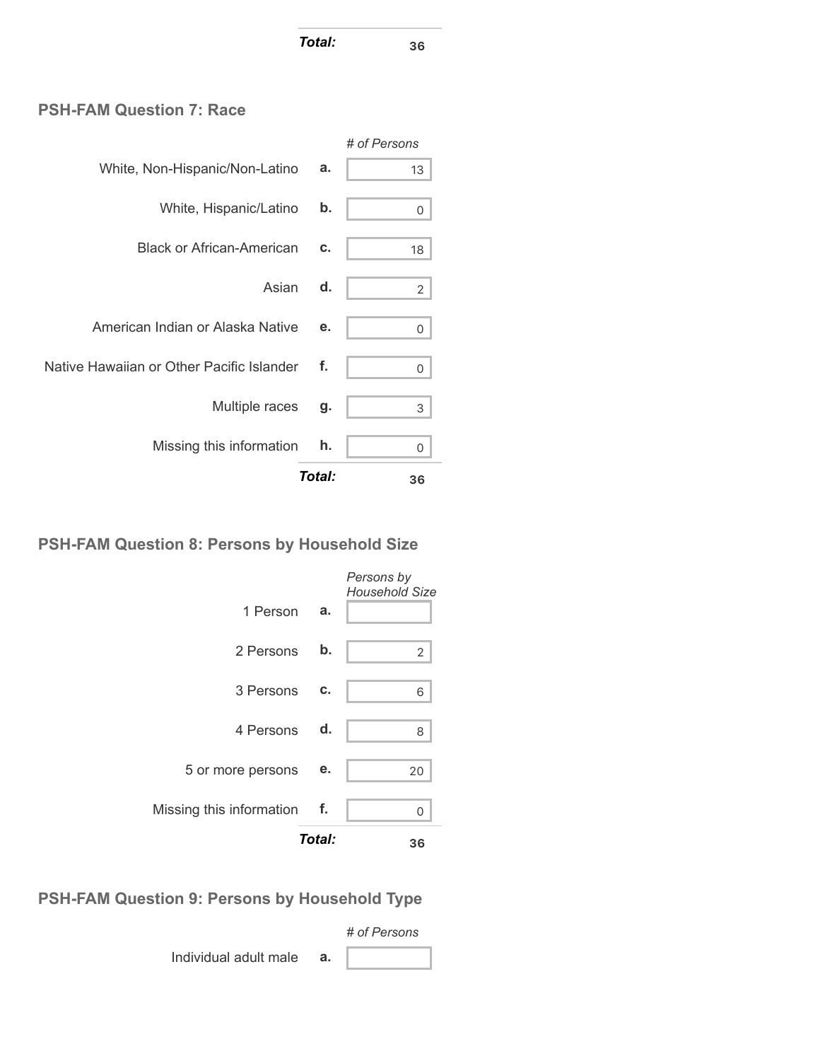| | | |
|---|---|---|
| | ***Total:*** | **36** |

## PSH-FAM Question 7: Race

| | | *# of Persons* |
|---|---|---|
| White, Non-Hispanic/Non-Latino | **a.** | 13 |
| White, Hispanic/Latino | **b.** | 0 |
| Black or African-American | **c.** | 18 |
| Asian | **d.** | 2 |
| American Indian or Alaska Native | **e.** | 0 |
| Native Hawaiian or Other Pacific Islander | **f.** | 0 |
| Multiple races | **g.** | 3 |
| Missing this information | **h.** | 0 |
| | ***Total:*** | **36** |

## PSH-FAM Question 8: Persons by Household Size

| | | *Persons by Household Size* |
|---|---|---|
| 1 Person | **a.** | |
| 2 Persons | **b.** | 2 |
| 3 Persons | **c.** | 6 |
| 4 Persons | **d.** | 8 |
| 5 or more persons | **e.** | 20 |
| Missing this information | **f.** | 0 |
| | ***Total:*** | **36** |

## PSH-FAM Question 9: Persons by Household Type

| | | *# of Persons* |
|---|---|---|
| Individual adult male | **a.** | |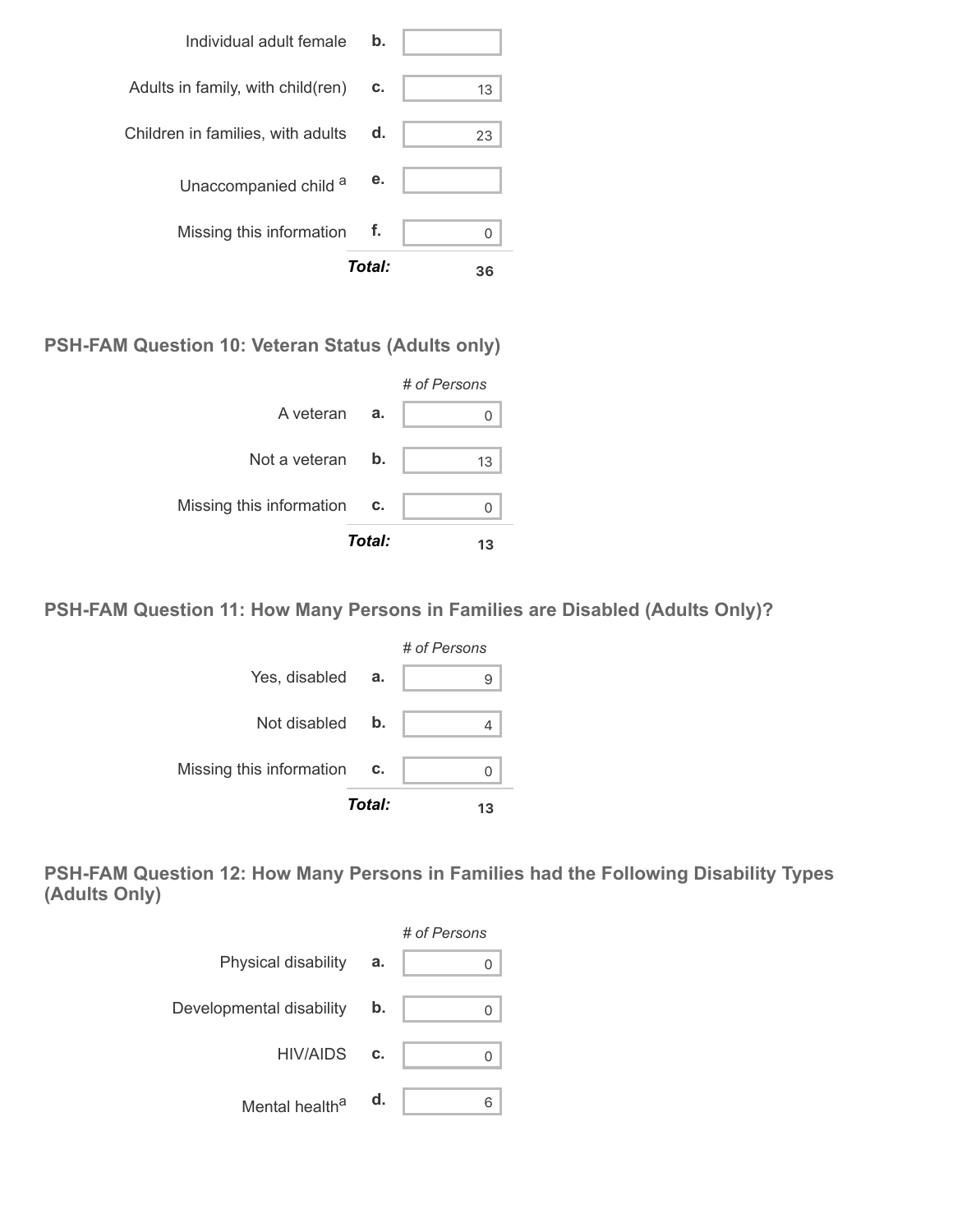| | | |
|---|---|---|
| Individual adult female | b. | |
| Adults in family, with child(ren) | c. | 13 |
| Children in families, with adults | d. | 23 |
| Unaccompanied child [a] | e. | |
| Missing this information | f. | 0 |
| | *Total:* | 36 |

### PSH-FAM Question 10: Veteran Status (Adults only)

| | | # of Persons |
|---|---|---|
| A veteran | a. | 0 |
| Not a veteran | b. | 13 |
| Missing this information | c. | 0 |
| | *Total:* | 13 |

### PSH-FAM Question 11: How Many Persons in Families are Disabled (Adults Only)?

| | | # of Persons |
|---|---|---|
| Yes, disabled | a. | 9 |
| Not disabled | b. | 4 |
| Missing this information | c. | 0 |
| | *Total:* | 13 |

### PSH-FAM Question 12: How Many Persons in Families had the Following Disability Types (Adults Only)

| | | # of Persons |
|---|---|---|
| Physical disability | a. | 0 |
| Developmental disability | b. | 0 |
| HIV/AIDS | c. | 0 |
| Mental health[a] | d. | 6 |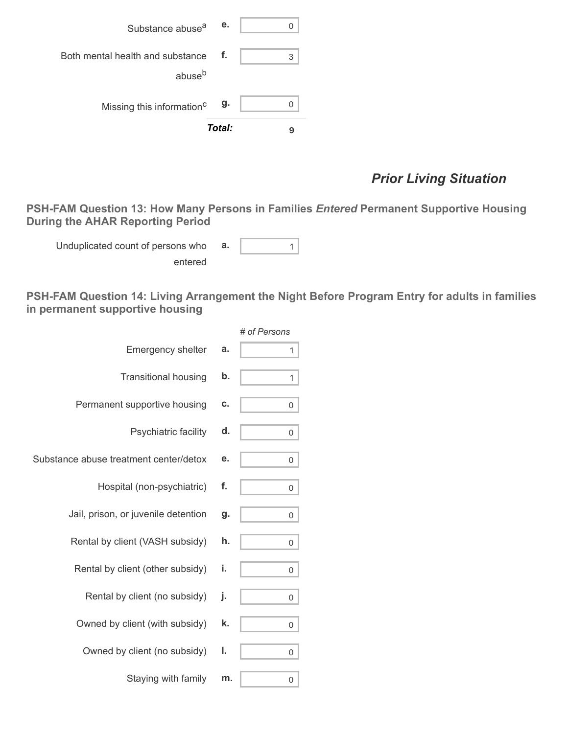| | | |
|---|---|---|
| Substance abuse[a] | e. | 0 |
| Both mental health and substance abuse[b] | f. | 3 |
| Missing this information[c] | g. | 0 |
| | ***Total:*** | 9 |

## *Prior Living Situation*

### PSH-FAM Question 13: How Many Persons in Families *Entered* Permanent Supportive Housing During the AHAR Reporting Period

| | | |
|---|---|---|
| Unduplicated count of persons who entered | a. | 1 |

### PSH-FAM Question 14: Living Arrangement the Night Before Program Entry for adults in families in permanent supportive housing

| | | *# of Persons* |
|---|---|---|
| Emergency shelter | a. | 1 |
| Transitional housing | b. | 1 |
| Permanent supportive housing | c. | 0 |
| Psychiatric facility | d. | 0 |
| Substance abuse treatment center/detox | e. | 0 |
| Hospital (non-psychiatric) | f. | 0 |
| Jail, prison, or juvenile detention | g. | 0 |
| Rental by client (VASH subsidy) | h. | 0 |
| Rental by client (other subsidy) | i. | 0 |
| Rental by client (no subsidy) | j. | 0 |
| Owned by client (with subsidy) | k. | 0 |
| Owned by client (no subsidy) | l. | 0 |
| Staying with family | m. | 0 |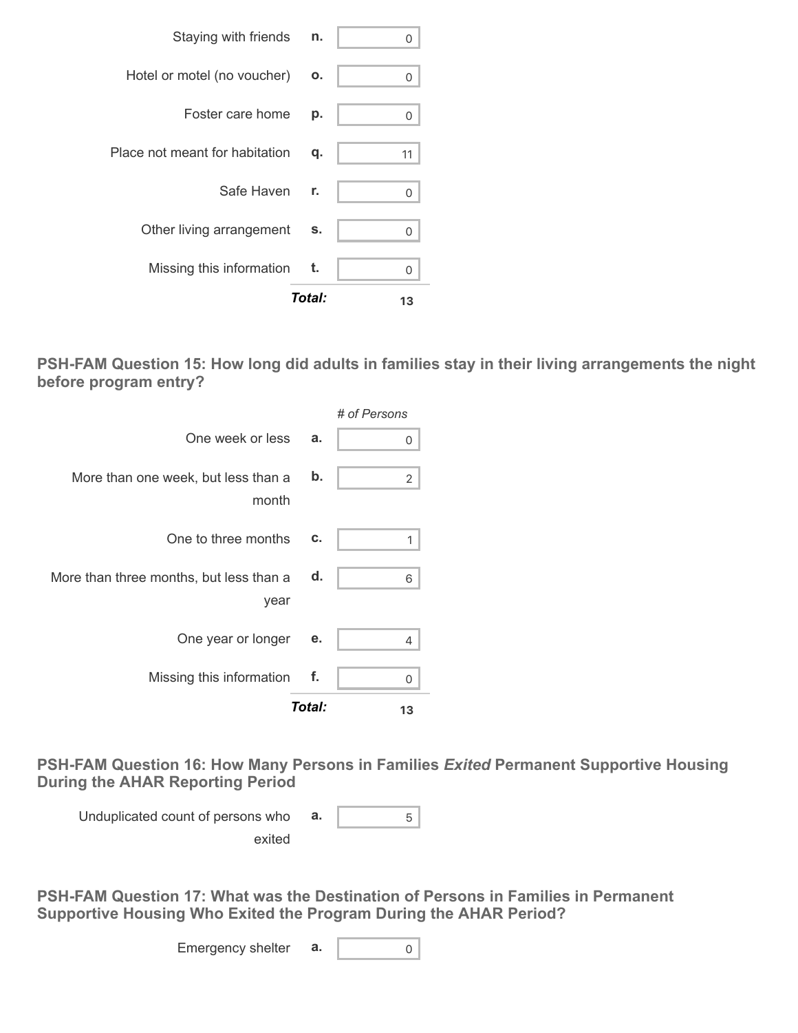| | | |
|---|---|---|
| Staying with friends | n. | 0 |
| Hotel or motel (no voucher) | o. | 0 |
| Foster care home | p. | 0 |
| Place not meant for habitation | q. | 11 |
| Safe Haven | r. | 0 |
| Other living arrangement | s. | 0 |
| Missing this information | t. | 0 |
| | ***Total:*** | **13** |

### PSH-FAM Question 15: How long did adults in families stay in their living arrangements the night before program entry?

| | | *# of Persons* |
|---|---|---|
| One week or less | a. | 0 |
| More than one week, but less than a month | b. | 2 |
| One to three months | c. | 1 |
| More than three months, but less than a year | d. | 6 |
| One year or longer | e. | 4 |
| Missing this information | f. | 0 |
| | ***Total:*** | **13** |

### PSH-FAM Question 16: How Many Persons in Families *Exited* Permanent Supportive Housing During the AHAR Reporting Period

| | | |
|---|---|---|
| Unduplicated count of persons who exited | a. | 5 |

### PSH-FAM Question 17: What was the Destination of Persons in Families in Permanent Supportive Housing Who Exited the Program During the AHAR Period?

| | | |
|---|---|---|
| Emergency shelter | a. | 0 |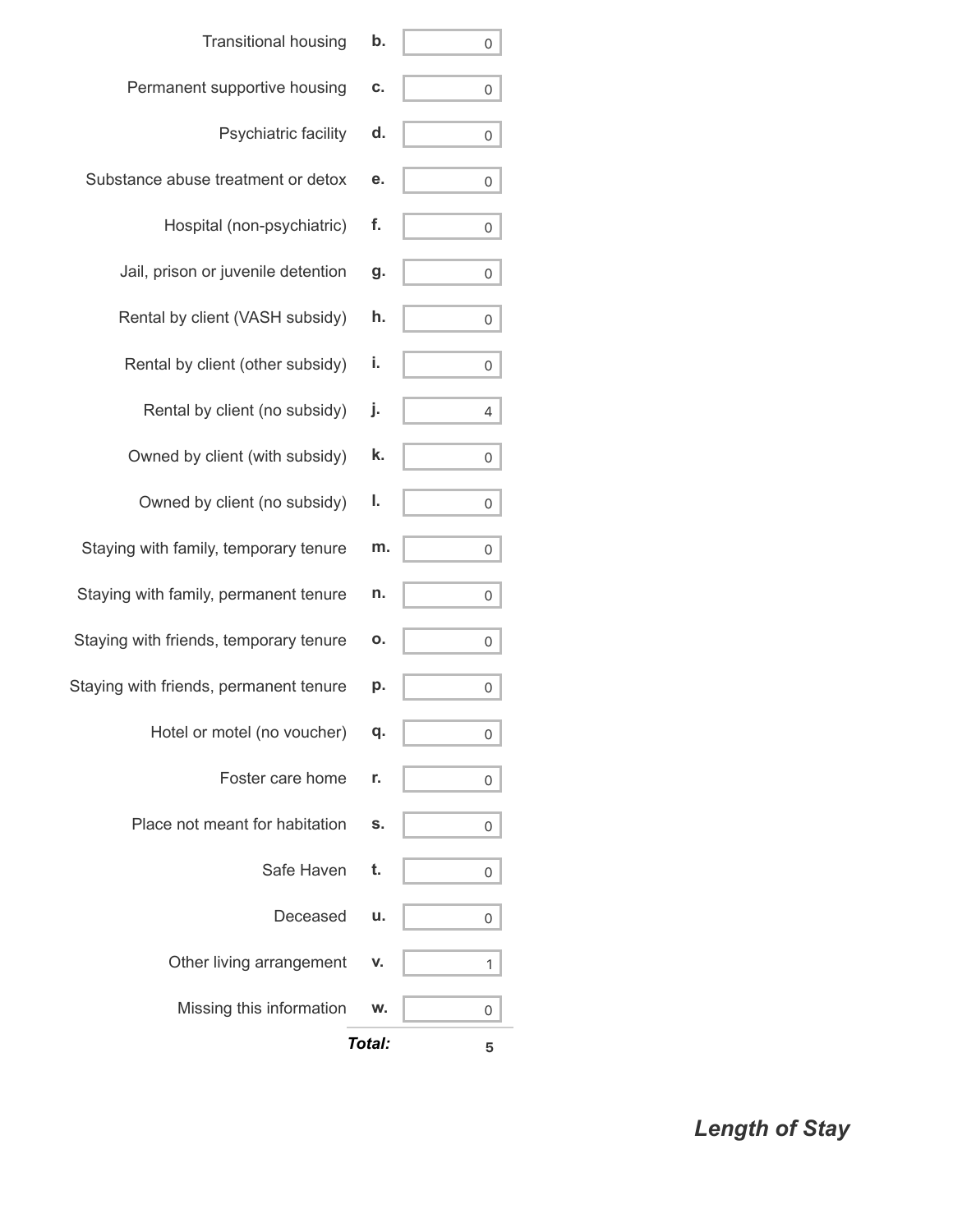| | | |
|---|---|---|
| Transitional housing | b. | 0 |
| Permanent supportive housing | c. | 0 |
| Psychiatric facility | d. | 0 |
| Substance abuse treatment or detox | e. | 0 |
| Hospital (non-psychiatric) | f. | 0 |
| Jail, prison or juvenile detention | g. | 0 |
| Rental by client (VASH subsidy) | h. | 0 |
| Rental by client (other subsidy) | i. | 0 |
| Rental by client (no subsidy) | j. | 4 |
| Owned by client (with subsidy) | k. | 0 |
| Owned by client (no subsidy) | l. | 0 |
| Staying with family, temporary tenure | m. | 0 |
| Staying with family, permanent tenure | n. | 0 |
| Staying with friends, temporary tenure | o. | 0 |
| Staying with friends, permanent tenure | p. | 0 |
| Hotel or motel (no voucher) | q. | 0 |
| Foster care home | r. | 0 |
| Place not meant for habitation | s. | 0 |
| Safe Haven | t. | 0 |
| Deceased | u. | 0 |
| Other living arrangement | v. | 1 |
| Missing this information | w. | 0 |
| | ***Total:*** | **5** |

## *Length of Stay*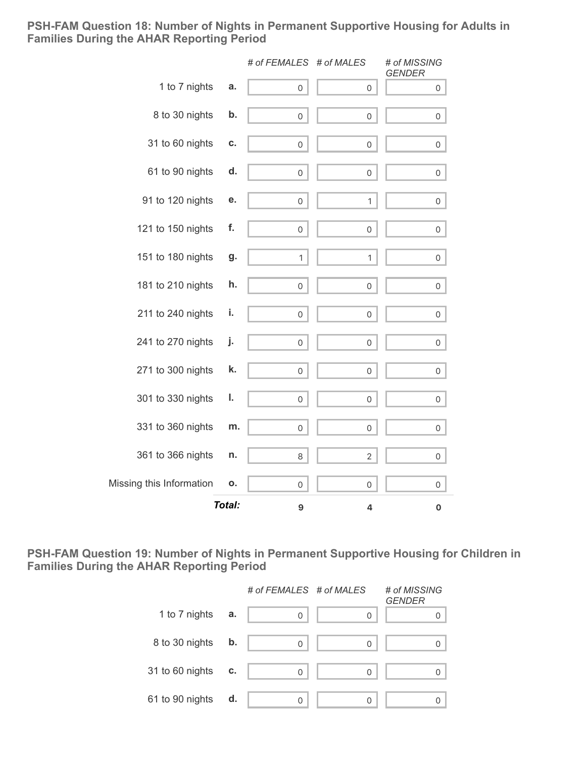### PSH-FAM Question 18: Number of Nights in Permanent Supportive Housing for Adults in Families During the AHAR Reporting Period

| | | # of FEMALES | # of MALES | # of MISSING GENDER |
|---|---|---|---|---|
| 1 to 7 nights | a. | 0 | 0 | 0 |
| 8 to 30 nights | b. | 0 | 0 | 0 |
| 31 to 60 nights | c. | 0 | 0 | 0 |
| 61 to 90 nights | d. | 0 | 0 | 0 |
| 91 to 120 nights | e. | 0 | 1 | 0 |
| 121 to 150 nights | f. | 0 | 0 | 0 |
| 151 to 180 nights | g. | 1 | 1 | 0 |
| 181 to 210 nights | h. | 0 | 0 | 0 |
| 211 to 240 nights | i. | 0 | 0 | 0 |
| 241 to 270 nights | j. | 0 | 0 | 0 |
| 271 to 300 nights | k. | 0 | 0 | 0 |
| 301 to 330 nights | l. | 0 | 0 | 0 |
| 331 to 360 nights | m. | 0 | 0 | 0 |
| 361 to 366 nights | n. | 8 | 2 | 0 |
| Missing this Information | o. | 0 | 0 | 0 |
| | **Total:** | **9** | **4** | **0** |

### PSH-FAM Question 19: Number of Nights in Permanent Supportive Housing for Children in Families During the AHAR Reporting Period

| | | # of FEMALES | # of MALES | # of MISSING GENDER |
|---|---|---|---|---|
| 1 to 7 nights | a. | 0 | 0 | 0 |
| 8 to 30 nights | b. | 0 | 0 | 0 |
| 31 to 60 nights | c. | 0 | 0 | 0 |
| 61 to 90 nights | d. | 0 | 0 | 0 |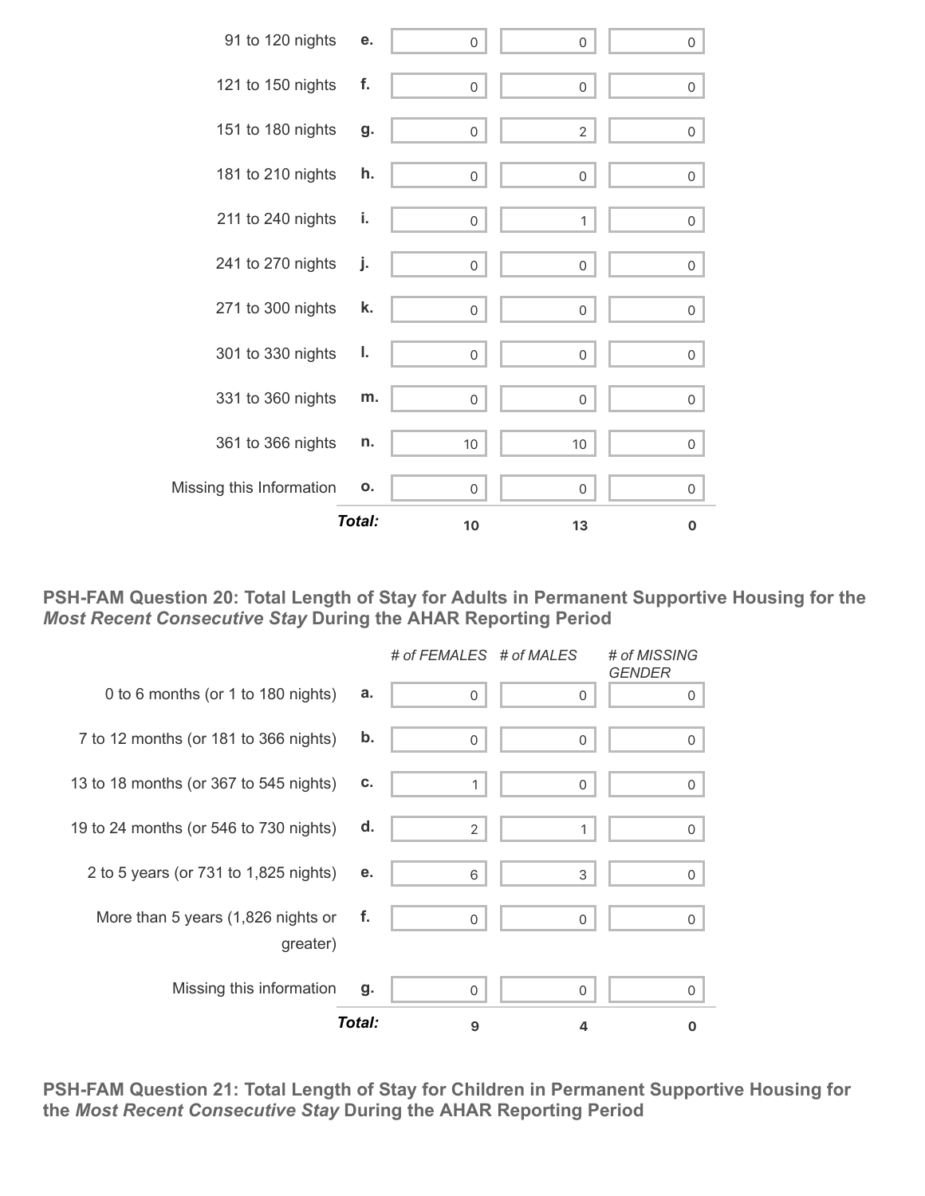| | | | | |
|---|---|---|---|---|
| 91 to 120 nights | e. | 0 | 0 | 0 |
| 121 to 150 nights | f. | 0 | 0 | 0 |
| 151 to 180 nights | g. | 0 | 2 | 0 |
| 181 to 210 nights | h. | 0 | 0 | 0 |
| 211 to 240 nights | i. | 0 | 1 | 0 |
| 241 to 270 nights | j. | 0 | 0 | 0 |
| 271 to 300 nights | k. | 0 | 0 | 0 |
| 301 to 330 nights | l. | 0 | 0 | 0 |
| 331 to 360 nights | m. | 0 | 0 | 0 |
| 361 to 366 nights | n. | 10 | 10 | 0 |
| Missing this Information | o. | 0 | 0 | 0 |
| | ***Total:*** | **10** | **13** | **0** |

**PSH-FAM Question 20: Total Length of Stay for Adults in Permanent Supportive Housing for the *Most Recent Consecutive Stay* During the AHAR Reporting Period**

| | | *# of FEMALES* | *# of MALES* | *# of MISSING GENDER* |
|---|---|---|---|---|
| 0 to 6 months (or 1 to 180 nights) | a. | 0 | 0 | 0 |
| 7 to 12 months (or 181 to 366 nights) | b. | 0 | 0 | 0 |
| 13 to 18 months (or 367 to 545 nights) | c. | 1 | 0 | 0 |
| 19 to 24 months (or 546 to 730 nights) | d. | 2 | 1 | 0 |
| 2 to 5 years (or 731 to 1,825 nights) | e. | 6 | 3 | 0 |
| More than 5 years (1,826 nights or greater) | f. | 0 | 0 | 0 |
| Missing this information | g. | 0 | 0 | 0 |
| | ***Total:*** | **9** | **4** | **0** |

**PSH-FAM Question 21: Total Length of Stay for Children in Permanent Supportive Housing for the *Most Recent Consecutive Stay* During the AHAR Reporting Period**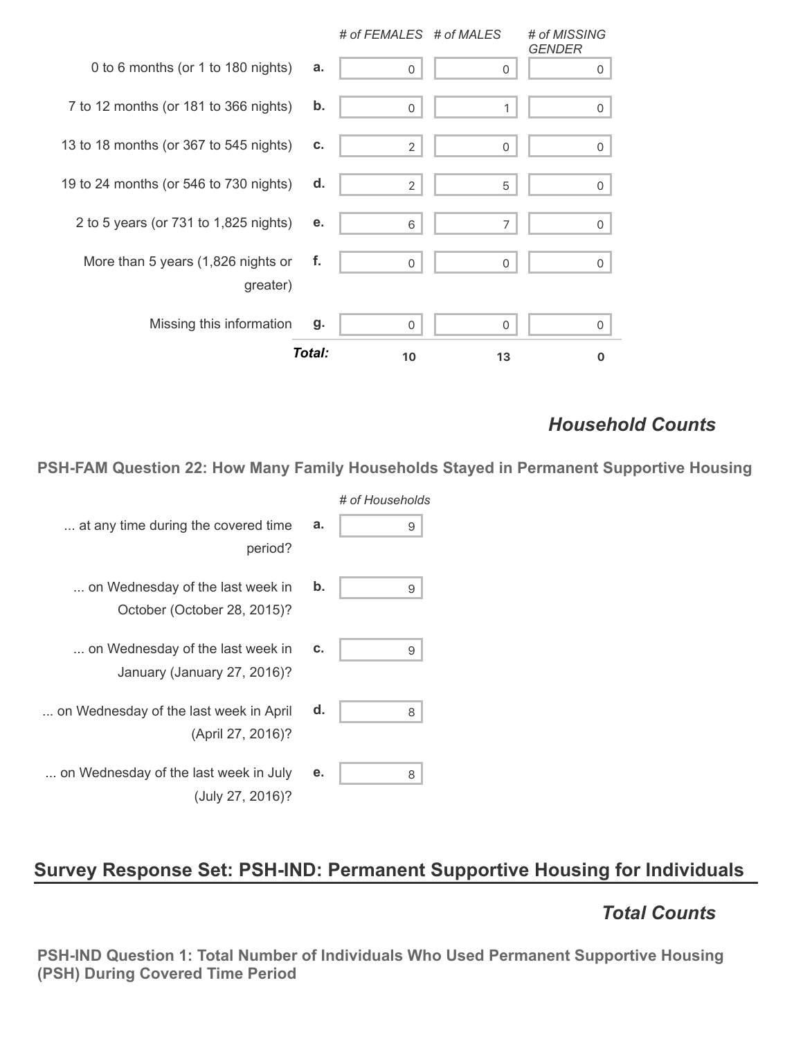| | | # of FEMALES | # of MALES | # of MISSING GENDER |
|---|---|---|---|---|
| 0 to 6 months (or 1 to 180 nights) | a. | 0 | 0 | 0 |
| 7 to 12 months (or 181 to 366 nights) | b. | 0 | 1 | 0 |
| 13 to 18 months (or 367 to 545 nights) | c. | 2 | 0 | 0 |
| 19 to 24 months (or 546 to 730 nights) | d. | 2 | 5 | 0 |
| 2 to 5 years (or 731 to 1,825 nights) | e. | 6 | 7 | 0 |
| More than 5 years (1,826 nights or greater) | f. | 0 | 0 | 0 |
| Missing this information | g. | 0 | 0 | 0 |
| | ***Total:*** | **10** | **13** | **0** |

### *Household Counts*

**PSH-FAM Question 22: How Many Family Households Stayed in Permanent Supportive Housing**

| | | # of Households |
|---|---|---|
| ... at any time during the covered time period? | a. | 9 |
| ... on Wednesday of the last week in October (October 28, 2015)? | b. | 9 |
| ... on Wednesday of the last week in January (January 27, 2016)? | c. | 9 |
| ... on Wednesday of the last week in April (April 27, 2016)? | d. | 8 |
| ... on Wednesday of the last week in July (July 27, 2016)? | e. | 8 |

## Survey Response Set: PSH-IND: Permanent Supportive Housing for Individuals

### *Total Counts*

**PSH-IND Question 1: Total Number of Individuals Who Used Permanent Supportive Housing (PSH) During Covered Time Period**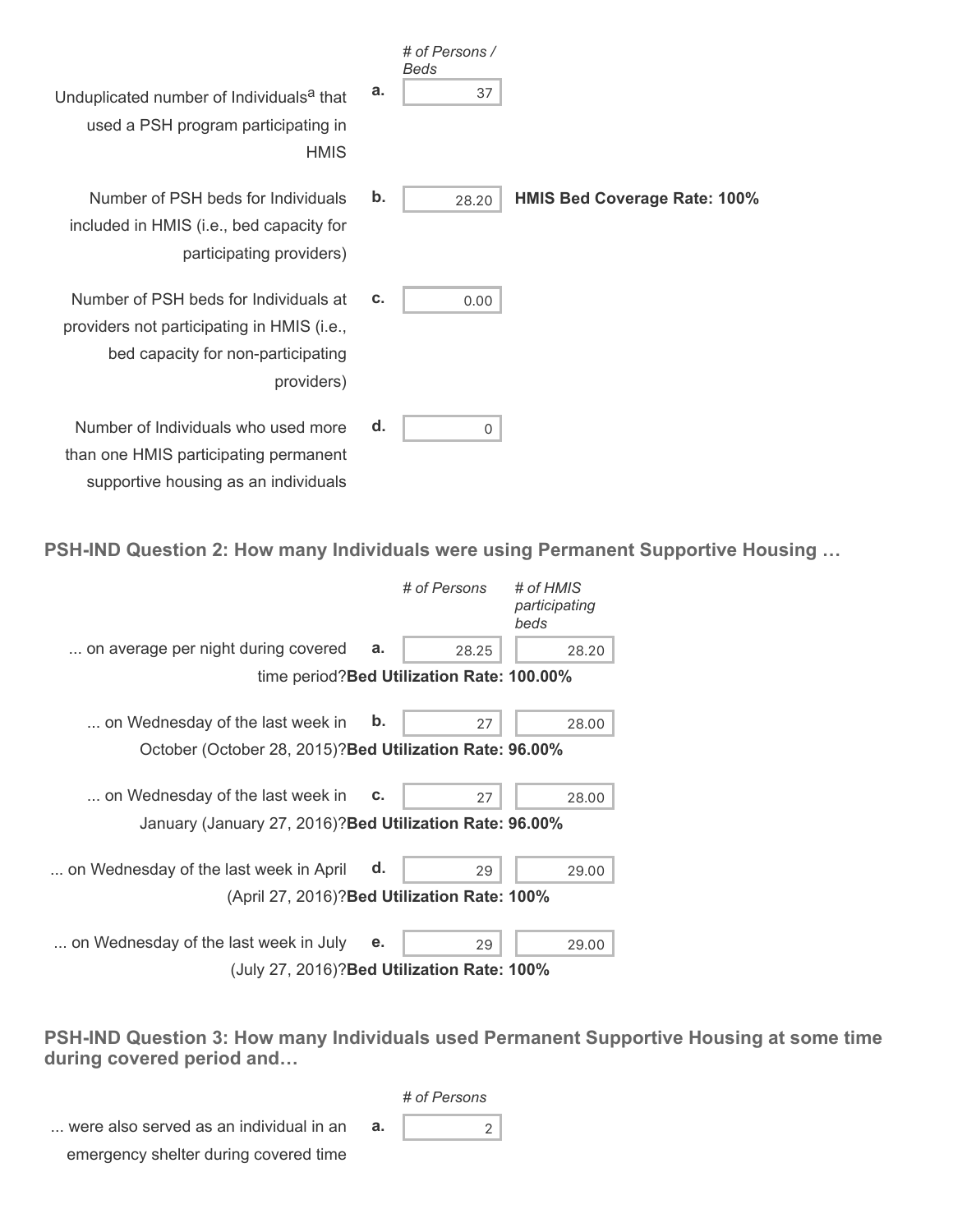| | | # of Persons / Beds | |
|---|---|---|---|
| Unduplicated number of Individuals[a] that used a PSH program participating in HMIS | a. | 37 | |
| Number of PSH beds for Individuals included in HMIS (i.e., bed capacity for participating providers) | b. | 28.20 | **HMIS Bed Coverage Rate: 100%** |
| Number of PSH beds for Individuals at providers not participating in HMIS (i.e., bed capacity for non-participating providers) | c. | 0.00 | |
| Number of Individuals who used more than one HMIS participating permanent supportive housing as an individuals | d. | 0 | |

### PSH-IND Question 2: How many Individuals were using Permanent Supportive Housing …

| | | # of Persons | # of HMIS participating beds |
|---|---|---|---|
| ... on average per night during covered time period? **Bed Utilization Rate: 100.00%** | a. | 28.25 | 28.20 |
| ... on Wednesday of the last week in October (October 28, 2015)? **Bed Utilization Rate: 96.00%** | b. | 27 | 28.00 |
| ... on Wednesday of the last week in January (January 27, 2016)? **Bed Utilization Rate: 96.00%** | c. | 27 | 28.00 |
| ... on Wednesday of the last week in April (April 27, 2016)? **Bed Utilization Rate: 100%** | d. | 29 | 29.00 |
| ... on Wednesday of the last week in July (July 27, 2016)? **Bed Utilization Rate: 100%** | e. | 29 | 29.00 |

### PSH-IND Question 3: How many Individuals used Permanent Supportive Housing at some time during covered period and…

| | | # of Persons |
|---|---|---|
| ... were also served as an individual in an emergency shelter during covered time | a. | 2 |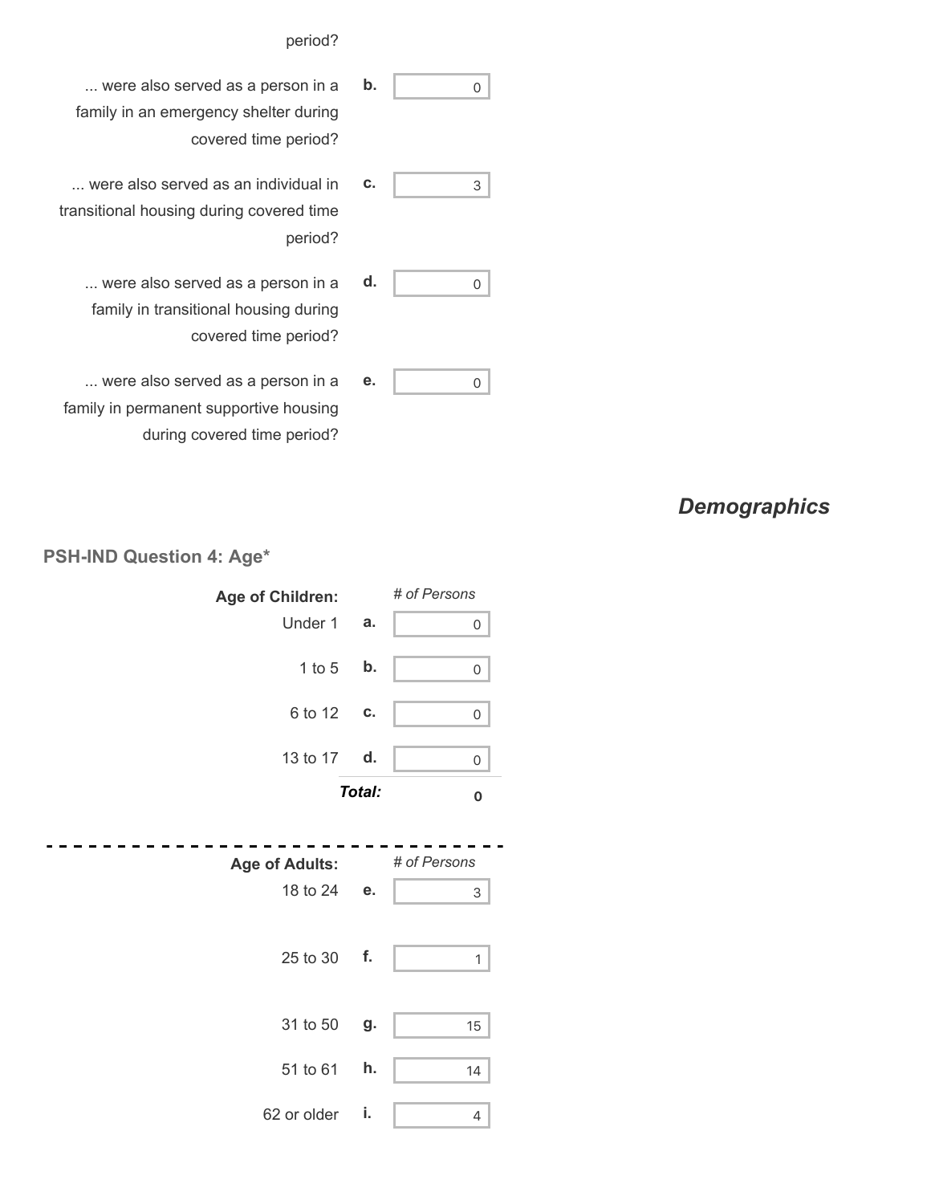period?

| | | |
|---|---|---|
| ... were also served as a person in a family in an emergency shelter during covered time period? | b. | 0 |
| ... were also served as an individual in transitional housing during covered time period? | c. | 3 |
| ... were also served as a person in a family in transitional housing during covered time period? | d. | 0 |
| ... were also served as a person in a family in permanent supportive housing during covered time period? | e. | 0 |

## *Demographics*

### PSH-IND Question 4: Age*

| **Age of Children:** | | *# of Persons* |
|---|---|---|
| Under 1 | a. | 0 |
| 1 to 5 | b. | 0 |
| 6 to 12 | c. | 0 |
| 13 to 17 | d. | 0 |
| | ***Total:*** | **0** |

| **Age of Adults:** | | *# of Persons* |
|---|---|---|
| 18 to 24 | e. | 3 |
| 25 to 30 | f. | 1 |
| 31 to 50 | g. | 15 |
| 51 to 61 | h. | 14 |
| 62 or older | i. | 4 |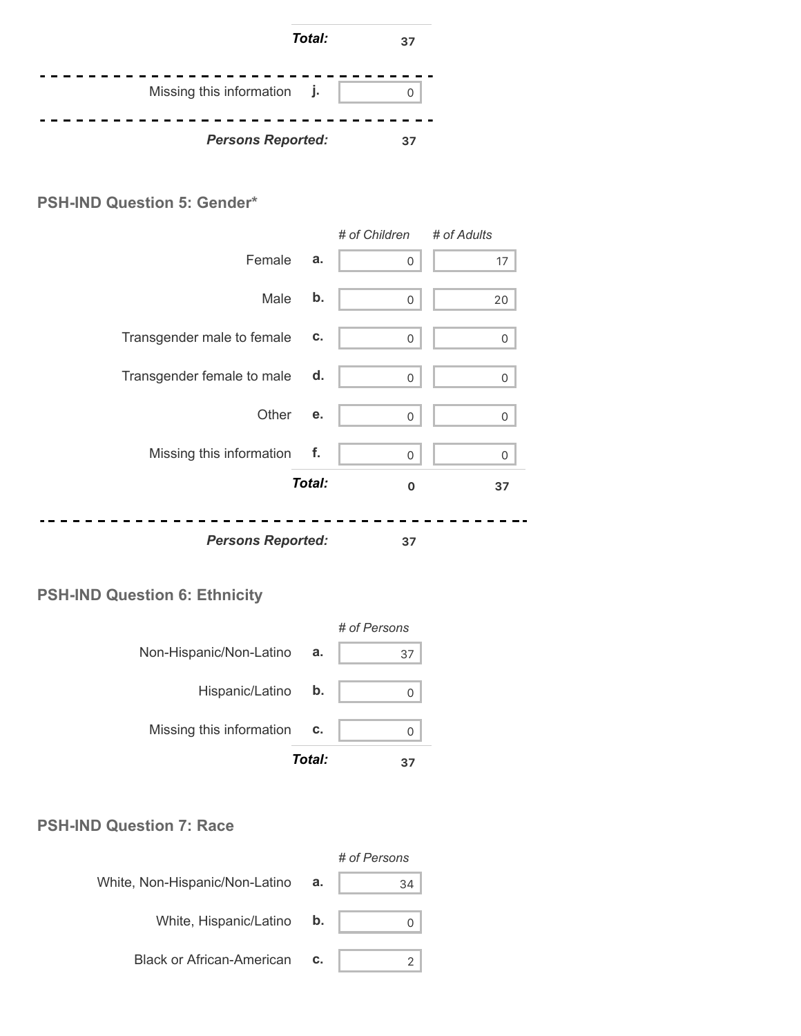| | | |
|---|---|---|
| **Total:** | | **37** |
| Missing this information | j. | 0 |
| ***Persons Reported:*** | | **37** |

### PSH-IND Question 5: Gender*

| | | *# of Children* | *# of Adults* |
|---|---|---|---|
| Female | a. | 0 | 17 |
| Male | b. | 0 | 20 |
| Transgender male to female | c. | 0 | 0 |
| Transgender female to male | d. | 0 | 0 |
| Other | e. | 0 | 0 |
| Missing this information | f. | 0 | 0 |
| | ***Total:*** | **0** | **37** |

***Persons Reported:*** **37**

### PSH-IND Question 6: Ethnicity

| | | *# of Persons* |
|---|---|---|
| Non-Hispanic/Non-Latino | a. | 37 |
| Hispanic/Latino | b. | 0 |
| Missing this information | c. | 0 |
| | ***Total:*** | **37** |

### PSH-IND Question 7: Race

| | | *# of Persons* |
|---|---|---|
| White, Non-Hispanic/Non-Latino | a. | 34 |
| White, Hispanic/Latino | b. | 0 |
| Black or African-American | c. | 2 |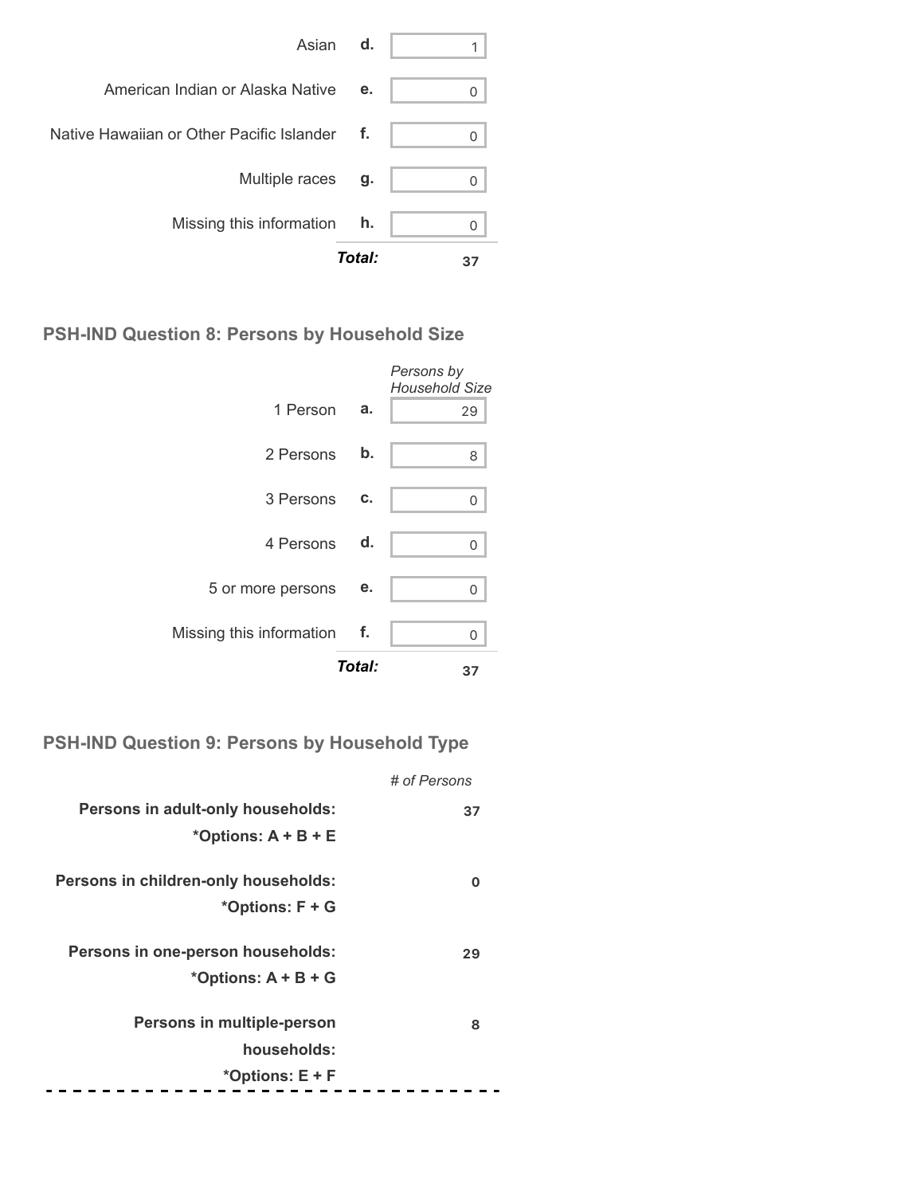| | | |
|---|---|---|
| Asian | d. | 1 |
| American Indian or Alaska Native | e. | 0 |
| Native Hawaiian or Other Pacific Islander | f. | 0 |
| Multiple races | g. | 0 |
| Missing this information | h. | 0 |
| | ***Total:*** | **37** |

### PSH-IND Question 8: Persons by Household Size

| | | *Persons by Household Size* |
|---|---|---|
| 1 Person | a. | 29 |
| 2 Persons | b. | 8 |
| 3 Persons | c. | 0 |
| 4 Persons | d. | 0 |
| 5 or more persons | e. | 0 |
| Missing this information | f. | 0 |
| | ***Total:*** | **37** |

### PSH-IND Question 9: Persons by Household Type

| | *# of Persons* |
|---|---|
| **Persons in adult-only households: *Options: A + B + E** | **37** |
| **Persons in children-only households: *Options: F + G** | **0** |
| **Persons in one-person households: *Options: A + B + G** | **29** |
| **Persons in multiple-person households: *Options: E + F** | **8** |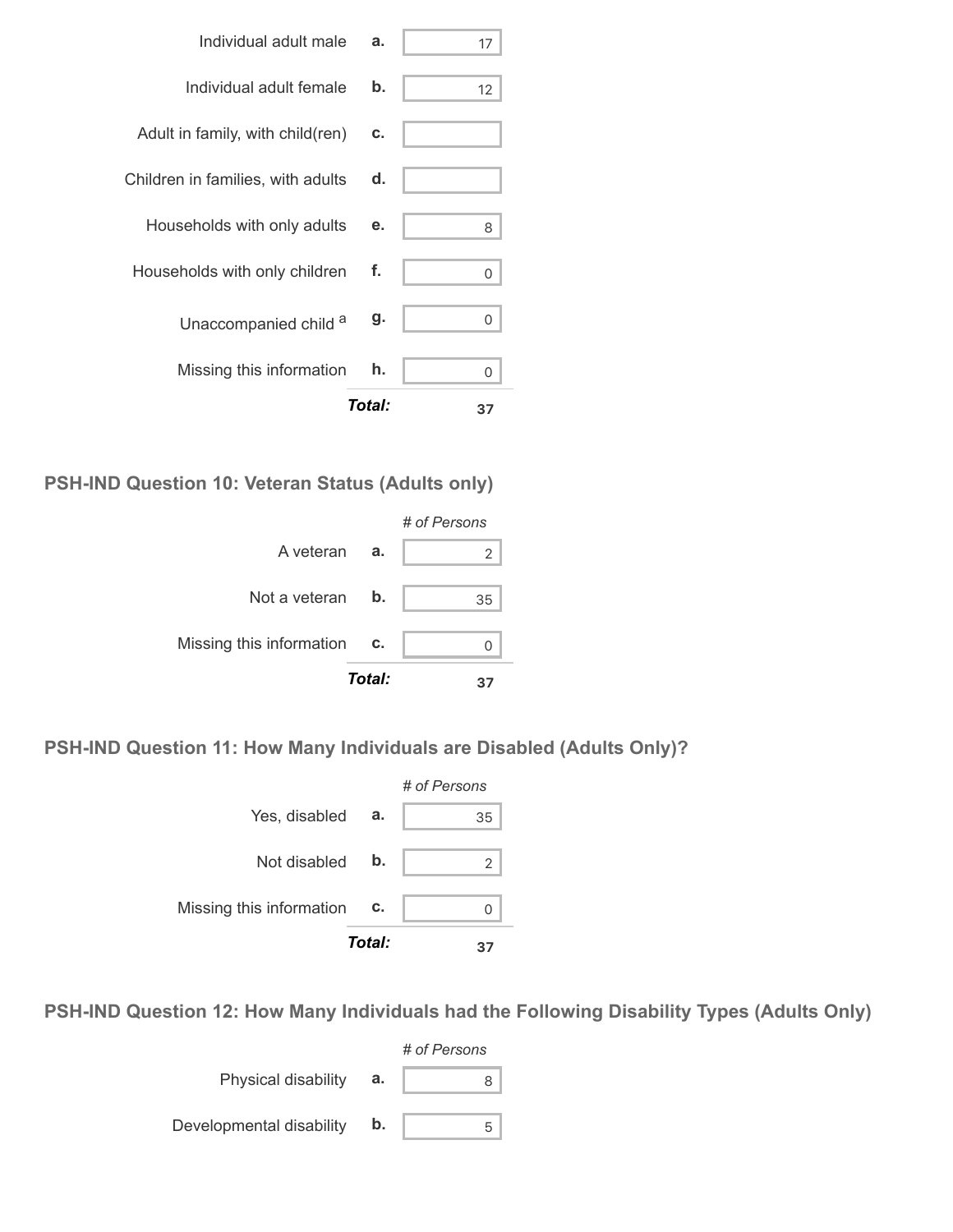| | | |
|---|---|---|
| Individual adult male | a. | 17 |
| Individual adult female | b. | 12 |
| Adult in family, with child(ren) | c. | |
| Children in families, with adults | d. | |
| Households with only adults | e. | 8 |
| Households with only children | f. | 0 |
| Unaccompanied child [a] | g. | 0 |
| Missing this information | h. | 0 |
| | ***Total:*** | **37** |

### PSH-IND Question 10: Veteran Status (Adults only)

| | | *# of Persons* |
|---|---|---|
| A veteran | a. | 2 |
| Not a veteran | b. | 35 |
| Missing this information | c. | 0 |
| | ***Total:*** | **37** |

### PSH-IND Question 11: How Many Individuals are Disabled (Adults Only)?

| | | *# of Persons* |
|---|---|---|
| Yes, disabled | a. | 35 |
| Not disabled | b. | 2 |
| Missing this information | c. | 0 |
| | ***Total:*** | **37** |

### PSH-IND Question 12: How Many Individuals had the Following Disability Types (Adults Only)

| | | *# of Persons* |
|---|---|---|
| Physical disability | a. | 8 |
| Developmental disability | b. | 5 |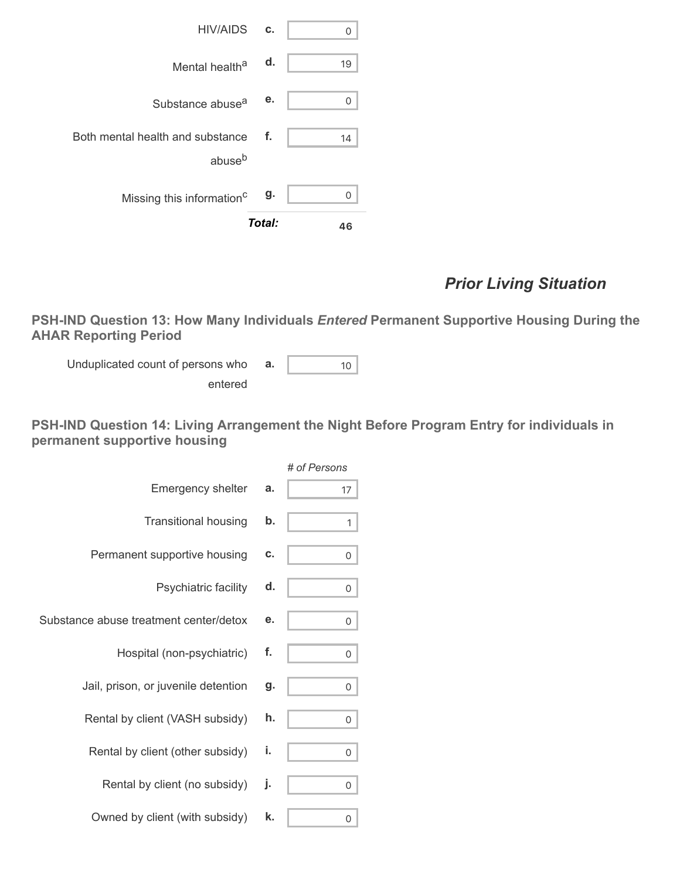| | | |
|---|---|---|
| HIV/AIDS | c. | 0 |
| Mental health[a] | d. | 19 |
| Substance abuse[a] | e. | 0 |
| Both mental health and substance abuse[b] | f. | 14 |
| Missing this information[c] | g. | 0 |
| | ***Total:*** | **46** |

## *Prior Living Situation*

### PSH-IND Question 13: How Many Individuals *Entered* Permanent Supportive Housing During the AHAR Reporting Period

| | | |
|---|---|---|
| Unduplicated count of persons who entered | a. | 10 |

### PSH-IND Question 14: Living Arrangement the Night Before Program Entry for individuals in permanent supportive housing

| | | *# of Persons* |
|---|---|---|
| Emergency shelter | a. | 17 |
| Transitional housing | b. | 1 |
| Permanent supportive housing | c. | 0 |
| Psychiatric facility | d. | 0 |
| Substance abuse treatment center/detox | e. | 0 |
| Hospital (non-psychiatric) | f. | 0 |
| Jail, prison, or juvenile detention | g. | 0 |
| Rental by client (VASH subsidy) | h. | 0 |
| Rental by client (other subsidy) | i. | 0 |
| Rental by client (no subsidy) | j. | 0 |
| Owned by client (with subsidy) | k. | 0 |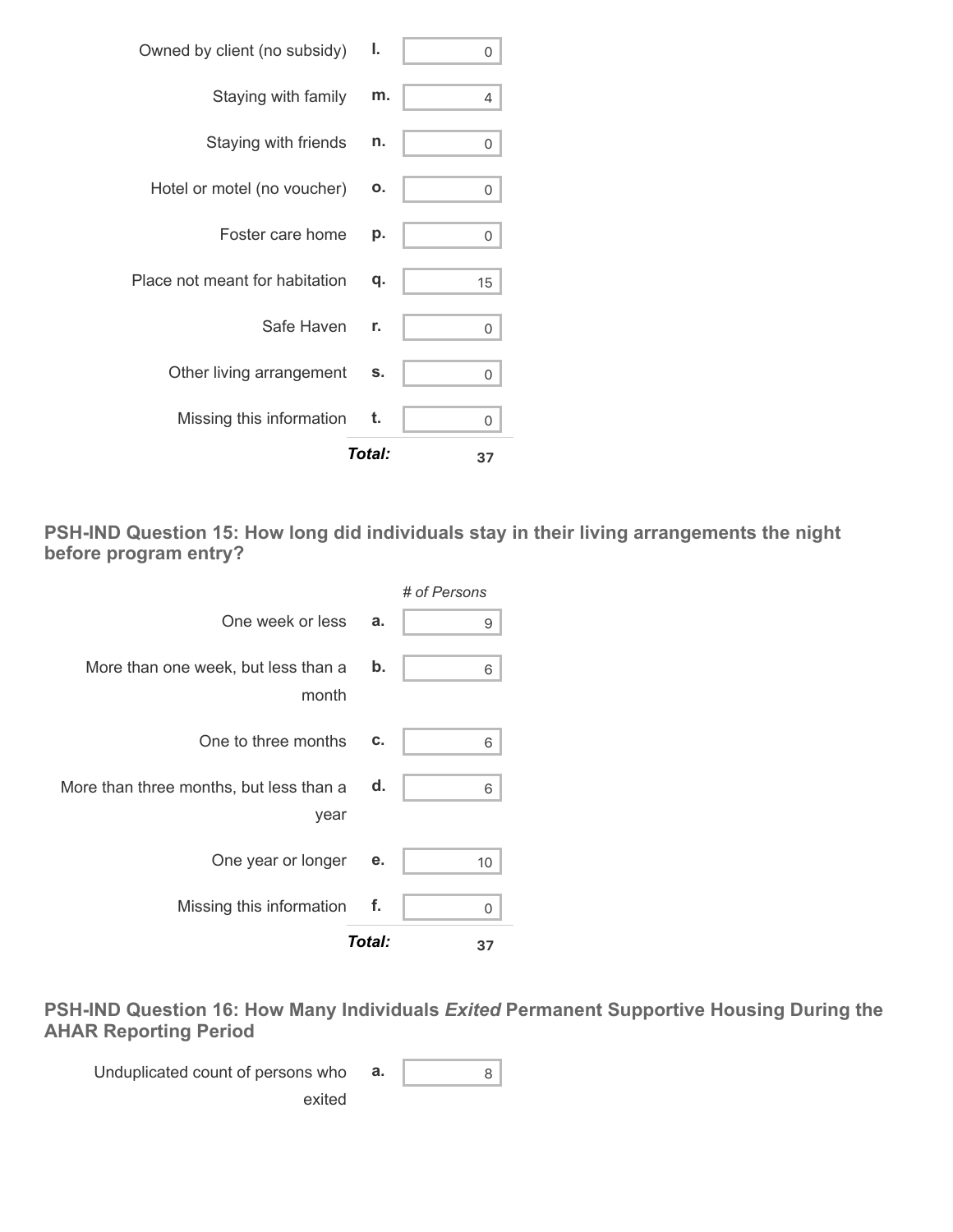| | | |
|---|---|---|
| Owned by client (no subsidy) | l. | 0 |
| Staying with family | m. | 4 |
| Staying with friends | n. | 0 |
| Hotel or motel (no voucher) | o. | 0 |
| Foster care home | p. | 0 |
| Place not meant for habitation | q. | 15 |
| Safe Haven | r. | 0 |
| Other living arrangement | s. | 0 |
| Missing this information | t. | 0 |
| | ***Total:*** | **37** |

### PSH-IND Question 15: How long did individuals stay in their living arrangements the night before program entry?

| | | *# of Persons* |
|---|---|---|
| One week or less | a. | 9 |
| More than one week, but less than a month | b. | 6 |
| One to three months | c. | 6 |
| More than three months, but less than a year | d. | 6 |
| One year or longer | e. | 10 |
| Missing this information | f. | 0 |
| | ***Total:*** | **37** |

### PSH-IND Question 16: How Many Individuals *Exited* Permanent Supportive Housing During the AHAR Reporting Period

| | | |
|---|---|---|
| Unduplicated count of persons who exited | a. | 8 |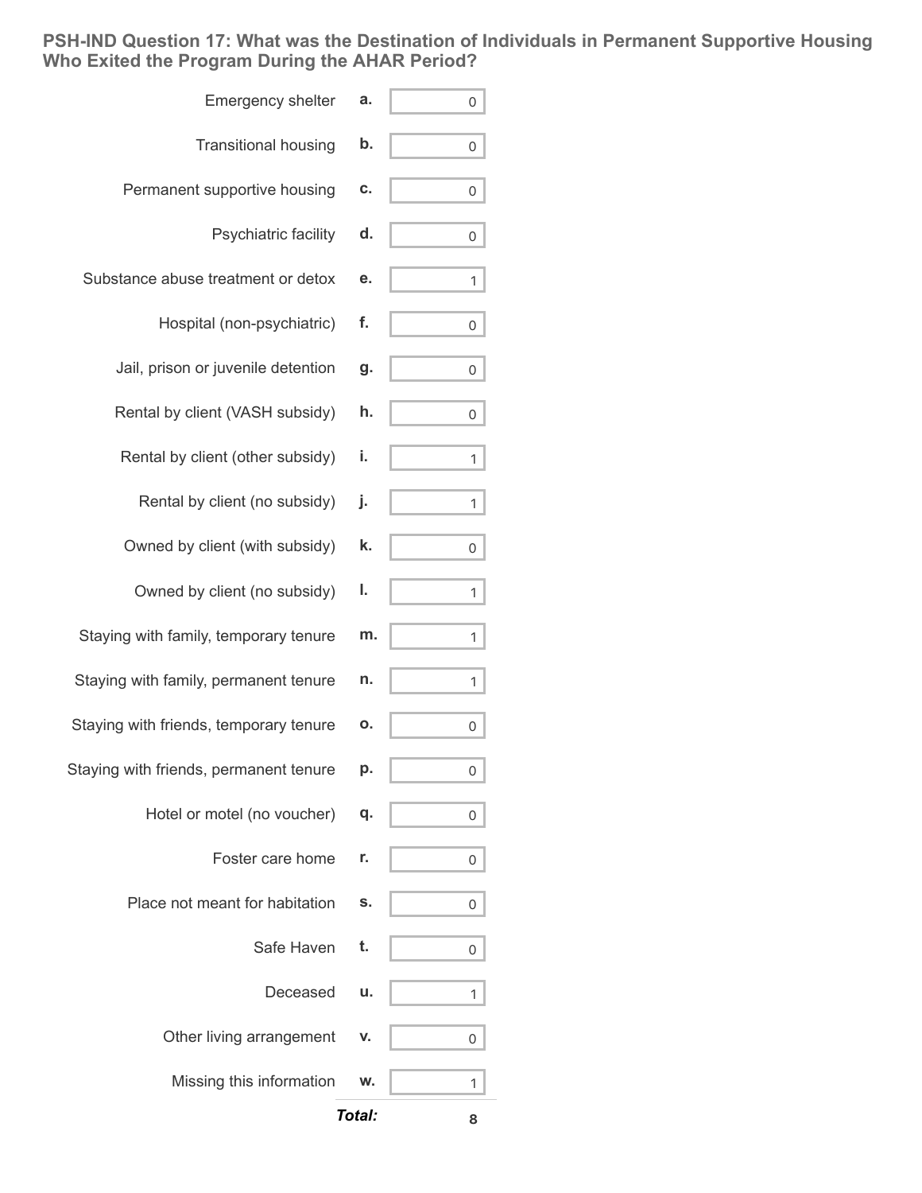## PSH-IND Question 17: What was the Destination of Individuals in Permanent Supportive Housing Who Exited the Program During the AHAR Period?

| Destination | | Count |
|---|---|---|
| Emergency shelter | a. | 0 |
| Transitional housing | b. | 0 |
| Permanent supportive housing | c. | 0 |
| Psychiatric facility | d. | 0 |
| Substance abuse treatment or detox | e. | 1 |
| Hospital (non-psychiatric) | f. | 0 |
| Jail, prison or juvenile detention | g. | 0 |
| Rental by client (VASH subsidy) | h. | 0 |
| Rental by client (other subsidy) | i. | 1 |
| Rental by client (no subsidy) | j. | 1 |
| Owned by client (with subsidy) | k. | 0 |
| Owned by client (no subsidy) | l. | 1 |
| Staying with family, temporary tenure | m. | 1 |
| Staying with family, permanent tenure | n. | 1 |
| Staying with friends, temporary tenure | o. | 0 |
| Staying with friends, permanent tenure | p. | 0 |
| Hotel or motel (no voucher) | q. | 0 |
| Foster care home | r. | 0 |
| Place not meant for habitation | s. | 0 |
| Safe Haven | t. | 0 |
| Deceased | u. | 1 |
| Other living arrangement | v. | 0 |
| Missing this information | w. | 1 |
| | ***Total:*** | **8** |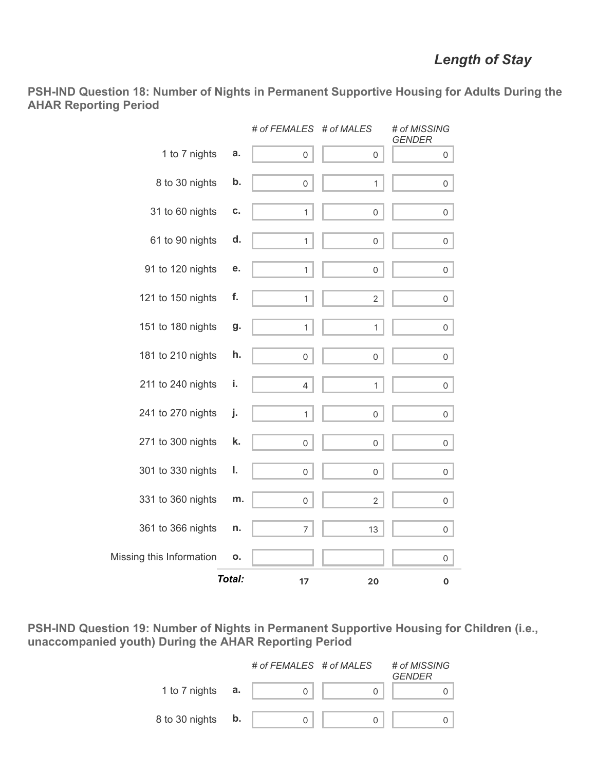## Length of Stay

### PSH-IND Question 18: Number of Nights in Permanent Supportive Housing for Adults During the AHAR Reporting Period

| | | # of FEMALES | # of MALES | # of MISSING GENDER |
|---|---|---|---|---|
| 1 to 7 nights | a. | 0 | 0 | 0 |
| 8 to 30 nights | b. | 0 | 1 | 0 |
| 31 to 60 nights | c. | 1 | 0 | 0 |
| 61 to 90 nights | d. | 1 | 0 | 0 |
| 91 to 120 nights | e. | 1 | 0 | 0 |
| 121 to 150 nights | f. | 1 | 2 | 0 |
| 151 to 180 nights | g. | 1 | 1 | 0 |
| 181 to 210 nights | h. | 0 | 0 | 0 |
| 211 to 240 nights | i. | 4 | 1 | 0 |
| 241 to 270 nights | j. | 1 | 0 | 0 |
| 271 to 300 nights | k. | 0 | 0 | 0 |
| 301 to 330 nights | l. | 0 | 0 | 0 |
| 331 to 360 nights | m. | 0 | 2 | 0 |
| 361 to 366 nights | n. | 7 | 13 | 0 |
| Missing this Information | o. | | | 0 |
| | ***Total:*** | **17** | **20** | **0** |

### PSH-IND Question 19: Number of Nights in Permanent Supportive Housing for Children (i.e., unaccompanied youth) During the AHAR Reporting Period

| | | # of FEMALES | # of MALES | # of MISSING GENDER |
|---|---|---|---|---|
| 1 to 7 nights | a. | 0 | 0 | 0 |
| 8 to 30 nights | b. | 0 | 0 | 0 |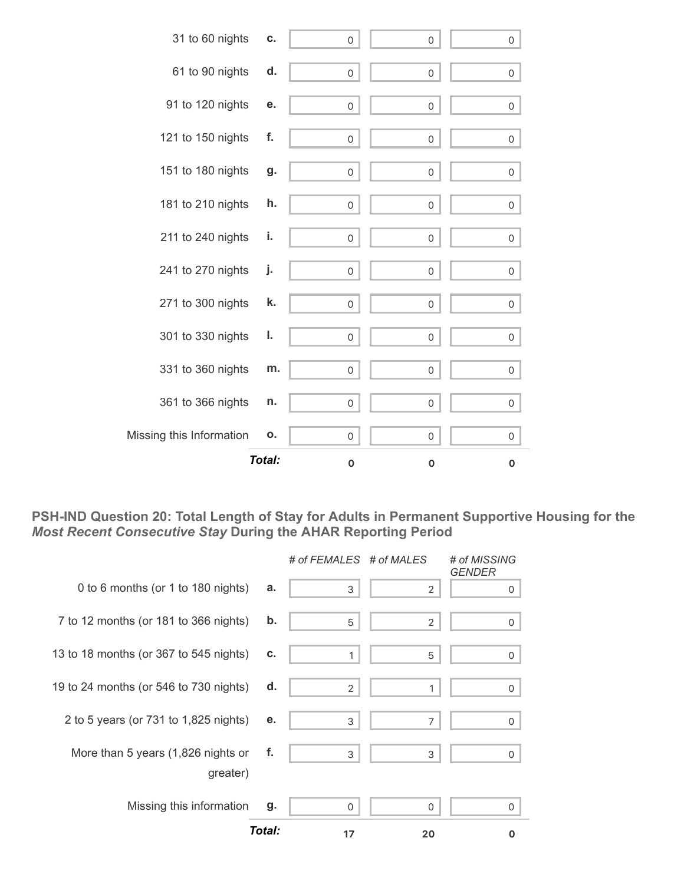| | | | | |
|---|---|---|---|---|
| 31 to 60 nights | c. | 0 | 0 | 0 |
| 61 to 90 nights | d. | 0 | 0 | 0 |
| 91 to 120 nights | e. | 0 | 0 | 0 |
| 121 to 150 nights | f. | 0 | 0 | 0 |
| 151 to 180 nights | g. | 0 | 0 | 0 |
| 181 to 210 nights | h. | 0 | 0 | 0 |
| 211 to 240 nights | i. | 0 | 0 | 0 |
| 241 to 270 nights | j. | 0 | 0 | 0 |
| 271 to 300 nights | k. | 0 | 0 | 0 |
| 301 to 330 nights | l. | 0 | 0 | 0 |
| 331 to 360 nights | m. | 0 | 0 | 0 |
| 361 to 366 nights | n. | 0 | 0 | 0 |
| Missing this Information | o. | 0 | 0 | 0 |
| | ***Total:*** | **0** | **0** | **0** |

### PSH-IND Question 20: Total Length of Stay for Adults in Permanent Supportive Housing for the *Most Recent Consecutive Stay* During the AHAR Reporting Period

| | | *# of FEMALES* | *# of MALES* | *# of MISSING GENDER* |
|---|---|---|---|---|
| 0 to 6 months (or 1 to 180 nights) | a. | 3 | 2 | 0 |
| 7 to 12 months (or 181 to 366 nights) | b. | 5 | 2 | 0 |
| 13 to 18 months (or 367 to 545 nights) | c. | 1 | 5 | 0 |
| 19 to 24 months (or 546 to 730 nights) | d. | 2 | 1 | 0 |
| 2 to 5 years (or 731 to 1,825 nights) | e. | 3 | 7 | 0 |
| More than 5 years (1,826 nights or greater) | f. | 3 | 3 | 0 |
| Missing this information | g. | 0 | 0 | 0 |
| | ***Total:*** | **17** | **20** | **0** |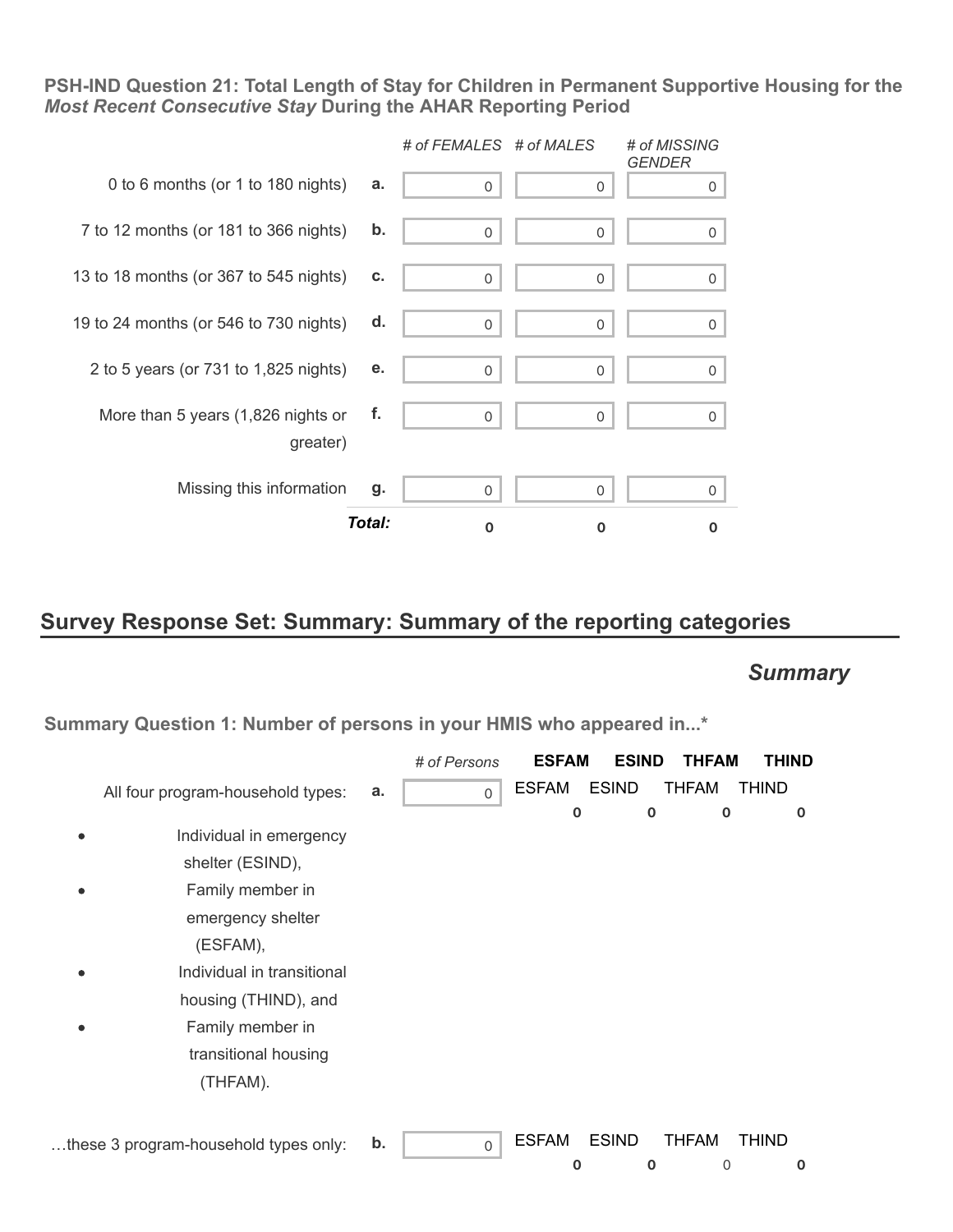**PSH-IND Question 21: Total Length of Stay for Children in Permanent Supportive Housing for the *Most Recent Consecutive Stay* During the AHAR Reporting Period**

| | | *# of FEMALES* | *# of MALES* | *# of MISSING GENDER* |
|---|---|---|---|---|
| 0 to 6 months (or 1 to 180 nights) | **a.** | 0 | 0 | 0 |
| 7 to 12 months (or 181 to 366 nights) | **b.** | 0 | 0 | 0 |
| 13 to 18 months (or 367 to 545 nights) | **c.** | 0 | 0 | 0 |
| 19 to 24 months (or 546 to 730 nights) | **d.** | 0 | 0 | 0 |
| 2 to 5 years (or 731 to 1,825 nights) | **e.** | 0 | 0 | 0 |
| More than 5 years (1,826 nights or greater) | **f.** | 0 | 0 | 0 |
| Missing this information | **g.** | 0 | 0 | 0 |
| | ***Total:*** | **0** | **0** | **0** |

## Survey Response Set: Summary: Summary of the reporting categories

### *Summary*

**Summary Question 1: Number of persons in your HMIS who appeared in...\***

| | | *# of Persons* | **ESFAM** | **ESIND** | **THFAM** | **THIND** |
|---|---|---|---|---|---|---|
| All four program-household types: <br>• Individual in emergency shelter (ESIND), <br>• Family member in emergency shelter (ESFAM), <br>• Individual in transitional housing (THIND), and <br>• Family member in transitional housing (THFAM). | **a.** | 0 | ESFAM **0** | ESIND **0** | THFAM **0** | THIND **0** |
| …these 3 program-household types only: | **b.** | 0 | ESFAM **0** | ESIND **0** | THFAM 0 | THIND **0** |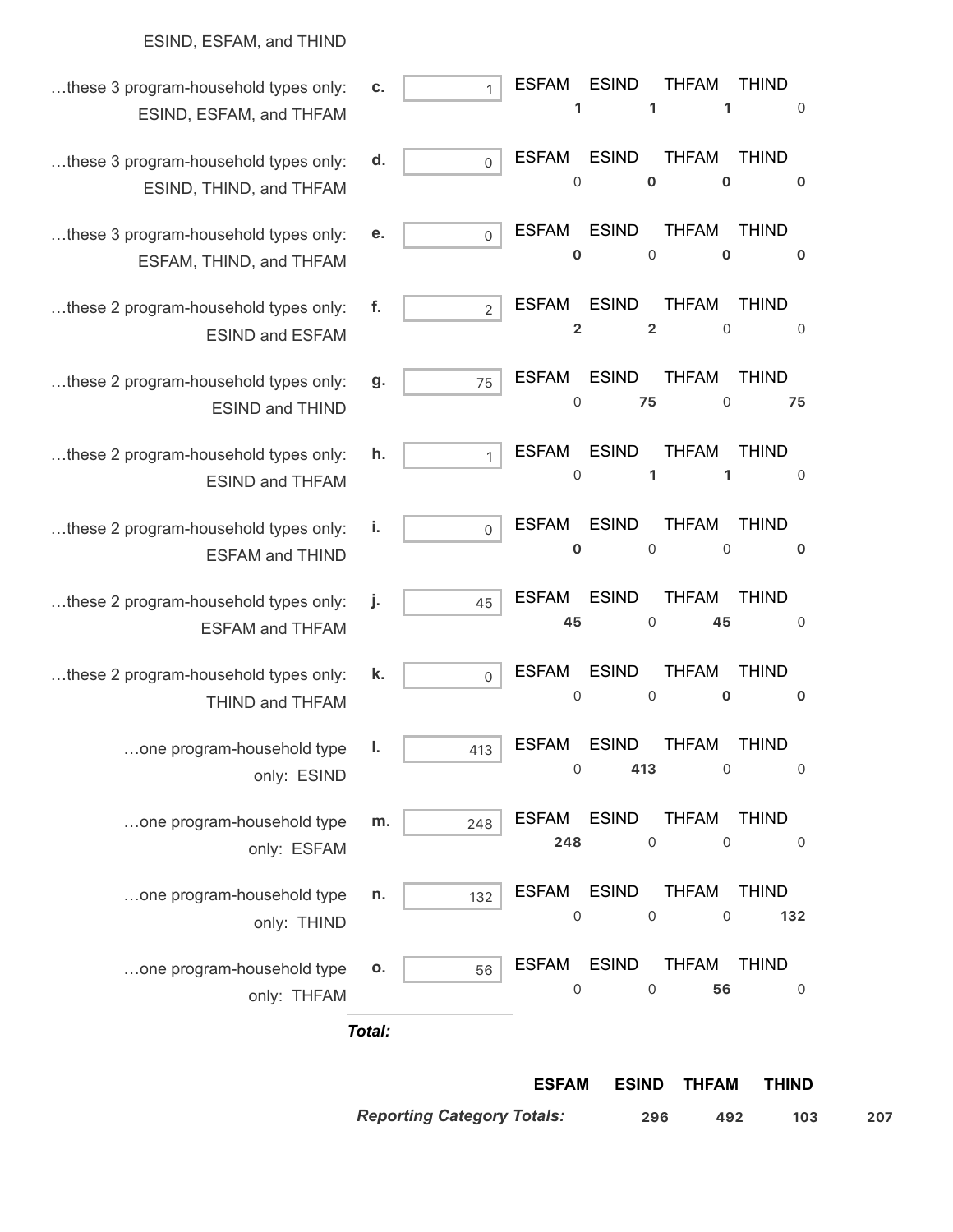ESIND, ESFAM, and THIND

| | | Count | ESFAM | ESIND | THFAM | THIND |
|---|---|---|---|---|---|---|
| …these 3 program-household types only: ESIND, ESFAM, and THFAM | c. | 1 | 1 | 1 | 1 | 0 |
| …these 3 program-household types only: ESIND, THIND, and THFAM | d. | 0 | 0 | 0 | 0 | 0 |
| …these 3 program-household types only: ESFAM, THIND, and THFAM | e. | 0 | 0 | 0 | 0 | 0 |
| …these 2 program-household types only: ESIND and ESFAM | f. | 2 | 2 | 2 | 0 | 0 |
| …these 2 program-household types only: ESIND and THIND | g. | 75 | 0 | 75 | 0 | 75 |
| …these 2 program-household types only: ESIND and THFAM | h. | 1 | 0 | 1 | 1 | 0 |
| …these 2 program-household types only: ESFAM and THIND | i. | 0 | 0 | 0 | 0 | 0 |
| …these 2 program-household types only: ESFAM and THFAM | j. | 45 | 45 | 0 | 45 | 0 |
| …these 2 program-household types only: THIND and THFAM | k. | 0 | 0 | 0 | 0 | 0 |
| …one program-household type only: ESIND | l. | 413 | 0 | 413 | 0 | 0 |
| …one program-household type only: ESFAM | m. | 248 | 248 | 0 | 0 | 0 |
| …one program-household type only: THIND | n. | 132 | 0 | 0 | 0 | 132 |
| …one program-household type only: THFAM | o. | 56 | 0 | 0 | 56 | 0 |

***Total:***

| | ESFAM | ESIND | THFAM | THIND |
|---|---|---|---|---|
| ***Reporting Category Totals:*** | 296 | 492 | 103 | 207 |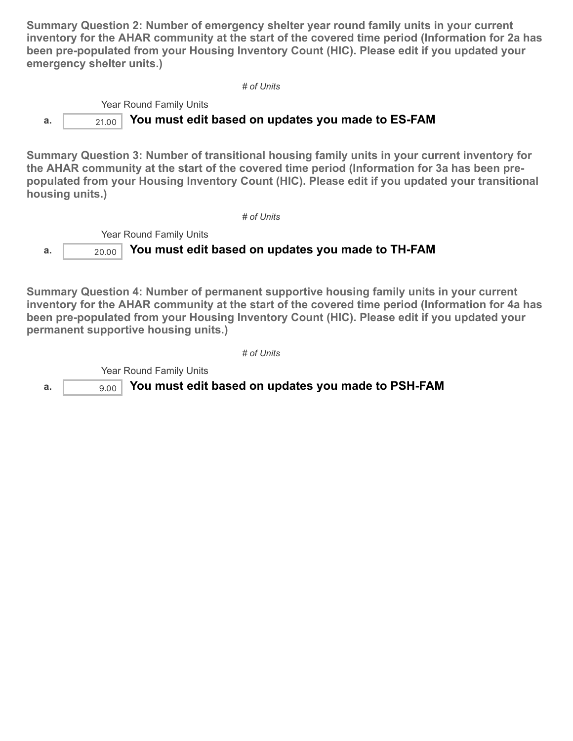**Summary Question 2: Number of emergency shelter year round family units in your current inventory for the AHAR community at the start of the covered time period (Information for 2a has been pre-populated from your Housing Inventory Count (HIC). Please edit if you updated your emergency shelter units.)**

| | | # of Units |
|---|---|---|
| | Year Round Family Units | |
| a. | 21.00 | **You must edit based on updates you made to ES-FAM** |

**Summary Question 3: Number of transitional housing family units in your current inventory for the AHAR community at the start of the covered time period (Information for 3a has been pre-populated from your Housing Inventory Count (HIC). Please edit if you updated your transitional housing units.)**

| | | # of Units |
|---|---|---|
| | Year Round Family Units | |
| a. | 20.00 | **You must edit based on updates you made to TH-FAM** |

**Summary Question 4: Number of permanent supportive housing family units in your current inventory for the AHAR community at the start of the covered time period (Information for 4a has been pre-populated from your Housing Inventory Count (HIC). Please edit if you updated your permanent supportive housing units.)**

| | | # of Units |
|---|---|---|
| | Year Round Family Units | |
| a. | 9.00 | **You must edit based on updates you made to PSH-FAM** |